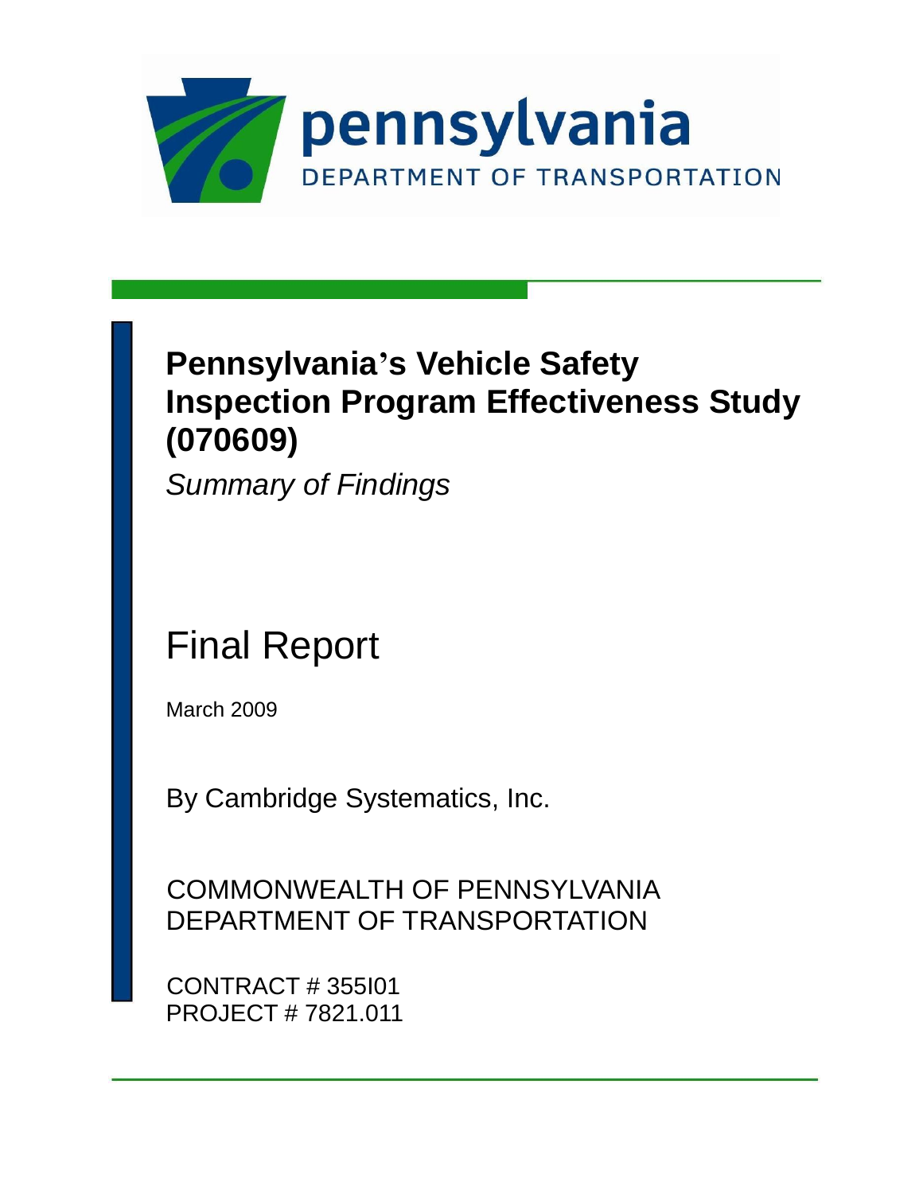pennsylvania
DEPARTMENT OF TRANSPORTATION

# Pennsylvania's Vehicle Safety Inspection Program Effectiveness Study (070609)

*Summary of Findings*

## Final Report

March 2009

By Cambridge Systematics, Inc.

COMMONWEALTH OF PENNSYLVANIA
DEPARTMENT OF TRANSPORTATION

CONTRACT # 355I01
PROJECT # 7821.011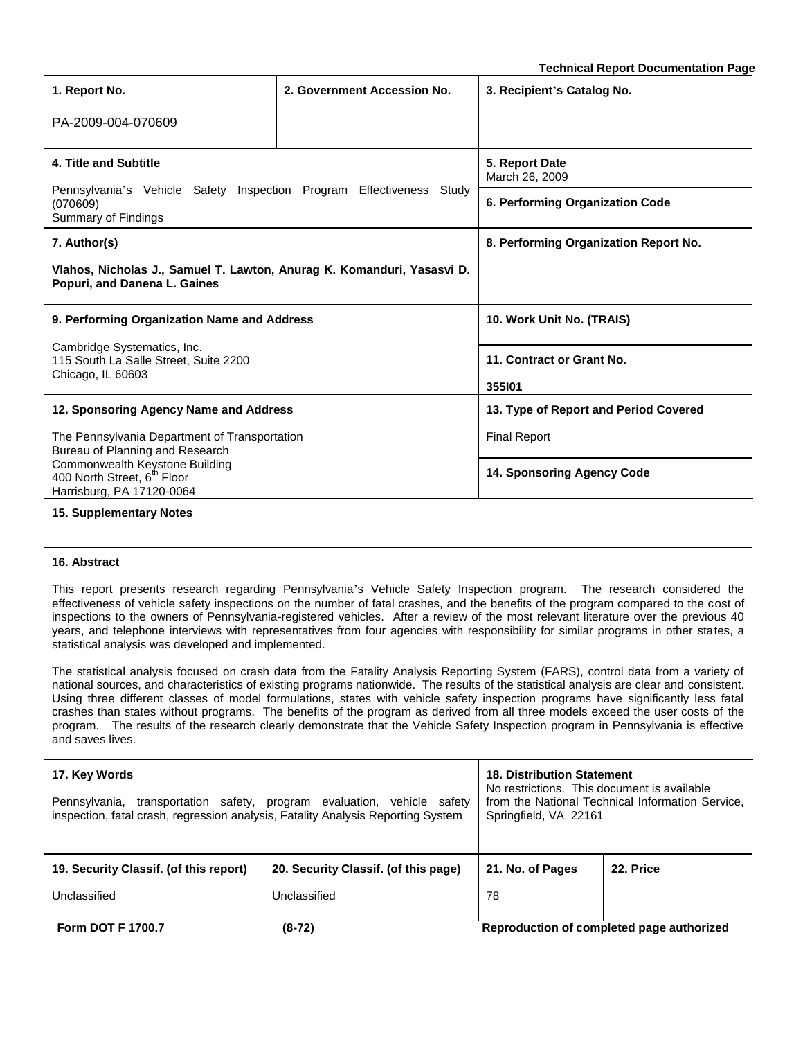**Technical Report Documentation Page**

| 1. Report No. | 2. Government Accession No. | 3. Recipient's Catalog No. |
|---|---|---|
| PA-2009-004-070609 | | |

| 4. Title and Subtitle | 5. Report Date |
|---|---|
| Pennsylvania's Vehicle Safety Inspection Program Effectiveness Study (070609) Summary of Findings | March 26, 2009 |
| | **6. Performing Organization Code** |
| **7. Author(s)** | **8. Performing Organization Report No.** |
| **Vlahos, Nicholas J., Samuel T. Lawton, Anurag K. Komanduri, Yasasvi D. Popuri, and Danena L. Gaines** | |
| **9. Performing Organization Name and Address** | **10. Work Unit No. (TRAIS)** |
| Cambridge Systematics, Inc. 115 South La Salle Street, Suite 2200 Chicago, IL 60603 | **11. Contract or Grant No.** |
| | **355I01** |
| **12. Sponsoring Agency Name and Address** | **13. Type of Report and Period Covered** |
| The Pennsylvania Department of Transportation Bureau of Planning and Research Commonwealth Keystone Building 400 North Street, 6th Floor Harrisburg, PA 17120-0064 | Final Report |
| | **14. Sponsoring Agency Code** |

**15. Supplementary Notes**

**16. Abstract**

This report presents research regarding Pennsylvania's Vehicle Safety Inspection program. The research considered the effectiveness of vehicle safety inspections on the number of fatal crashes, and the benefits of the program compared to the cost of inspections to the owners of Pennsylvania-registered vehicles. After a review of the most relevant literature over the previous 40 years, and telephone interviews with representatives from four agencies with responsibility for similar programs in other states, a statistical analysis was developed and implemented.

The statistical analysis focused on crash data from the Fatality Analysis Reporting System (FARS), control data from a variety of national sources, and characteristics of existing programs nationwide. The results of the statistical analysis are clear and consistent. Using three different classes of model formulations, states with vehicle safety inspection programs have significantly less fatal crashes than states without programs. The benefits of the program as derived from all three models exceed the user costs of the program. The results of the research clearly demonstrate that the Vehicle Safety Inspection program in Pennsylvania is effective and saves lives.

| 17. Key Words | 18. Distribution Statement |
|---|---|
| Pennsylvania, transportation safety, program evaluation, vehicle safety inspection, fatal crash, regression analysis, Fatality Analysis Reporting System | No restrictions. This document is available from the National Technical Information Service, Springfield, VA 22161 |

| 19. Security Classif. (of this report) | 20. Security Classif. (of this page) | 21. No. of Pages | 22. Price |
|---|---|---|---|
| Unclassified | Unclassified | 78 | |

**Form DOT F 1700.7** **(8-72)** **Reproduction of completed page authorized**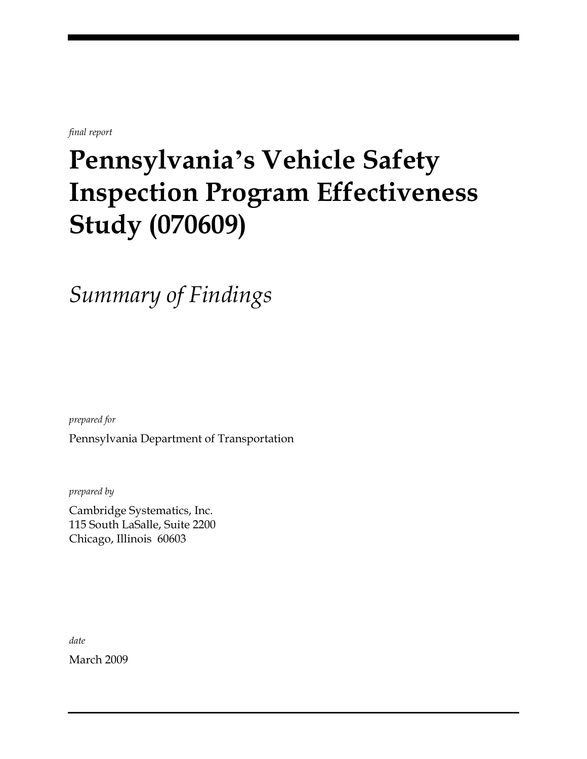*final report*

# Pennsylvania's Vehicle Safety Inspection Program Effectiveness Study (070609)

## *Summary of Findings*

*prepared for*

Pennsylvania Department of Transportation

*prepared by*

Cambridge Systematics, Inc.
115 South LaSalle, Suite 2200
Chicago, Illinois 60603

*date*

March 2009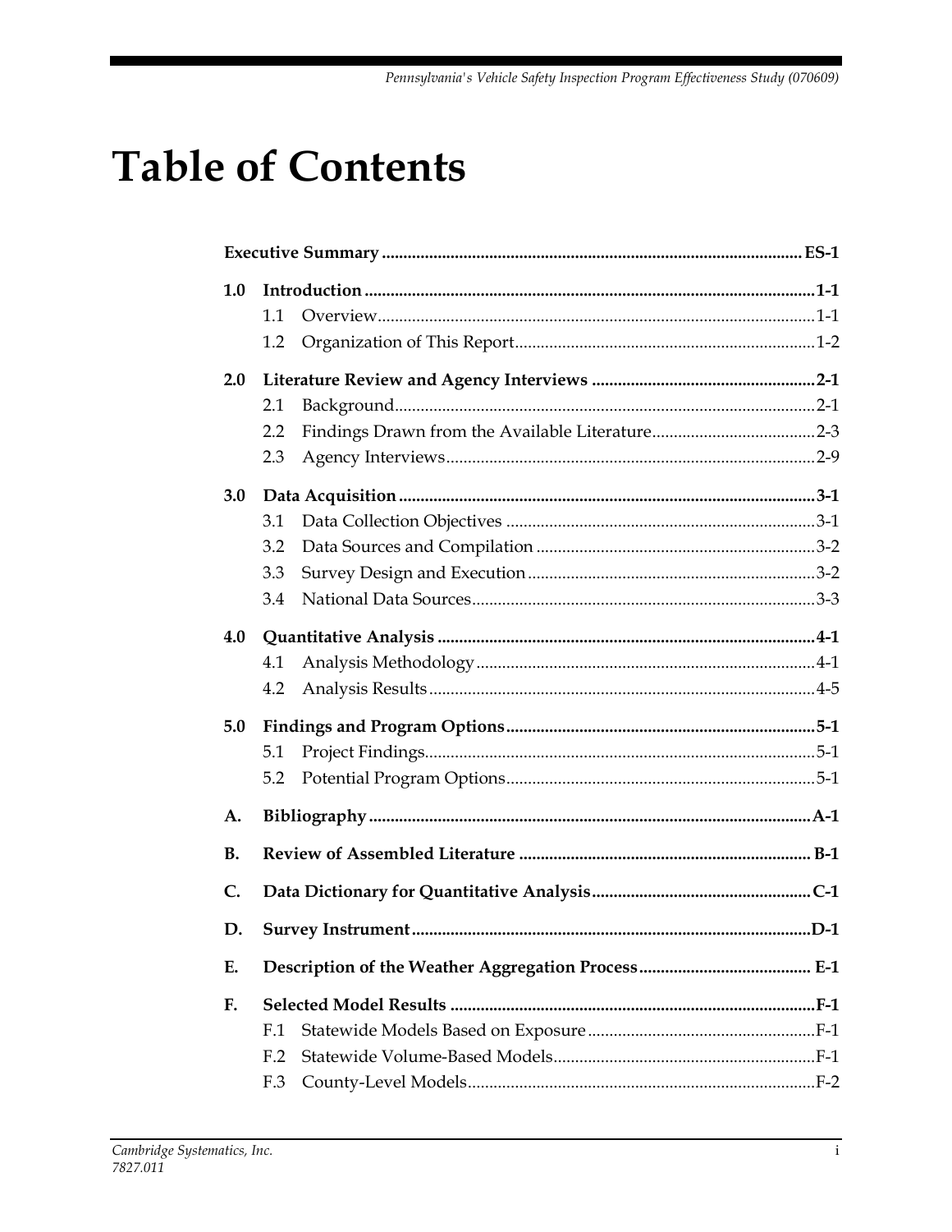# Table of Contents

**Executive Summary** ES-1

**1.0 Introduction** 1-1

- 1.1 Overview 1-1
- 1.2 Organization of This Report 1-2

**2.0 Literature Review and Agency Interviews** 2-1

- 2.1 Background 2-1
- 2.2 Findings Drawn from the Available Literature 2-3
- 2.3 Agency Interviews 2-9

**3.0 Data Acquisition** 3-1

- 3.1 Data Collection Objectives 3-1
- 3.2 Data Sources and Compilation 3-2
- 3.3 Survey Design and Execution 3-2
- 3.4 National Data Sources 3-3

**4.0 Quantitative Analysis** 4-1

- 4.1 Analysis Methodology 4-1
- 4.2 Analysis Results 4-5

**5.0 Findings and Program Options** 5-1

- 5.1 Project Findings 5-1
- 5.2 Potential Program Options 5-1

**A. Bibliography** A-1

**B. Review of Assembled Literature** B-1

**C. Data Dictionary for Quantitative Analysis** C-1

**D. Survey Instrument** D-1

**E. Description of the Weather Aggregation Process** E-1

**F. Selected Model Results** F-1

- F.1 Statewide Models Based on Exposure F-1
- F.2 Statewide Volume-Based Models F-1
- F.3 County-Level Models F-2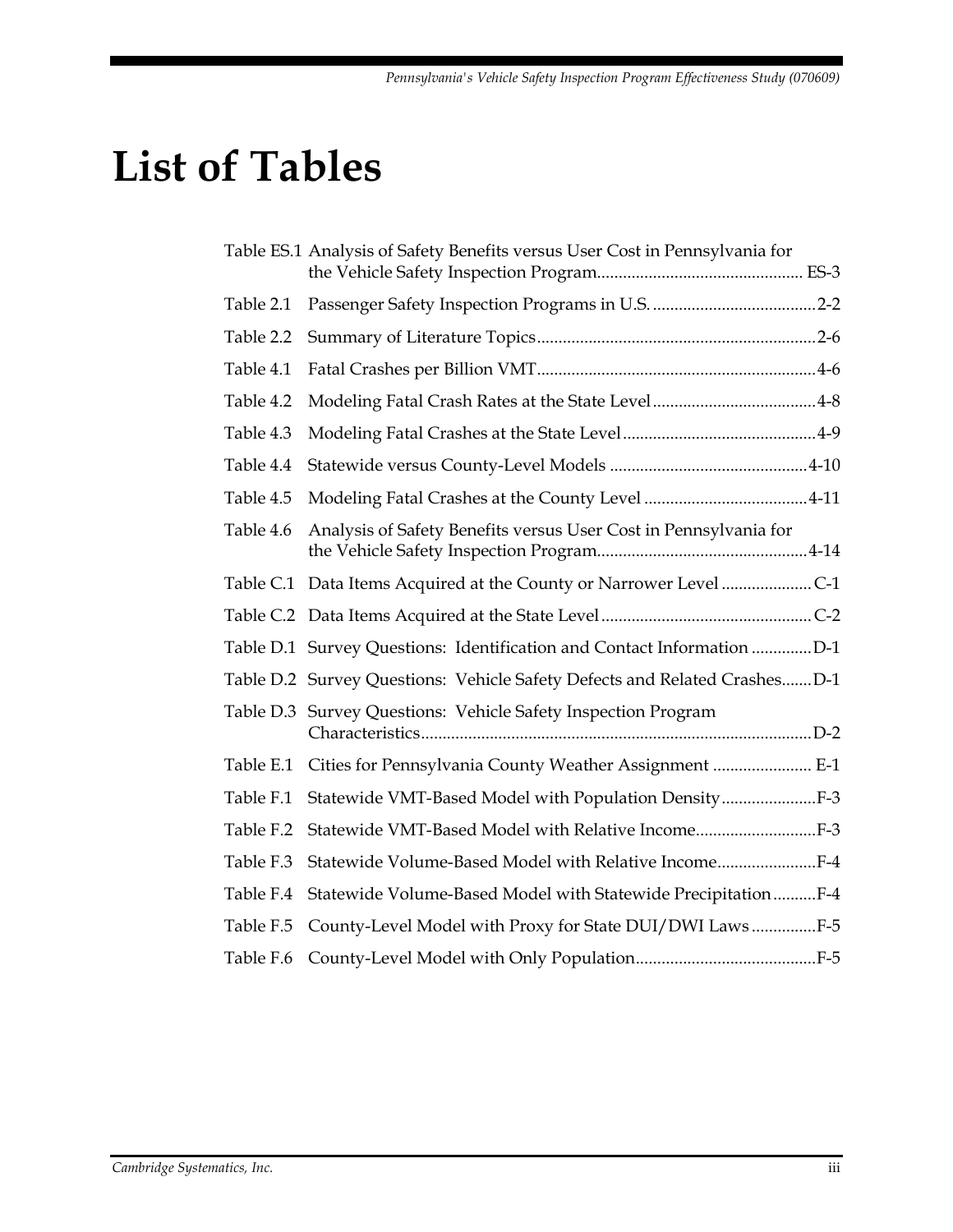# List of Tables

Table ES.1 Analysis of Safety Benefits versus User Cost in Pennsylvania for the Vehicle Safety Inspection Program................................................ ES-3

Table 2.1 Passenger Safety Inspection Programs in U.S. ......................................2-2

Table 2.2 Summary of Literature Topics.................................................................2-6

Table 4.1 Fatal Crashes per Billion VMT.................................................................4-6

Table 4.2 Modeling Fatal Crash Rates at the State Level......................................4-8

Table 4.3 Modeling Fatal Crashes at the State Level.............................................4-9

Table 4.4 Statewide versus County-Level Models ..............................................4-10

Table 4.5 Modeling Fatal Crashes at the County Level ......................................4-11

Table 4.6 Analysis of Safety Benefits versus User Cost in Pennsylvania for the Vehicle Safety Inspection Program.................................................4-14

Table C.1 Data Items Acquired at the County or Narrower Level ..................... C-1

Table C.2 Data Items Acquired at the State Level ................................................. C-2

Table D.1 Survey Questions: Identification and Contact Information ..............D-1

Table D.2 Survey Questions: Vehicle Safety Defects and Related Crashes.......D-1

Table D.3 Survey Questions: Vehicle Safety Inspection Program Characteristics..........................................................................................D-2

Table E.1 Cities for Pennsylvania County Weather Assignment ....................... E-1

Table F.1 Statewide VMT-Based Model with Population Density......................F-3

Table F.2 Statewide VMT-Based Model with Relative Income............................F-3

Table F.3 Statewide Volume-Based Model with Relative Income.......................F-4

Table F.4 Statewide Volume-Based Model with Statewide Precipitation..........F-4

Table F.5 County-Level Model with Proxy for State DUI/DWI Laws ...............F-5

Table F.6 County-Level Model with Only Population..........................................F-5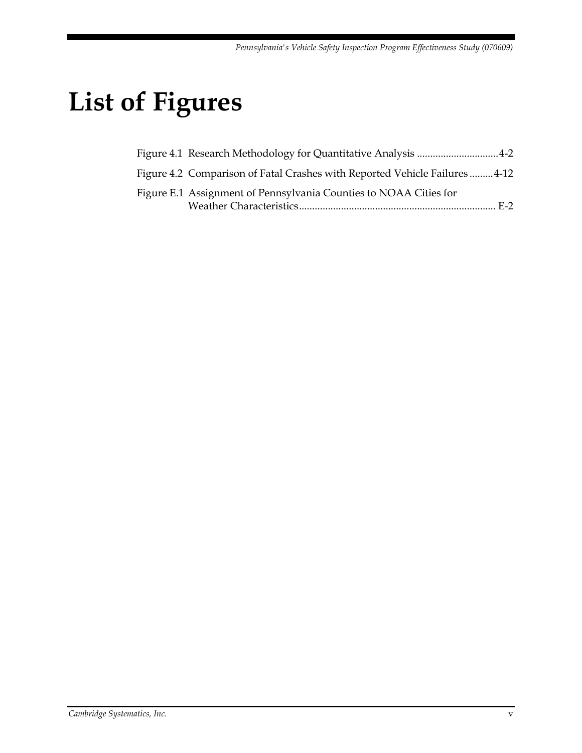# List of Figures

Figure 4.1 Research Methodology for Quantitative Analysis ............................... 4-2

Figure 4.2 Comparison of Fatal Crashes with Reported Vehicle Failures ......... 4-12

Figure E.1 Assignment of Pennsylvania Counties to NOAA Cities for Weather Characteristics .......................................................................... E-2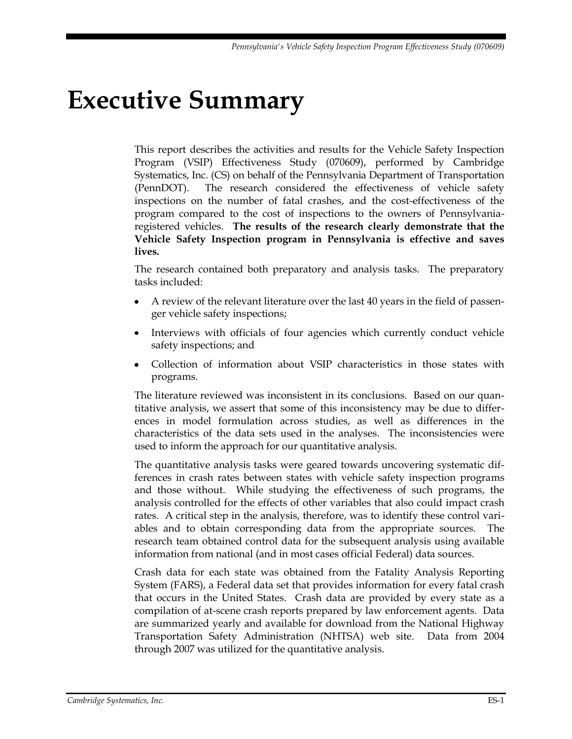# Executive Summary

This report describes the activities and results for the Vehicle Safety Inspection Program (VSIP) Effectiveness Study (070609), performed by Cambridge Systematics, Inc. (CS) on behalf of the Pennsylvania Department of Transportation (PennDOT). The research considered the effectiveness of vehicle safety inspections on the number of fatal crashes, and the cost-effectiveness of the program compared to the cost of inspections to the owners of Pennsylvania-registered vehicles. **The results of the research clearly demonstrate that the Vehicle Safety Inspection program in Pennsylvania is effective and saves lives.**

The research contained both preparatory and analysis tasks. The preparatory tasks included:

- A review of the relevant literature over the last 40 years in the field of passenger vehicle safety inspections;
- Interviews with officials of four agencies which currently conduct vehicle safety inspections; and
- Collection of information about VSIP characteristics in those states with programs.

The literature reviewed was inconsistent in its conclusions. Based on our quantitative analysis, we assert that some of this inconsistency may be due to differences in model formulation across studies, as well as differences in the characteristics of the data sets used in the analyses. The inconsistencies were used to inform the approach for our quantitative analysis.

The quantitative analysis tasks were geared towards uncovering systematic differences in crash rates between states with vehicle safety inspection programs and those without. While studying the effectiveness of such programs, the analysis controlled for the effects of other variables that also could impact crash rates. A critical step in the analysis, therefore, was to identify these control variables and to obtain corresponding data from the appropriate sources. The research team obtained control data for the subsequent analysis using available information from national (and in most cases official Federal) data sources.

Crash data for each state was obtained from the Fatality Analysis Reporting System (FARS), a Federal data set that provides information for every fatal crash that occurs in the United States. Crash data are provided by every state as a compilation of at-scene crash reports prepared by law enforcement agents. Data are summarized yearly and available for download from the National Highway Transportation Safety Administration (NHTSA) web site. Data from 2004 through 2007 was utilized for the quantitative analysis.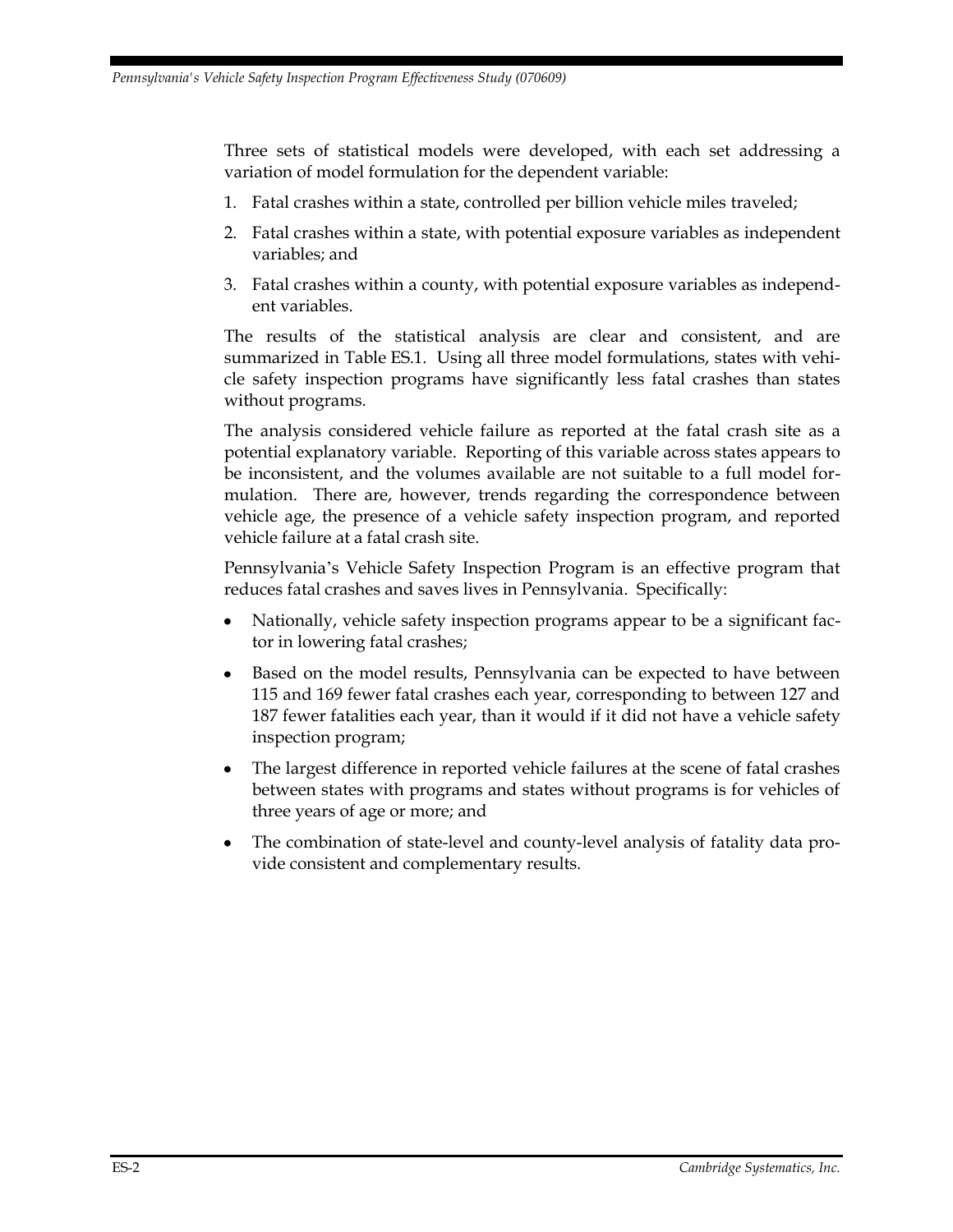Three sets of statistical models were developed, with each set addressing a variation of model formulation for the dependent variable:

1. Fatal crashes within a state, controlled per billion vehicle miles traveled;
2. Fatal crashes within a state, with potential exposure variables as independent variables; and
3. Fatal crashes within a county, with potential exposure variables as independent variables.

The results of the statistical analysis are clear and consistent, and are summarized in Table ES.1. Using all three model formulations, states with vehicle safety inspection programs have significantly less fatal crashes than states without programs.

The analysis considered vehicle failure as reported at the fatal crash site as a potential explanatory variable. Reporting of this variable across states appears to be inconsistent, and the volumes available are not suitable to a full model formulation. There are, however, trends regarding the correspondence between vehicle age, the presence of a vehicle safety inspection program, and reported vehicle failure at a fatal crash site.

Pennsylvania's Vehicle Safety Inspection Program is an effective program that reduces fatal crashes and saves lives in Pennsylvania. Specifically:

- Nationally, vehicle safety inspection programs appear to be a significant factor in lowering fatal crashes;
- Based on the model results, Pennsylvania can be expected to have between 115 and 169 fewer fatal crashes each year, corresponding to between 127 and 187 fewer fatalities each year, than it would if it did not have a vehicle safety inspection program;
- The largest difference in reported vehicle failures at the scene of fatal crashes between states with programs and states without programs is for vehicles of three years of age or more; and
- The combination of state-level and county-level analysis of fatality data provide consistent and complementary results.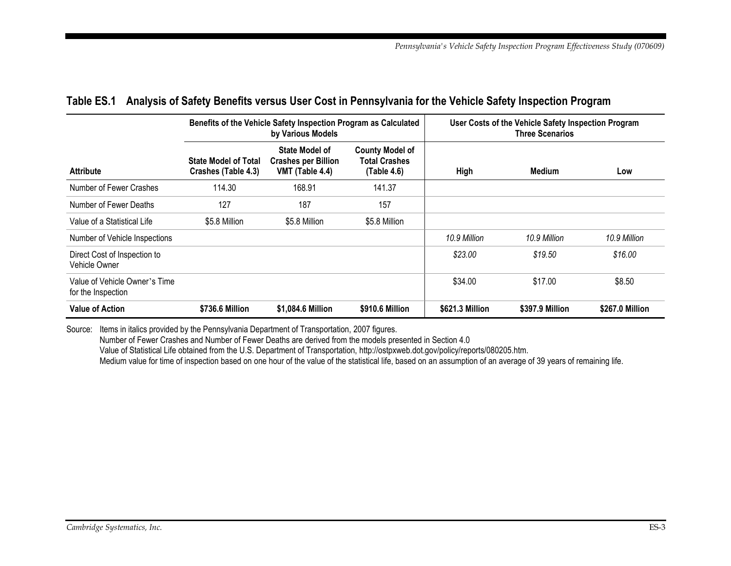### Table ES.1 Analysis of Safety Benefits versus User Cost in Pennsylvania for the Vehicle Safety Inspection Program

| | Benefits of the Vehicle Safety Inspection Program as Calculated by Various Models | | | User Costs of the Vehicle Safety Inspection Program Three Scenarios | | |
|---|---|---|---|---|---|---|
| **Attribute** | **State Model of Total Crashes (Table 4.3)** | **State Model of Crashes per Billion VMT (Table 4.4)** | **County Model of Total Crashes (Table 4.6)** | **High** | **Medium** | **Low** |
| Number of Fewer Crashes | 114.30 | 168.91 | 141.37 | | | |
| Number of Fewer Deaths | 127 | 187 | 157 | | | |
| Value of a Statistical Life | $5.8 Million | $5.8 Million | $5.8 Million | | | |
| Number of Vehicle Inspections | | | | *10.9 Million* | *10.9 Million* | *10.9 Million* |
| Direct Cost of Inspection to Vehicle Owner | | | | *$23.00* | *$19.50* | *$16.00* |
| Value of Vehicle Owner's Time for the Inspection | | | | $34.00 | $17.00 | $8.50 |
| **Value of Action** | **$736.6 Million** | **$1,084.6 Million** | **$910.6 Million** | **$621.3 Million** | **$397.9 Million** | **$267.0 Million** |

Source: Items in italics provided by the Pennsylvania Department of Transportation, 2007 figures.
Number of Fewer Crashes and Number of Fewer Deaths are derived from the models presented in Section 4.0
Value of Statistical Life obtained from the U.S. Department of Transportation, http://ostpxweb.dot.gov/policy/reports/080205.htm.
Medium value for time of inspection based on one hour of the value of the statistical life, based on an assumption of an average of 39 years of remaining life.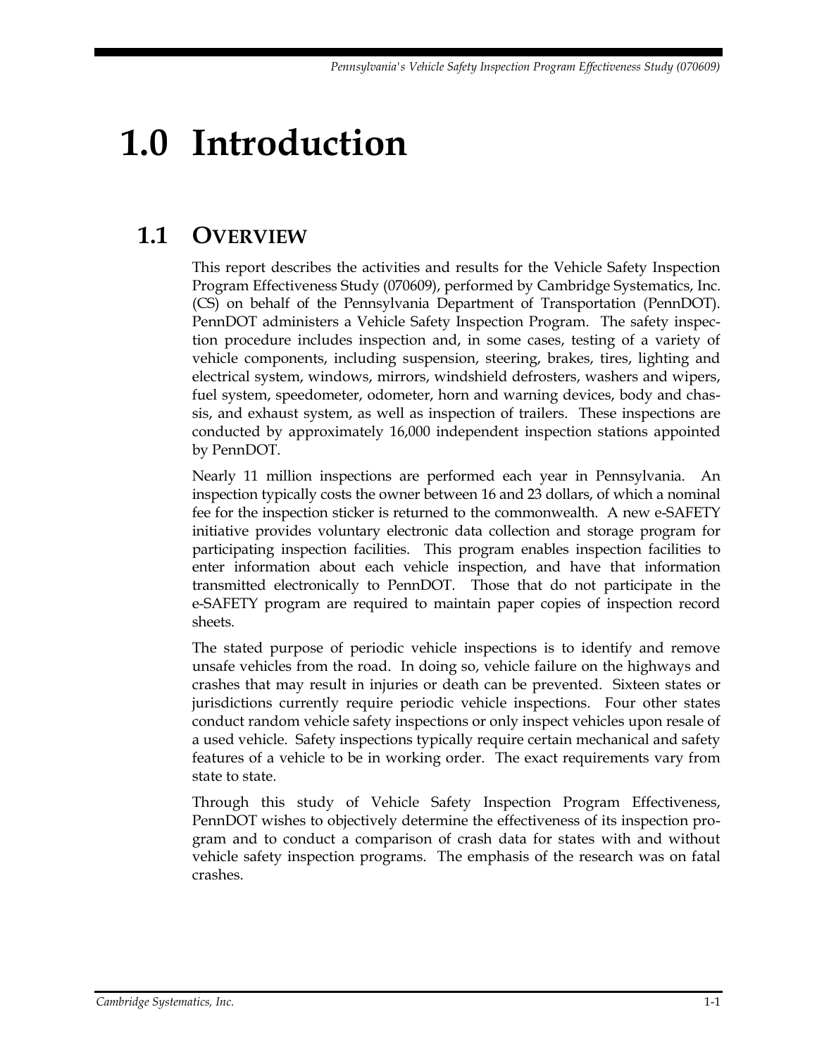# 1.0 Introduction

## 1.1 Overview

This report describes the activities and results for the Vehicle Safety Inspection Program Effectiveness Study (070609), performed by Cambridge Systematics, Inc. (CS) on behalf of the Pennsylvania Department of Transportation (PennDOT). PennDOT administers a Vehicle Safety Inspection Program. The safety inspection procedure includes inspection and, in some cases, testing of a variety of vehicle components, including suspension, steering, brakes, tires, lighting and electrical system, windows, mirrors, windshield defrosters, washers and wipers, fuel system, speedometer, odometer, horn and warning devices, body and chassis, and exhaust system, as well as inspection of trailers. These inspections are conducted by approximately 16,000 independent inspection stations appointed by PennDOT.

Nearly 11 million inspections are performed each year in Pennsylvania. An inspection typically costs the owner between 16 and 23 dollars, of which a nominal fee for the inspection sticker is returned to the commonwealth. A new e-SAFETY initiative provides voluntary electronic data collection and storage program for participating inspection facilities. This program enables inspection facilities to enter information about each vehicle inspection, and have that information transmitted electronically to PennDOT. Those that do not participate in the e-SAFETY program are required to maintain paper copies of inspection record sheets.

The stated purpose of periodic vehicle inspections is to identify and remove unsafe vehicles from the road. In doing so, vehicle failure on the highways and crashes that may result in injuries or death can be prevented. Sixteen states or jurisdictions currently require periodic vehicle inspections. Four other states conduct random vehicle safety inspections or only inspect vehicles upon resale of a used vehicle. Safety inspections typically require certain mechanical and safety features of a vehicle to be in working order. The exact requirements vary from state to state.

Through this study of Vehicle Safety Inspection Program Effectiveness, PennDOT wishes to objectively determine the effectiveness of its inspection program and to conduct a comparison of crash data for states with and without vehicle safety inspection programs. The emphasis of the research was on fatal crashes.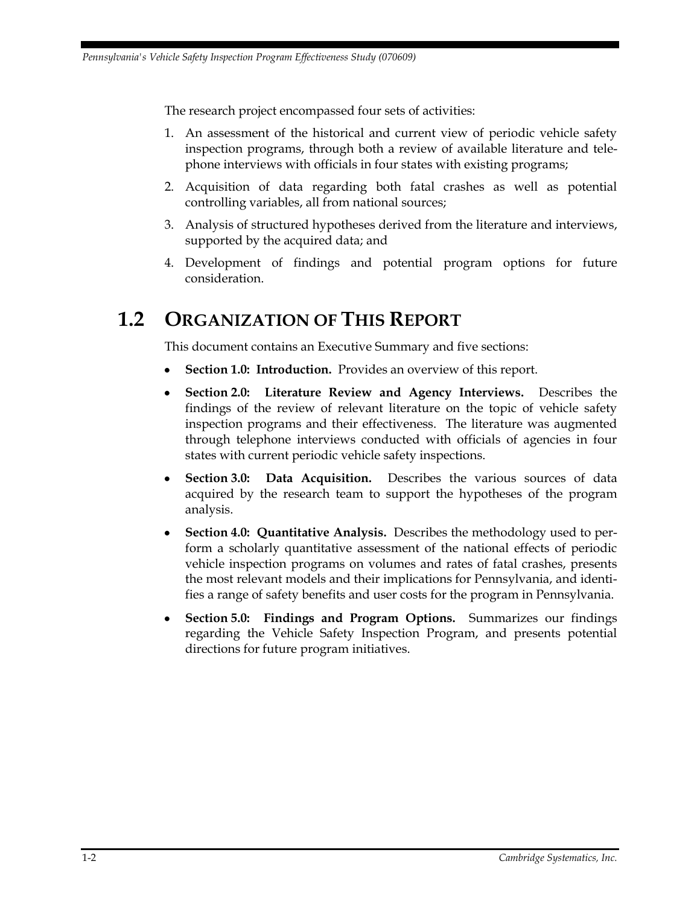The research project encompassed four sets of activities:

1. An assessment of the historical and current view of periodic vehicle safety inspection programs, through both a review of available literature and telephone interviews with officials in four states with existing programs;
2. Acquisition of data regarding both fatal crashes as well as potential controlling variables, all from national sources;
3. Analysis of structured hypotheses derived from the literature and interviews, supported by the acquired data; and
4. Development of findings and potential program options for future consideration.

## 1.2 Organization of This Report

This document contains an Executive Summary and five sections:

- **Section 1.0: Introduction.** Provides an overview of this report.
- **Section 2.0: Literature Review and Agency Interviews.** Describes the findings of the review of relevant literature on the topic of vehicle safety inspection programs and their effectiveness. The literature was augmented through telephone interviews conducted with officials of agencies in four states with current periodic vehicle safety inspections.
- **Section 3.0: Data Acquisition.** Describes the various sources of data acquired by the research team to support the hypotheses of the program analysis.
- **Section 4.0: Quantitative Analysis.** Describes the methodology used to perform a scholarly quantitative assessment of the national effects of periodic vehicle inspection programs on volumes and rates of fatal crashes, presents the most relevant models and their implications for Pennsylvania, and identifies a range of safety benefits and user costs for the program in Pennsylvania.
- **Section 5.0: Findings and Program Options.** Summarizes our findings regarding the Vehicle Safety Inspection Program, and presents potential directions for future program initiatives.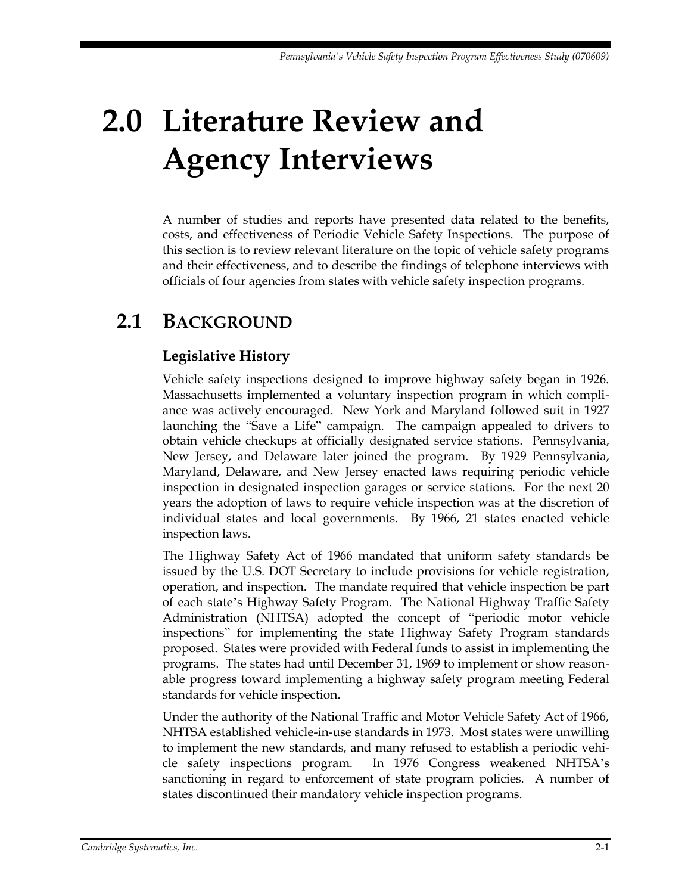# 2.0 Literature Review and Agency Interviews

A number of studies and reports have presented data related to the benefits, costs, and effectiveness of Periodic Vehicle Safety Inspections. The purpose of this section is to review relevant literature on the topic of vehicle safety programs and their effectiveness, and to describe the findings of telephone interviews with officials of four agencies from states with vehicle safety inspection programs.

## 2.1 BACKGROUND

### Legislative History

Vehicle safety inspections designed to improve highway safety began in 1926. Massachusetts implemented a voluntary inspection program in which compliance was actively encouraged. New York and Maryland followed suit in 1927 launching the "Save a Life" campaign. The campaign appealed to drivers to obtain vehicle checkups at officially designated service stations. Pennsylvania, New Jersey, and Delaware later joined the program. By 1929 Pennsylvania, Maryland, Delaware, and New Jersey enacted laws requiring periodic vehicle inspection in designated inspection garages or service stations. For the next 20 years the adoption of laws to require vehicle inspection was at the discretion of individual states and local governments. By 1966, 21 states enacted vehicle inspection laws.

The Highway Safety Act of 1966 mandated that uniform safety standards be issued by the U.S. DOT Secretary to include provisions for vehicle registration, operation, and inspection. The mandate required that vehicle inspection be part of each state's Highway Safety Program. The National Highway Traffic Safety Administration (NHTSA) adopted the concept of "periodic motor vehicle inspections" for implementing the state Highway Safety Program standards proposed. States were provided with Federal funds to assist in implementing the programs. The states had until December 31, 1969 to implement or show reasonable progress toward implementing a highway safety program meeting Federal standards for vehicle inspection.

Under the authority of the National Traffic and Motor Vehicle Safety Act of 1966, NHTSA established vehicle-in-use standards in 1973. Most states were unwilling to implement the new standards, and many refused to establish a periodic vehicle safety inspections program. In 1976 Congress weakened NHTSA's sanctioning in regard to enforcement of state program policies. A number of states discontinued their mandatory vehicle inspection programs.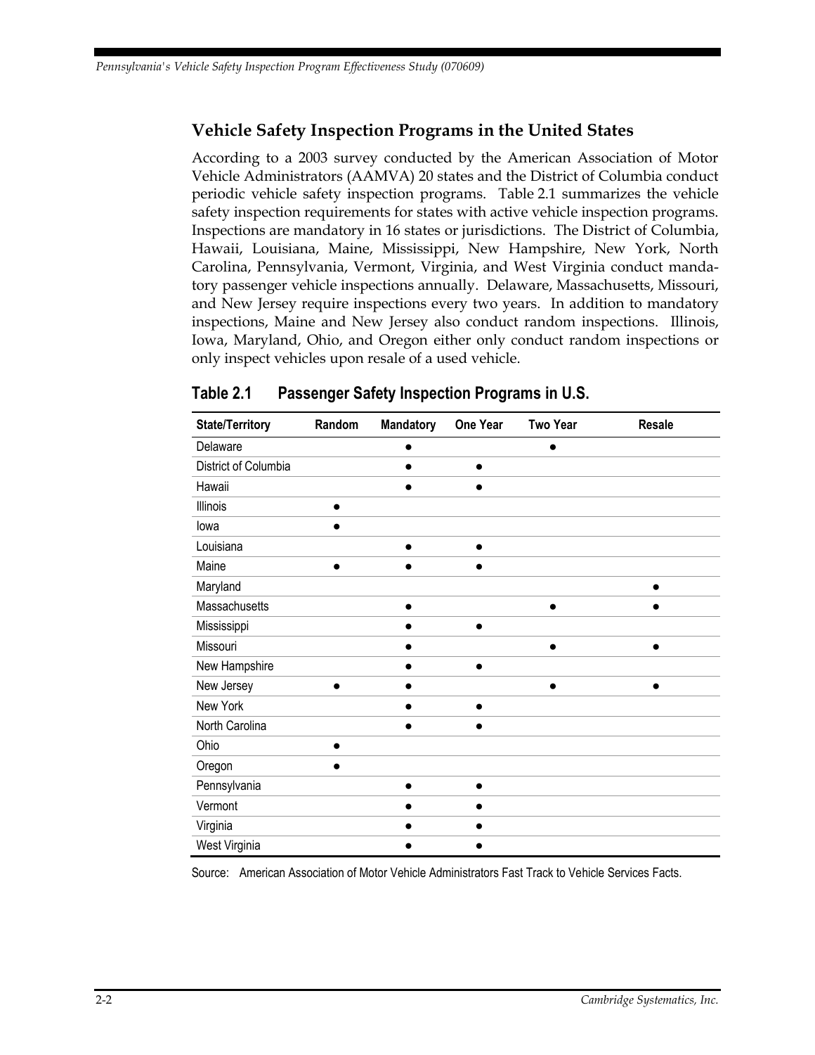## Vehicle Safety Inspection Programs in the United States

According to a 2003 survey conducted by the American Association of Motor Vehicle Administrators (AAMVA) 20 states and the District of Columbia conduct periodic vehicle safety inspection programs. Table 2.1 summarizes the vehicle safety inspection requirements for states with active vehicle inspection programs. Inspections are mandatory in 16 states or jurisdictions. The District of Columbia, Hawaii, Louisiana, Maine, Mississippi, New Hampshire, New York, North Carolina, Pennsylvania, Vermont, Virginia, and West Virginia conduct mandatory passenger vehicle inspections annually. Delaware, Massachusetts, Missouri, and New Jersey require inspections every two years. In addition to mandatory inspections, Maine and New Jersey also conduct random inspections. Illinois, Iowa, Maryland, Ohio, and Oregon either only conduct random inspections or only inspect vehicles upon resale of a used vehicle.

**Table 2.1 Passenger Safety Inspection Programs in U.S.**

| State/Territory | Random | Mandatory | One Year | Two Year | Resale |
|---|---|---|---|---|---|
| Delaware | | ● | | ● | |
| District of Columbia | | ● | ● | | |
| Hawaii | | ● | ● | | |
| Illinois | ● | | | | |
| Iowa | ● | | | | |
| Louisiana | | ● | ● | | |
| Maine | ● | ● | ● | | |
| Maryland | | | | | ● |
| Massachusetts | | ● | | ● | ● |
| Mississippi | | ● | ● | | |
| Missouri | | ● | | ● | ● |
| New Hampshire | | ● | ● | | |
| New Jersey | ● | ● | | ● | ● |
| New York | | ● | ● | | |
| North Carolina | | ● | ● | | |
| Ohio | ● | | | | |
| Oregon | ● | | | | |
| Pennsylvania | | ● | ● | | |
| Vermont | | ● | ● | | |
| Virginia | | ● | ● | | |
| West Virginia | | ● | ● | | |

Source: American Association of Motor Vehicle Administrators Fast Track to Vehicle Services Facts.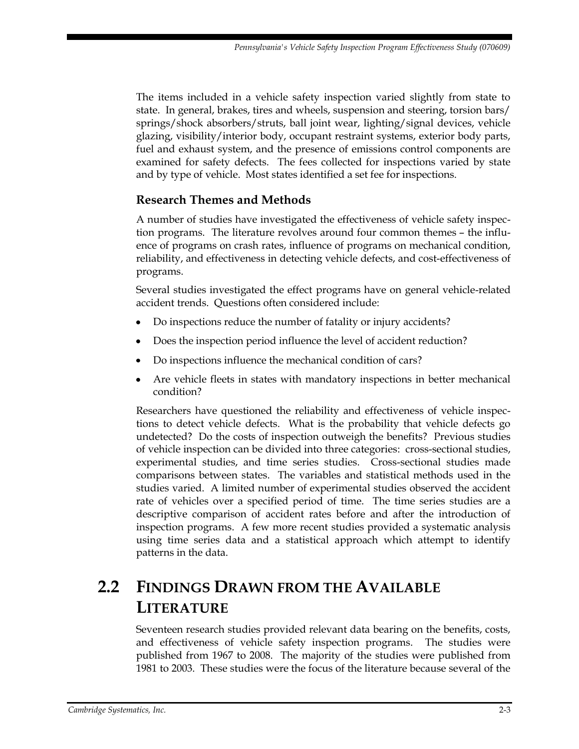The items included in a vehicle safety inspection varied slightly from state to state. In general, brakes, tires and wheels, suspension and steering, torsion bars/ springs/shock absorbers/struts, ball joint wear, lighting/signal devices, vehicle glazing, visibility/interior body, occupant restraint systems, exterior body parts, fuel and exhaust system, and the presence of emissions control components are examined for safety defects. The fees collected for inspections varied by state and by type of vehicle. Most states identified a set fee for inspections.

### Research Themes and Methods

A number of studies have investigated the effectiveness of vehicle safety inspection programs. The literature revolves around four common themes – the influence of programs on crash rates, influence of programs on mechanical condition, reliability, and effectiveness in detecting vehicle defects, and cost-effectiveness of programs.

Several studies investigated the effect programs have on general vehicle-related accident trends. Questions often considered include:

- Do inspections reduce the number of fatality or injury accidents?
- Does the inspection period influence the level of accident reduction?
- Do inspections influence the mechanical condition of cars?
- Are vehicle fleets in states with mandatory inspections in better mechanical condition?

Researchers have questioned the reliability and effectiveness of vehicle inspections to detect vehicle defects. What is the probability that vehicle defects go undetected? Do the costs of inspection outweigh the benefits? Previous studies of vehicle inspection can be divided into three categories: cross-sectional studies, experimental studies, and time series studies. Cross-sectional studies made comparisons between states. The variables and statistical methods used in the studies varied. A limited number of experimental studies observed the accident rate of vehicles over a specified period of time. The time series studies are a descriptive comparison of accident rates before and after the introduction of inspection programs. A few more recent studies provided a systematic analysis using time series data and a statistical approach which attempt to identify patterns in the data.

## 2.2 Findings Drawn from the Available Literature

Seventeen research studies provided relevant data bearing on the benefits, costs, and effectiveness of vehicle safety inspection programs. The studies were published from 1967 to 2008. The majority of the studies were published from 1981 to 2003. These studies were the focus of the literature because several of the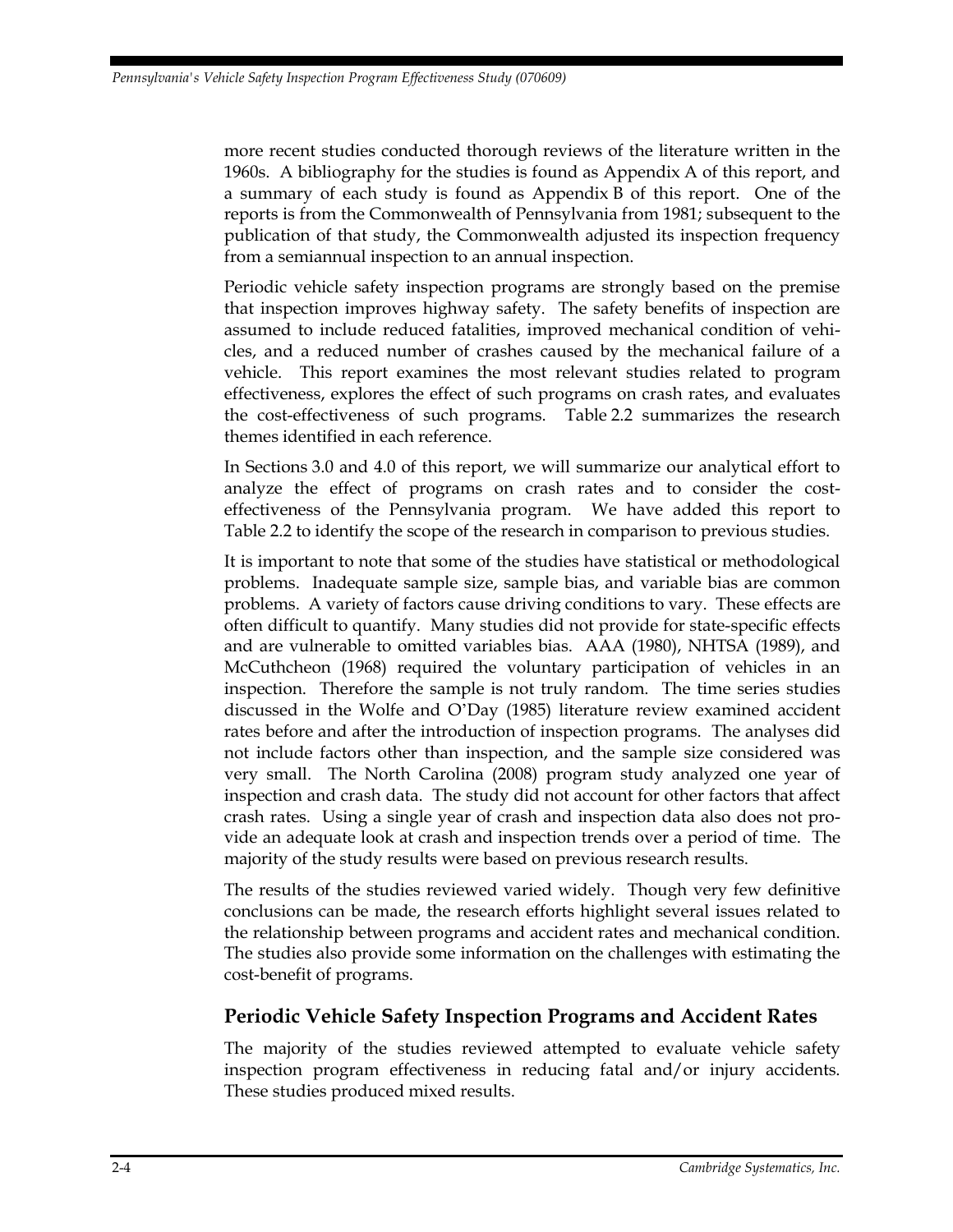more recent studies conducted thorough reviews of the literature written in the 1960s. A bibliography for the studies is found as Appendix A of this report, and a summary of each study is found as Appendix B of this report. One of the reports is from the Commonwealth of Pennsylvania from 1981; subsequent to the publication of that study, the Commonwealth adjusted its inspection frequency from a semiannual inspection to an annual inspection.

Periodic vehicle safety inspection programs are strongly based on the premise that inspection improves highway safety. The safety benefits of inspection are assumed to include reduced fatalities, improved mechanical condition of vehicles, and a reduced number of crashes caused by the mechanical failure of a vehicle. This report examines the most relevant studies related to program effectiveness, explores the effect of such programs on crash rates, and evaluates the cost-effectiveness of such programs. Table 2.2 summarizes the research themes identified in each reference.

In Sections 3.0 and 4.0 of this report, we will summarize our analytical effort to analyze the effect of programs on crash rates and to consider the cost-effectiveness of the Pennsylvania program. We have added this report to Table 2.2 to identify the scope of the research in comparison to previous studies.

It is important to note that some of the studies have statistical or methodological problems. Inadequate sample size, sample bias, and variable bias are common problems. A variety of factors cause driving conditions to vary. These effects are often difficult to quantify. Many studies did not provide for state-specific effects and are vulnerable to omitted variables bias. AAA (1980), NHTSA (1989), and McCuthcheon (1968) required the voluntary participation of vehicles in an inspection. Therefore the sample is not truly random. The time series studies discussed in the Wolfe and O'Day (1985) literature review examined accident rates before and after the introduction of inspection programs. The analyses did not include factors other than inspection, and the sample size considered was very small. The North Carolina (2008) program study analyzed one year of inspection and crash data. The study did not account for other factors that affect crash rates. Using a single year of crash and inspection data also does not provide an adequate look at crash and inspection trends over a period of time. The majority of the study results were based on previous research results.

The results of the studies reviewed varied widely. Though very few definitive conclusions can be made, the research efforts highlight several issues related to the relationship between programs and accident rates and mechanical condition. The studies also provide some information on the challenges with estimating the cost-benefit of programs.

## Periodic Vehicle Safety Inspection Programs and Accident Rates

The majority of the studies reviewed attempted to evaluate vehicle safety inspection program effectiveness in reducing fatal and/or injury accidents. These studies produced mixed results.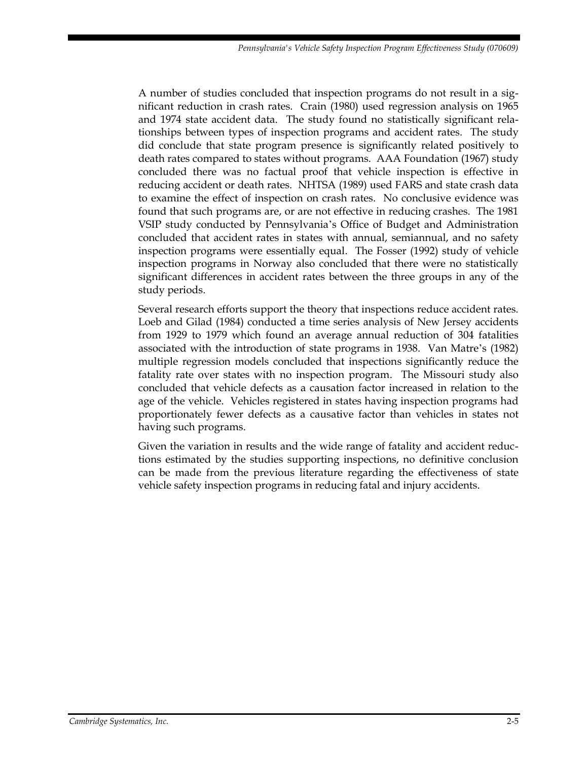A number of studies concluded that inspection programs do not result in a significant reduction in crash rates. Crain (1980) used regression analysis on 1965 and 1974 state accident data. The study found no statistically significant relationships between types of inspection programs and accident rates. The study did conclude that state program presence is significantly related positively to death rates compared to states without programs. AAA Foundation (1967) study concluded there was no factual proof that vehicle inspection is effective in reducing accident or death rates. NHTSA (1989) used FARS and state crash data to examine the effect of inspection on crash rates. No conclusive evidence was found that such programs are, or are not effective in reducing crashes. The 1981 VSIP study conducted by Pennsylvania's Office of Budget and Administration concluded that accident rates in states with annual, semiannual, and no safety inspection programs were essentially equal. The Fosser (1992) study of vehicle inspection programs in Norway also concluded that there were no statistically significant differences in accident rates between the three groups in any of the study periods.

Several research efforts support the theory that inspections reduce accident rates. Loeb and Gilad (1984) conducted a time series analysis of New Jersey accidents from 1929 to 1979 which found an average annual reduction of 304 fatalities associated with the introduction of state programs in 1938. Van Matre's (1982) multiple regression models concluded that inspections significantly reduce the fatality rate over states with no inspection program. The Missouri study also concluded that vehicle defects as a causation factor increased in relation to the age of the vehicle. Vehicles registered in states having inspection programs had proportionately fewer defects as a causative factor than vehicles in states not having such programs.

Given the variation in results and the wide range of fatality and accident reductions estimated by the studies supporting inspections, no definitive conclusion can be made from the previous literature regarding the effectiveness of state vehicle safety inspection programs in reducing fatal and injury accidents.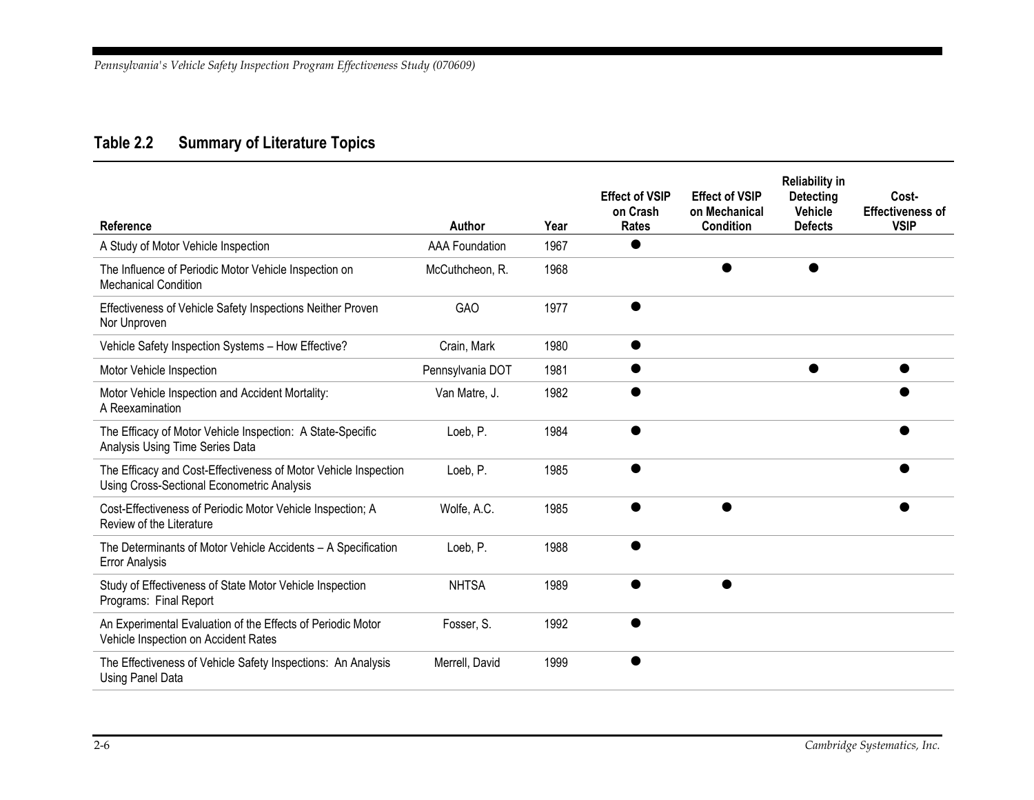**Table 2.2 Summary of Literature Topics**

| Reference | Author | Year | Effect of VSIP on Crash Rates | Effect of VSIP on Mechanical Condition | Reliability in Detecting Vehicle Defects | Cost-Effectiveness of VSIP |
|---|---|---|---|---|---|---|
| A Study of Motor Vehicle Inspection | AAA Foundation | 1967 | ● | | | |
| The Influence of Periodic Motor Vehicle Inspection on Mechanical Condition | McCuthcheon, R. | 1968 | | ● | ● | |
| Effectiveness of Vehicle Safety Inspections Neither Proven Nor Unproven | GAO | 1977 | ● | | | |
| Vehicle Safety Inspection Systems – How Effective? | Crain, Mark | 1980 | ● | | | |
| Motor Vehicle Inspection | Pennsylvania DOT | 1981 | ● | | ● | ● |
| Motor Vehicle Inspection and Accident Mortality: A Reexamination | Van Matre, J. | 1982 | ● | | | ● |
| The Efficacy of Motor Vehicle Inspection: A State-Specific Analysis Using Time Series Data | Loeb, P. | 1984 | ● | | | ● |
| The Efficacy and Cost-Effectiveness of Motor Vehicle Inspection Using Cross-Sectional Econometric Analysis | Loeb, P. | 1985 | ● | | | ● |
| Cost-Effectiveness of Periodic Motor Vehicle Inspection; A Review of the Literature | Wolfe, A.C. | 1985 | ● | ● | | ● |
| The Determinants of Motor Vehicle Accidents – A Specification Error Analysis | Loeb, P. | 1988 | ● | | | |
| Study of Effectiveness of State Motor Vehicle Inspection Programs: Final Report | NHTSA | 1989 | ● | ● | | |
| An Experimental Evaluation of the Effects of Periodic Motor Vehicle Inspection on Accident Rates | Fosser, S. | 1992 | ● | | | |
| The Effectiveness of Vehicle Safety Inspections: An Analysis Using Panel Data | Merrell, David | 1999 | ● | | | |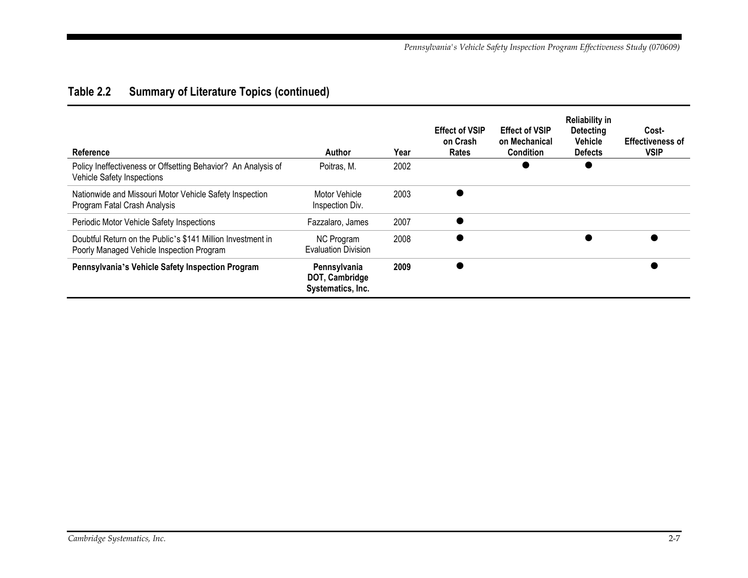## Table 2.2 Summary of Literature Topics (continued)

| Reference | Author | Year | Effect of VSIP on Crash Rates | Effect of VSIP on Mechanical Condition | Reliability in Detecting Vehicle Defects | Cost-Effectiveness of VSIP |
|---|---|---|---|---|---|---|
| Policy Ineffectiveness or Offsetting Behavior? An Analysis of Vehicle Safety Inspections | Poitras, M. | 2002 | | ● | ● | |
| Nationwide and Missouri Motor Vehicle Safety Inspection Program Fatal Crash Analysis | Motor Vehicle Inspection Div. | 2003 | ● | | | |
| Periodic Motor Vehicle Safety Inspections | Fazzalaro, James | 2007 | ● | | | |
| Doubtful Return on the Public's $141 Million Investment in Poorly Managed Vehicle Inspection Program | NC Program Evaluation Division | 2008 | ● | | ● | ● |
| **Pennsylvania's Vehicle Safety Inspection Program** | **Pennsylvania DOT, Cambridge Systematics, Inc.** | **2009** | ● | | | ● |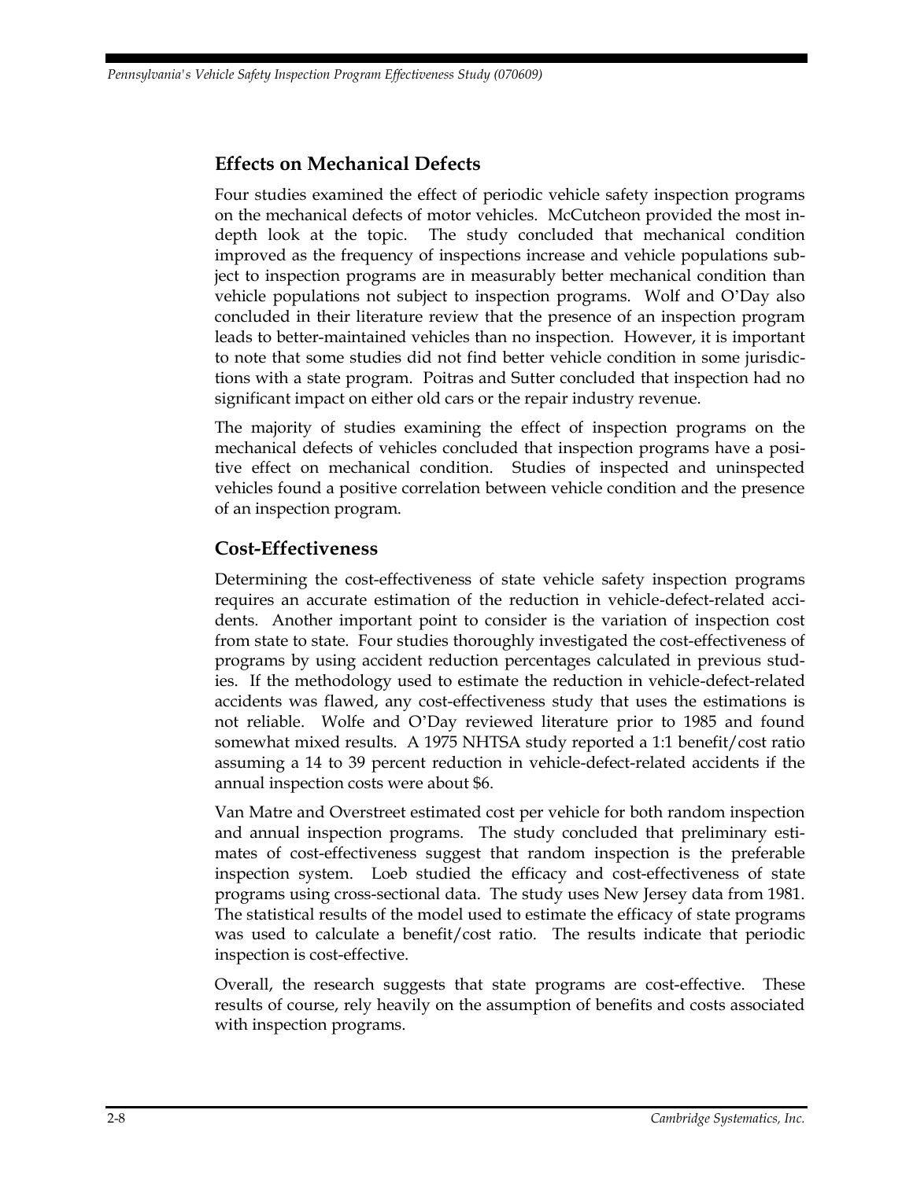## Effects on Mechanical Defects

Four studies examined the effect of periodic vehicle safety inspection programs on the mechanical defects of motor vehicles. McCutcheon provided the most in-depth look at the topic. The study concluded that mechanical condition improved as the frequency of inspections increase and vehicle populations subject to inspection programs are in measurably better mechanical condition than vehicle populations not subject to inspection programs. Wolf and O'Day also concluded in their literature review that the presence of an inspection program leads to better-maintained vehicles than no inspection. However, it is important to note that some studies did not find better vehicle condition in some jurisdictions with a state program. Poitras and Sutter concluded that inspection had no significant impact on either old cars or the repair industry revenue.

The majority of studies examining the effect of inspection programs on the mechanical defects of vehicles concluded that inspection programs have a positive effect on mechanical condition. Studies of inspected and uninspected vehicles found a positive correlation between vehicle condition and the presence of an inspection program.

## Cost-Effectiveness

Determining the cost-effectiveness of state vehicle safety inspection programs requires an accurate estimation of the reduction in vehicle-defect-related accidents. Another important point to consider is the variation of inspection cost from state to state. Four studies thoroughly investigated the cost-effectiveness of programs by using accident reduction percentages calculated in previous studies. If the methodology used to estimate the reduction in vehicle-defect-related accidents was flawed, any cost-effectiveness study that uses the estimations is not reliable. Wolfe and O'Day reviewed literature prior to 1985 and found somewhat mixed results. A 1975 NHTSA study reported a 1:1 benefit/cost ratio assuming a 14 to 39 percent reduction in vehicle-defect-related accidents if the annual inspection costs were about $6.

Van Matre and Overstreet estimated cost per vehicle for both random inspection and annual inspection programs. The study concluded that preliminary estimates of cost-effectiveness suggest that random inspection is the preferable inspection system. Loeb studied the efficacy and cost-effectiveness of state programs using cross-sectional data. The study uses New Jersey data from 1981. The statistical results of the model used to estimate the efficacy of state programs was used to calculate a benefit/cost ratio. The results indicate that periodic inspection is cost-effective.

Overall, the research suggests that state programs are cost-effective. These results of course, rely heavily on the assumption of benefits and costs associated with inspection programs.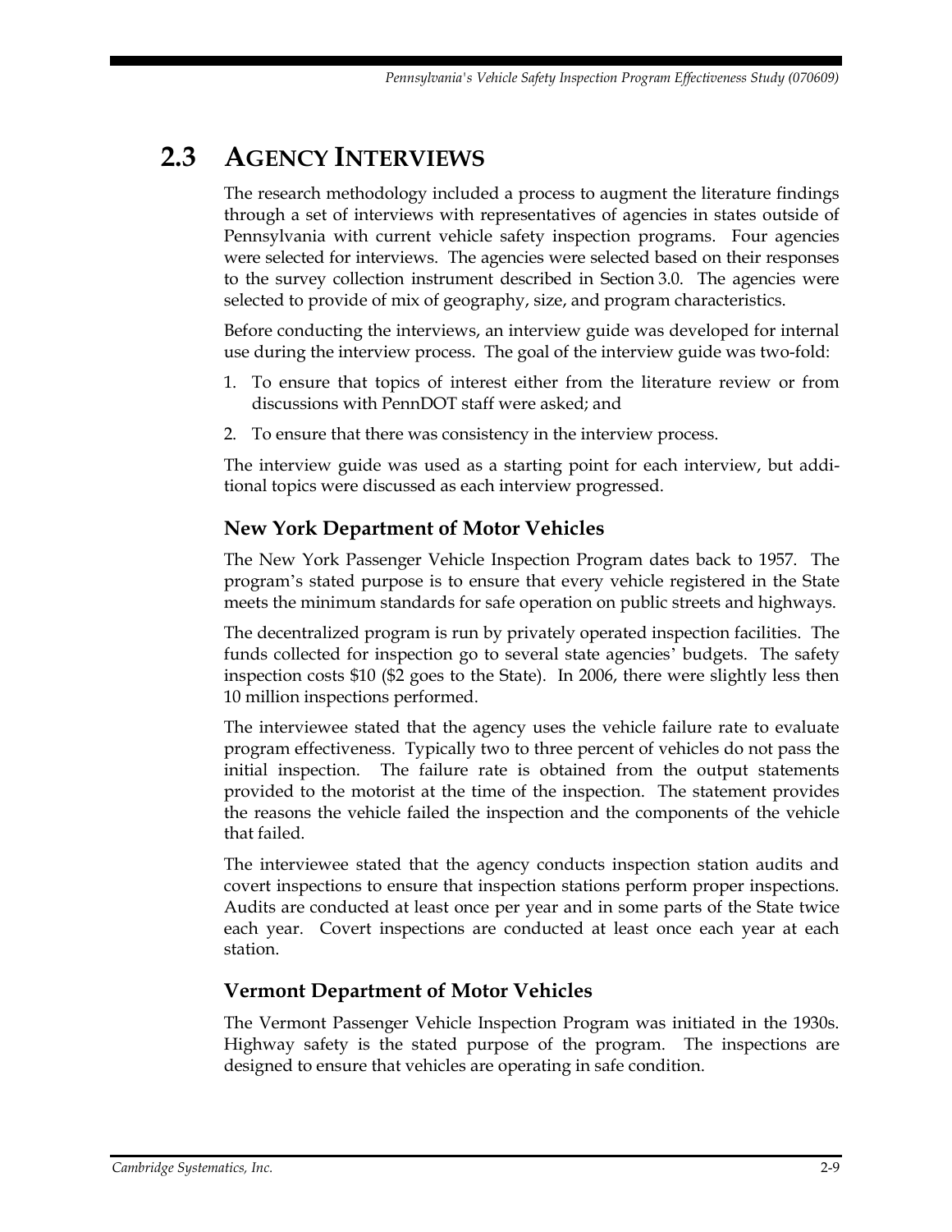## 2.3 AGENCY INTERVIEWS

The research methodology included a process to augment the literature findings through a set of interviews with representatives of agencies in states outside of Pennsylvania with current vehicle safety inspection programs. Four agencies were selected for interviews. The agencies were selected based on their responses to the survey collection instrument described in Section 3.0. The agencies were selected to provide of mix of geography, size, and program characteristics.

Before conducting the interviews, an interview guide was developed for internal use during the interview process. The goal of the interview guide was two-fold:

1. To ensure that topics of interest either from the literature review or from discussions with PennDOT staff were asked; and
2. To ensure that there was consistency in the interview process.

The interview guide was used as a starting point for each interview, but additional topics were discussed as each interview progressed.

### New York Department of Motor Vehicles

The New York Passenger Vehicle Inspection Program dates back to 1957. The program's stated purpose is to ensure that every vehicle registered in the State meets the minimum standards for safe operation on public streets and highways.

The decentralized program is run by privately operated inspection facilities. The funds collected for inspection go to several state agencies' budgets. The safety inspection costs $10 ($2 goes to the State). In 2006, there were slightly less then 10 million inspections performed.

The interviewee stated that the agency uses the vehicle failure rate to evaluate program effectiveness. Typically two to three percent of vehicles do not pass the initial inspection. The failure rate is obtained from the output statements provided to the motorist at the time of the inspection. The statement provides the reasons the vehicle failed the inspection and the components of the vehicle that failed.

The interviewee stated that the agency conducts inspection station audits and covert inspections to ensure that inspection stations perform proper inspections. Audits are conducted at least once per year and in some parts of the State twice each year. Covert inspections are conducted at least once each year at each station.

### Vermont Department of Motor Vehicles

The Vermont Passenger Vehicle Inspection Program was initiated in the 1930s. Highway safety is the stated purpose of the program. The inspections are designed to ensure that vehicles are operating in safe condition.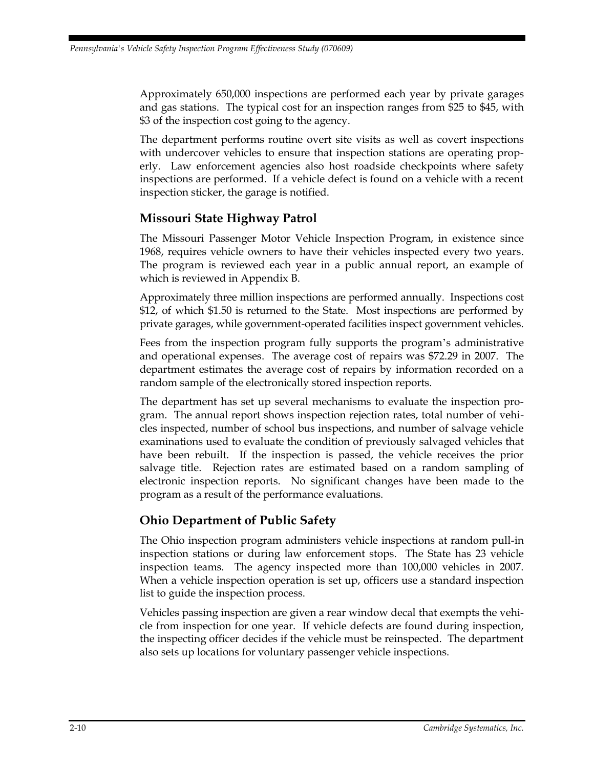Approximately 650,000 inspections are performed each year by private garages and gas stations. The typical cost for an inspection ranges from $25 to $45, with $3 of the inspection cost going to the agency.

The department performs routine overt site visits as well as covert inspections with undercover vehicles to ensure that inspection stations are operating properly. Law enforcement agencies also host roadside checkpoints where safety inspections are performed. If a vehicle defect is found on a vehicle with a recent inspection sticker, the garage is notified.

## Missouri State Highway Patrol

The Missouri Passenger Motor Vehicle Inspection Program, in existence since 1968, requires vehicle owners to have their vehicles inspected every two years. The program is reviewed each year in a public annual report, an example of which is reviewed in Appendix B.

Approximately three million inspections are performed annually. Inspections cost $12, of which $1.50 is returned to the State. Most inspections are performed by private garages, while government-operated facilities inspect government vehicles.

Fees from the inspection program fully supports the program's administrative and operational expenses. The average cost of repairs was $72.29 in 2007. The department estimates the average cost of repairs by information recorded on a random sample of the electronically stored inspection reports.

The department has set up several mechanisms to evaluate the inspection program. The annual report shows inspection rejection rates, total number of vehicles inspected, number of school bus inspections, and number of salvage vehicle examinations used to evaluate the condition of previously salvaged vehicles that have been rebuilt. If the inspection is passed, the vehicle receives the prior salvage title. Rejection rates are estimated based on a random sampling of electronic inspection reports. No significant changes have been made to the program as a result of the performance evaluations.

## Ohio Department of Public Safety

The Ohio inspection program administers vehicle inspections at random pull-in inspection stations or during law enforcement stops. The State has 23 vehicle inspection teams. The agency inspected more than 100,000 vehicles in 2007. When a vehicle inspection operation is set up, officers use a standard inspection list to guide the inspection process.

Vehicles passing inspection are given a rear window decal that exempts the vehicle from inspection for one year. If vehicle defects are found during inspection, the inspecting officer decides if the vehicle must be reinspected. The department also sets up locations for voluntary passenger vehicle inspections.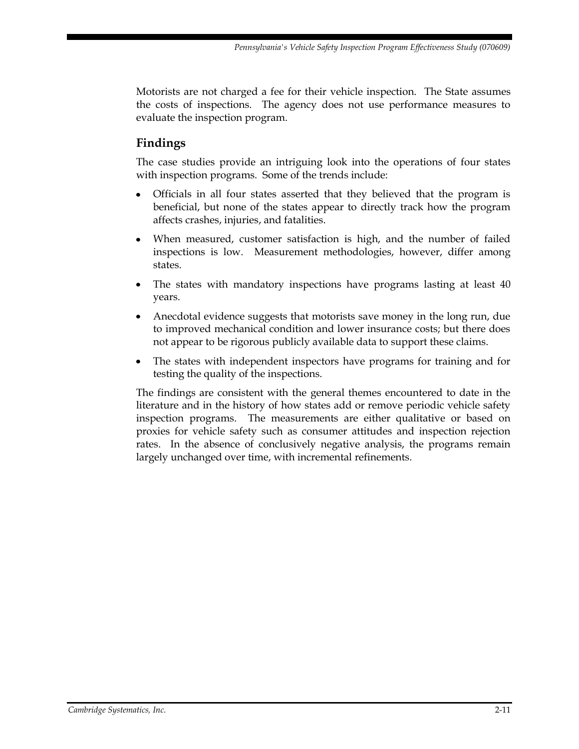Motorists are not charged a fee for their vehicle inspection. The State assumes the costs of inspections. The agency does not use performance measures to evaluate the inspection program.

## Findings

The case studies provide an intriguing look into the operations of four states with inspection programs. Some of the trends include:

- Officials in all four states asserted that they believed that the program is beneficial, but none of the states appear to directly track how the program affects crashes, injuries, and fatalities.
- When measured, customer satisfaction is high, and the number of failed inspections is low. Measurement methodologies, however, differ among states.
- The states with mandatory inspections have programs lasting at least 40 years.
- Anecdotal evidence suggests that motorists save money in the long run, due to improved mechanical condition and lower insurance costs; but there does not appear to be rigorous publicly available data to support these claims.
- The states with independent inspectors have programs for training and for testing the quality of the inspections.

The findings are consistent with the general themes encountered to date in the literature and in the history of how states add or remove periodic vehicle safety inspection programs. The measurements are either qualitative or based on proxies for vehicle safety such as consumer attitudes and inspection rejection rates. In the absence of conclusively negative analysis, the programs remain largely unchanged over time, with incremental refinements.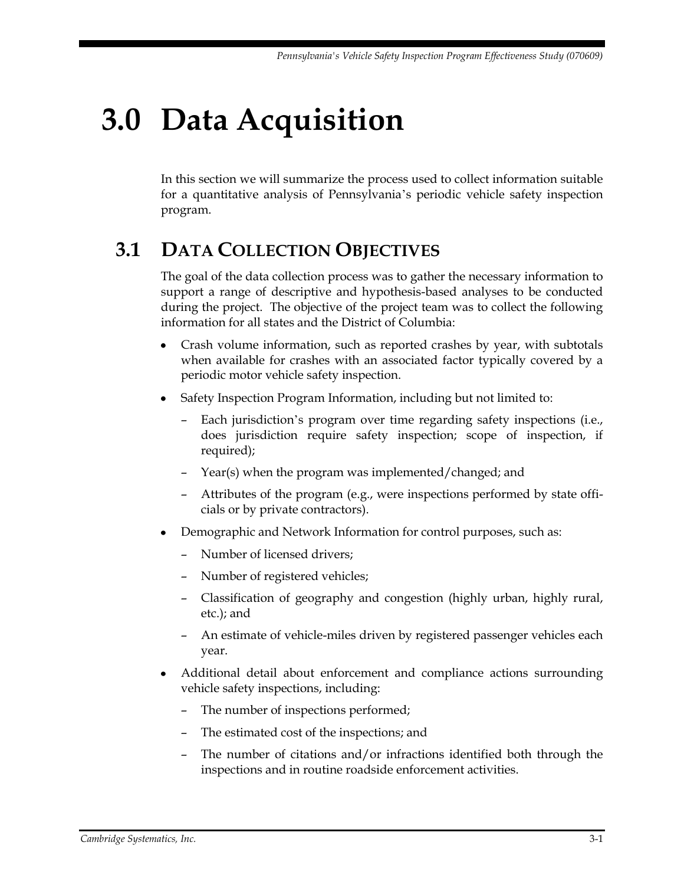# 3.0 Data Acquisition

In this section we will summarize the process used to collect information suitable for a quantitative analysis of Pennsylvania's periodic vehicle safety inspection program.

## 3.1 Data Collection Objectives

The goal of the data collection process was to gather the necessary information to support a range of descriptive and hypothesis-based analyses to be conducted during the project. The objective of the project team was to collect the following information for all states and the District of Columbia:

- Crash volume information, such as reported crashes by year, with subtotals when available for crashes with an associated factor typically covered by a periodic motor vehicle safety inspection.
- Safety Inspection Program Information, including but not limited to:
  - Each jurisdiction's program over time regarding safety inspections (i.e., does jurisdiction require safety inspection; scope of inspection, if required);
  - Year(s) when the program was implemented/changed; and
  - Attributes of the program (e.g., were inspections performed by state officials or by private contractors).
- Demographic and Network Information for control purposes, such as:
  - Number of licensed drivers;
  - Number of registered vehicles;
  - Classification of geography and congestion (highly urban, highly rural, etc.); and
  - An estimate of vehicle-miles driven by registered passenger vehicles each year.
- Additional detail about enforcement and compliance actions surrounding vehicle safety inspections, including:
  - The number of inspections performed;
  - The estimated cost of the inspections; and
  - The number of citations and/or infractions identified both through the inspections and in routine roadside enforcement activities.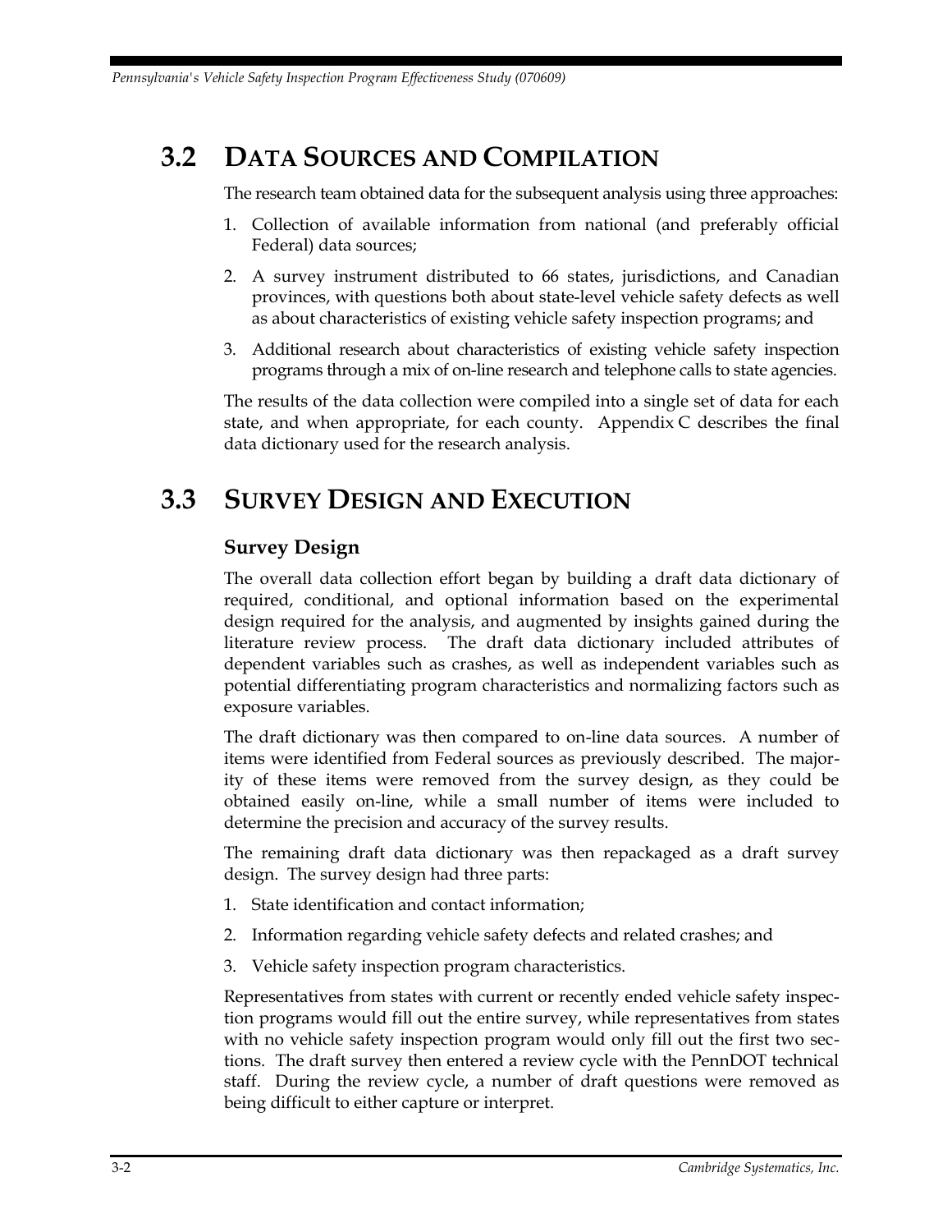## 3.2 Data Sources and Compilation

The research team obtained data for the subsequent analysis using three approaches:

1. Collection of available information from national (and preferably official Federal) data sources;
2. A survey instrument distributed to 66 states, jurisdictions, and Canadian provinces, with questions both about state-level vehicle safety defects as well as about characteristics of existing vehicle safety inspection programs; and
3. Additional research about characteristics of existing vehicle safety inspection programs through a mix of on-line research and telephone calls to state agencies.

The results of the data collection were compiled into a single set of data for each state, and when appropriate, for each county. Appendix C describes the final data dictionary used for the research analysis.

## 3.3 Survey Design and Execution

### Survey Design

The overall data collection effort began by building a draft data dictionary of required, conditional, and optional information based on the experimental design required for the analysis, and augmented by insights gained during the literature review process. The draft data dictionary included attributes of dependent variables such as crashes, as well as independent variables such as potential differentiating program characteristics and normalizing factors such as exposure variables.

The draft dictionary was then compared to on-line data sources. A number of items were identified from Federal sources as previously described. The majority of these items were removed from the survey design, as they could be obtained easily on-line, while a small number of items were included to determine the precision and accuracy of the survey results.

The remaining draft data dictionary was then repackaged as a draft survey design. The survey design had three parts:

1. State identification and contact information;
2. Information regarding vehicle safety defects and related crashes; and
3. Vehicle safety inspection program characteristics.

Representatives from states with current or recently ended vehicle safety inspection programs would fill out the entire survey, while representatives from states with no vehicle safety inspection program would only fill out the first two sections. The draft survey then entered a review cycle with the PennDOT technical staff. During the review cycle, a number of draft questions were removed as being difficult to either capture or interpret.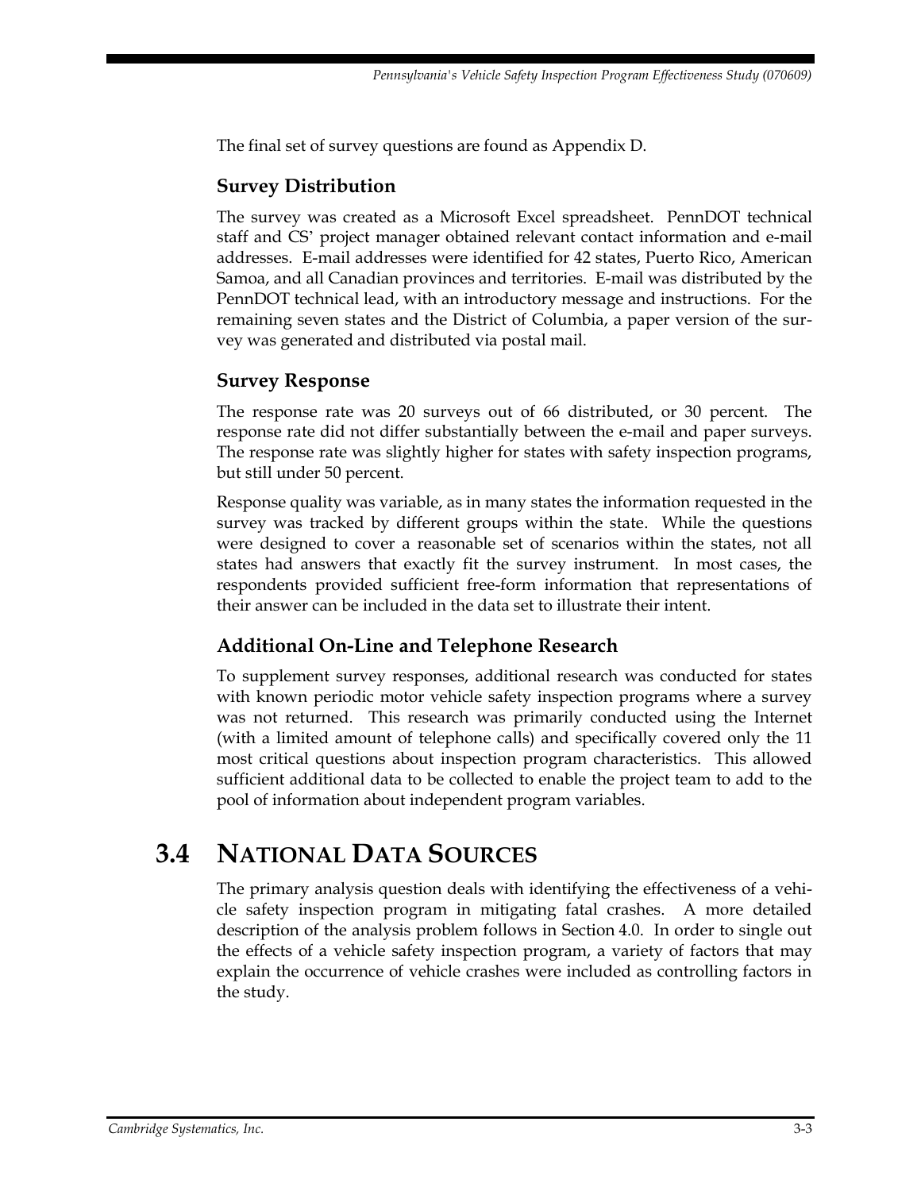The final set of survey questions are found as Appendix D.

### Survey Distribution

The survey was created as a Microsoft Excel spreadsheet. PennDOT technical staff and CS' project manager obtained relevant contact information and e-mail addresses. E-mail addresses were identified for 42 states, Puerto Rico, American Samoa, and all Canadian provinces and territories. E-mail was distributed by the PennDOT technical lead, with an introductory message and instructions. For the remaining seven states and the District of Columbia, a paper version of the survey was generated and distributed via postal mail.

### Survey Response

The response rate was 20 surveys out of 66 distributed, or 30 percent. The response rate did not differ substantially between the e-mail and paper surveys. The response rate was slightly higher for states with safety inspection programs, but still under 50 percent.

Response quality was variable, as in many states the information requested in the survey was tracked by different groups within the state. While the questions were designed to cover a reasonable set of scenarios within the states, not all states had answers that exactly fit the survey instrument. In most cases, the respondents provided sufficient free-form information that representations of their answer can be included in the data set to illustrate their intent.

### Additional On-Line and Telephone Research

To supplement survey responses, additional research was conducted for states with known periodic motor vehicle safety inspection programs where a survey was not returned. This research was primarily conducted using the Internet (with a limited amount of telephone calls) and specifically covered only the 11 most critical questions about inspection program characteristics. This allowed sufficient additional data to be collected to enable the project team to add to the pool of information about independent program variables.

## 3.4 National Data Sources

The primary analysis question deals with identifying the effectiveness of a vehicle safety inspection program in mitigating fatal crashes. A more detailed description of the analysis problem follows in Section 4.0. In order to single out the effects of a vehicle safety inspection program, a variety of factors that may explain the occurrence of vehicle crashes were included as controlling factors in the study.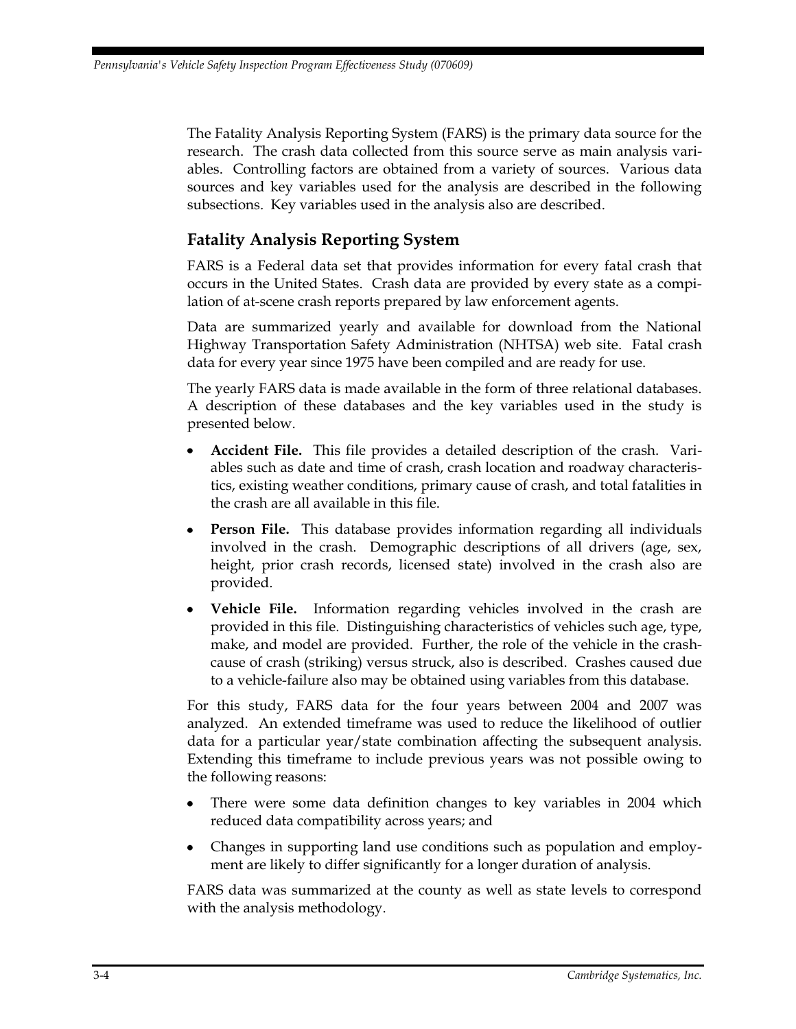The Fatality Analysis Reporting System (FARS) is the primary data source for the research. The crash data collected from this source serve as main analysis variables. Controlling factors are obtained from a variety of sources. Various data sources and key variables used for the analysis are described in the following subsections. Key variables used in the analysis also are described.

## Fatality Analysis Reporting System

FARS is a Federal data set that provides information for every fatal crash that occurs in the United States. Crash data are provided by every state as a compilation of at-scene crash reports prepared by law enforcement agents.

Data are summarized yearly and available for download from the National Highway Transportation Safety Administration (NHTSA) web site. Fatal crash data for every year since 1975 have been compiled and are ready for use.

The yearly FARS data is made available in the form of three relational databases. A description of these databases and the key variables used in the study is presented below.

- **Accident File.** This file provides a detailed description of the crash. Variables such as date and time of crash, crash location and roadway characteristics, existing weather conditions, primary cause of crash, and total fatalities in the crash are all available in this file.
- **Person File.** This database provides information regarding all individuals involved in the crash. Demographic descriptions of all drivers (age, sex, height, prior crash records, licensed state) involved in the crash also are provided.
- **Vehicle File.** Information regarding vehicles involved in the crash are provided in this file. Distinguishing characteristics of vehicles such age, type, make, and model are provided. Further, the role of the vehicle in the crash-cause of crash (striking) versus struck, also is described. Crashes caused due to a vehicle-failure also may be obtained using variables from this database.

For this study, FARS data for the four years between 2004 and 2007 was analyzed. An extended timeframe was used to reduce the likelihood of outlier data for a particular year/state combination affecting the subsequent analysis. Extending this timeframe to include previous years was not possible owing to the following reasons:

- There were some data definition changes to key variables in 2004 which reduced data compatibility across years; and
- Changes in supporting land use conditions such as population and employment are likely to differ significantly for a longer duration of analysis.

FARS data was summarized at the county as well as state levels to correspond with the analysis methodology.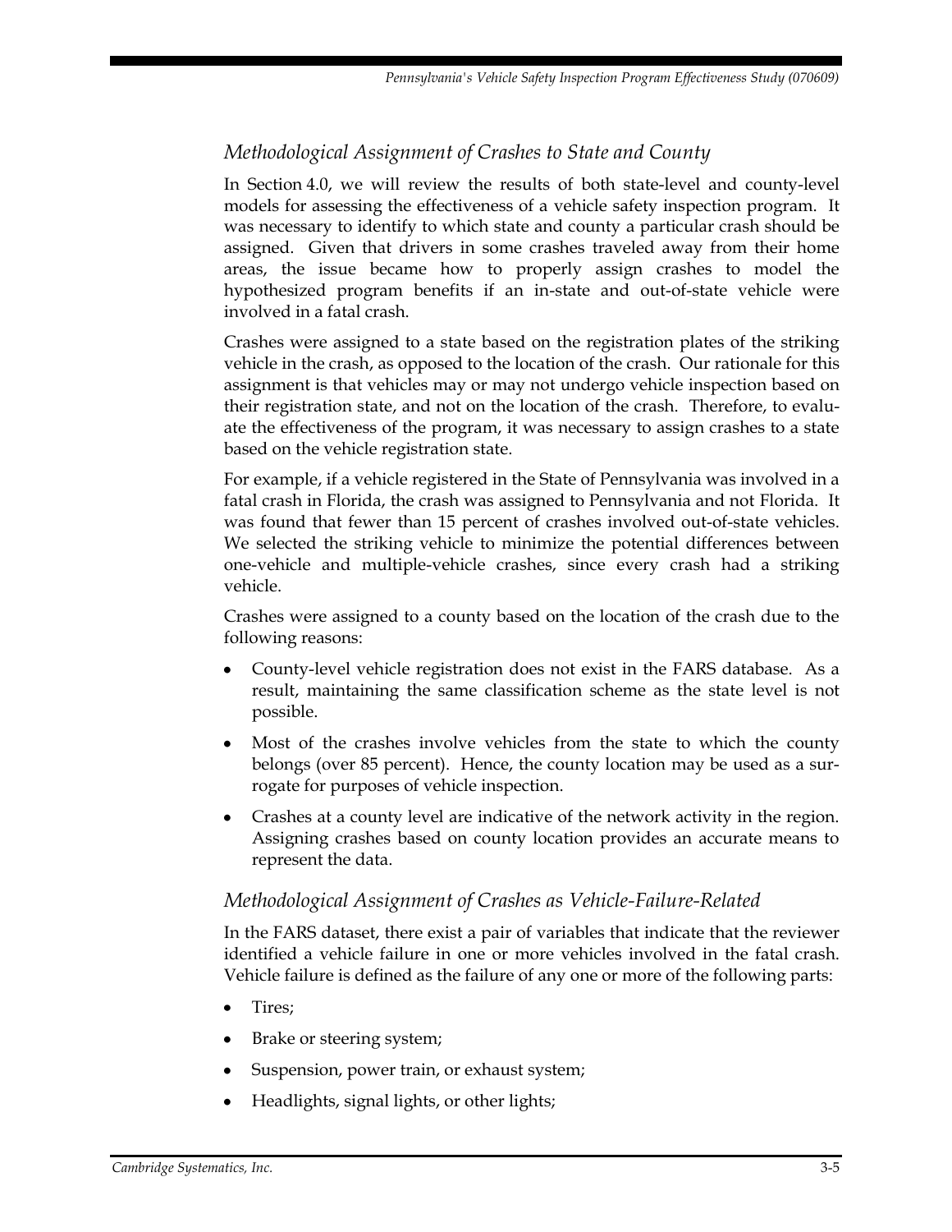### *Methodological Assignment of Crashes to State and County*

In Section 4.0, we will review the results of both state-level and county-level models for assessing the effectiveness of a vehicle safety inspection program. It was necessary to identify to which state and county a particular crash should be assigned. Given that drivers in some crashes traveled away from their home areas, the issue became how to properly assign crashes to model the hypothesized program benefits if an in-state and out-of-state vehicle were involved in a fatal crash.

Crashes were assigned to a state based on the registration plates of the striking vehicle in the crash, as opposed to the location of the crash. Our rationale for this assignment is that vehicles may or may not undergo vehicle inspection based on their registration state, and not on the location of the crash. Therefore, to evaluate the effectiveness of the program, it was necessary to assign crashes to a state based on the vehicle registration state.

For example, if a vehicle registered in the State of Pennsylvania was involved in a fatal crash in Florida, the crash was assigned to Pennsylvania and not Florida. It was found that fewer than 15 percent of crashes involved out-of-state vehicles. We selected the striking vehicle to minimize the potential differences between one-vehicle and multiple-vehicle crashes, since every crash had a striking vehicle.

Crashes were assigned to a county based on the location of the crash due to the following reasons:

- County-level vehicle registration does not exist in the FARS database. As a result, maintaining the same classification scheme as the state level is not possible.
- Most of the crashes involve vehicles from the state to which the county belongs (over 85 percent). Hence, the county location may be used as a surrogate for purposes of vehicle inspection.
- Crashes at a county level are indicative of the network activity in the region. Assigning crashes based on county location provides an accurate means to represent the data.

### *Methodological Assignment of Crashes as Vehicle-Failure-Related*

In the FARS dataset, there exist a pair of variables that indicate that the reviewer identified a vehicle failure in one or more vehicles involved in the fatal crash. Vehicle failure is defined as the failure of any one or more of the following parts:

- Tires;
- Brake or steering system;
- Suspension, power train, or exhaust system;
- Headlights, signal lights, or other lights;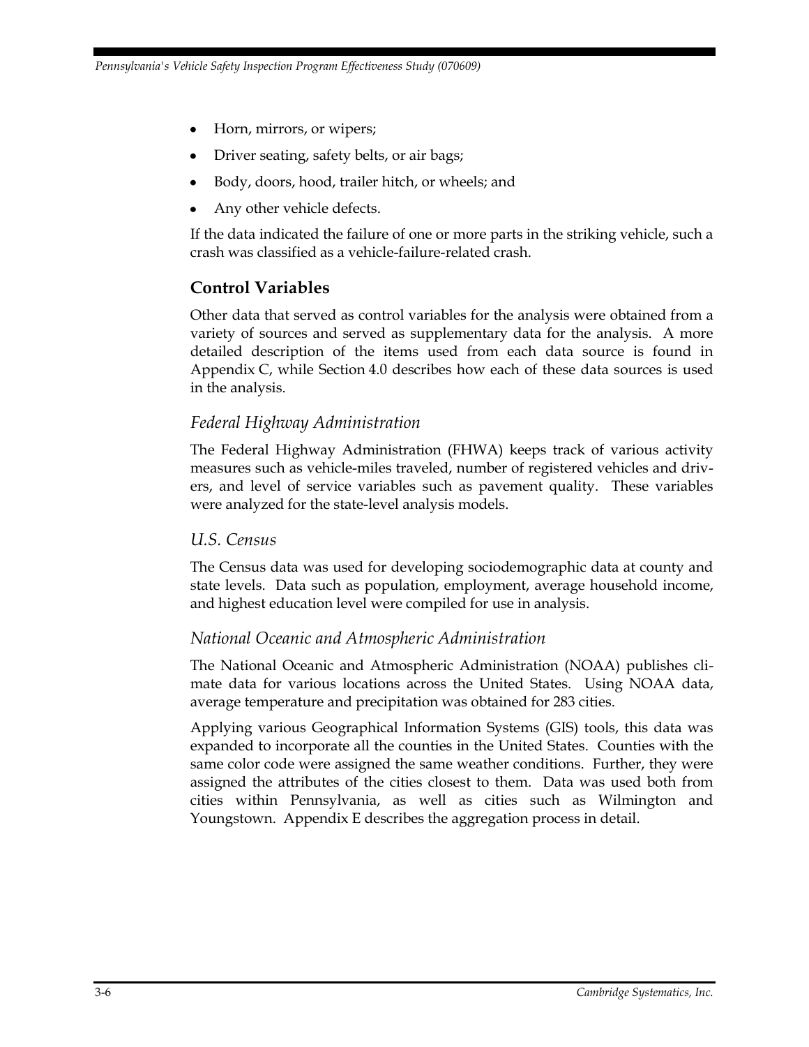- Horn, mirrors, or wipers;
- Driver seating, safety belts, or air bags;
- Body, doors, hood, trailer hitch, or wheels; and
- Any other vehicle defects.

If the data indicated the failure of one or more parts in the striking vehicle, such a crash was classified as a vehicle-failure-related crash.

## Control Variables

Other data that served as control variables for the analysis were obtained from a variety of sources and served as supplementary data for the analysis. A more detailed description of the items used from each data source is found in Appendix C, while Section 4.0 describes how each of these data sources is used in the analysis.

### *Federal Highway Administration*

The Federal Highway Administration (FHWA) keeps track of various activity measures such as vehicle-miles traveled, number of registered vehicles and drivers, and level of service variables such as pavement quality. These variables were analyzed for the state-level analysis models.

### *U.S. Census*

The Census data was used for developing sociodemographic data at county and state levels. Data such as population, employment, average household income, and highest education level were compiled for use in analysis.

### *National Oceanic and Atmospheric Administration*

The National Oceanic and Atmospheric Administration (NOAA) publishes climate data for various locations across the United States. Using NOAA data, average temperature and precipitation was obtained for 283 cities.

Applying various Geographical Information Systems (GIS) tools, this data was expanded to incorporate all the counties in the United States. Counties with the same color code were assigned the same weather conditions. Further, they were assigned the attributes of the cities closest to them. Data was used both from cities within Pennsylvania, as well as cities such as Wilmington and Youngstown. Appendix E describes the aggregation process in detail.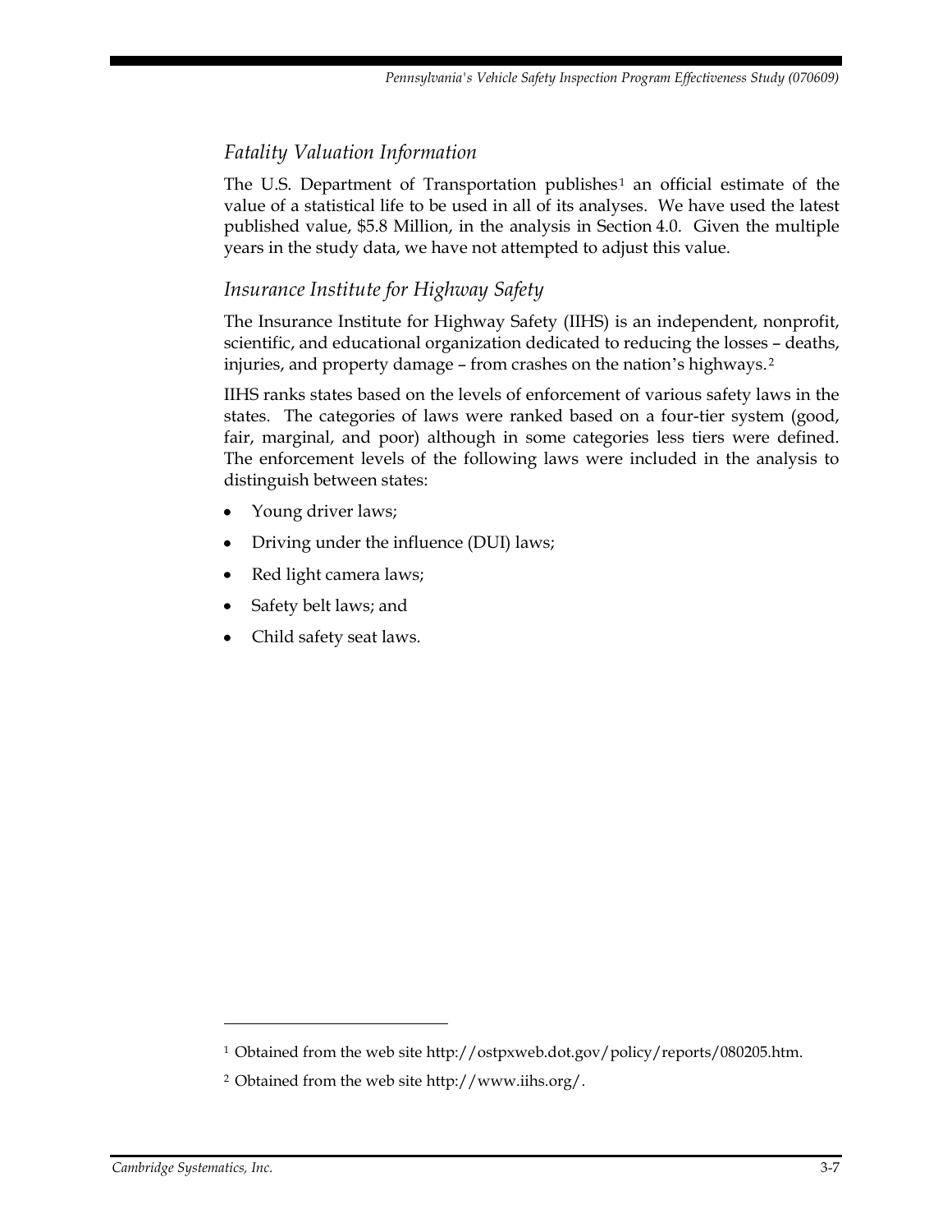### *Fatality Valuation Information*

The U.S. Department of Transportation publishes[1] an official estimate of the value of a statistical life to be used in all of its analyses. We have used the latest published value, $5.8 Million, in the analysis in Section 4.0. Given the multiple years in the study data, we have not attempted to adjust this value.

### *Insurance Institute for Highway Safety*

The Insurance Institute for Highway Safety (IIHS) is an independent, nonprofit, scientific, and educational organization dedicated to reducing the losses – deaths, injuries, and property damage – from crashes on the nation's highways.[2]

IIHS ranks states based on the levels of enforcement of various safety laws in the states. The categories of laws were ranked based on a four-tier system (good, fair, marginal, and poor) although in some categories less tiers were defined. The enforcement levels of the following laws were included in the analysis to distinguish between states:

- Young driver laws;
- Driving under the influence (DUI) laws;
- Red light camera laws;
- Safety belt laws; and
- Child safety seat laws.

---

[1] Obtained from the web site http://ostpxweb.dot.gov/policy/reports/080205.htm.

[2] Obtained from the web site http://www.iihs.org/.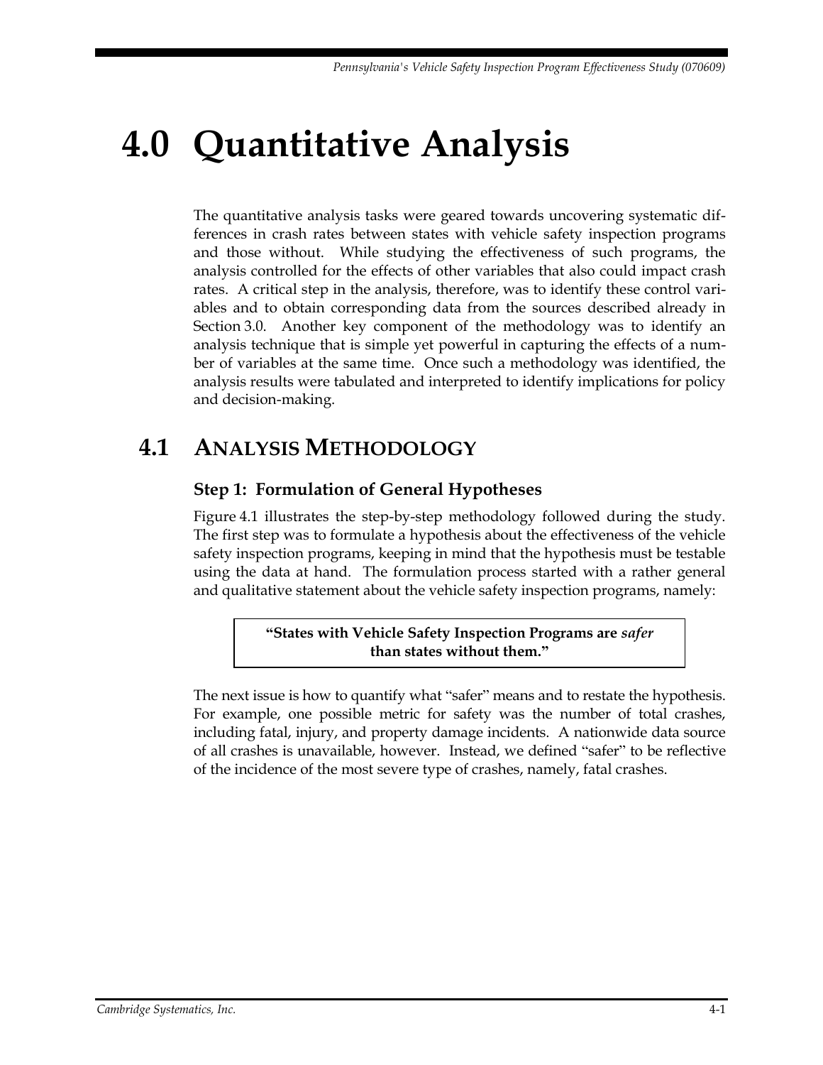# 4.0 Quantitative Analysis

The quantitative analysis tasks were geared towards uncovering systematic differences in crash rates between states with vehicle safety inspection programs and those without. While studying the effectiveness of such programs, the analysis controlled for the effects of other variables that also could impact crash rates. A critical step in the analysis, therefore, was to identify these control variables and to obtain corresponding data from the sources described already in Section 3.0. Another key component of the methodology was to identify an analysis technique that is simple yet powerful in capturing the effects of a number of variables at the same time. Once such a methodology was identified, the analysis results were tabulated and interpreted to identify implications for policy and decision-making.

## 4.1 Analysis Methodology

### Step 1: Formulation of General Hypotheses

Figure 4.1 illustrates the step-by-step methodology followed during the study. The first step was to formulate a hypothesis about the effectiveness of the vehicle safety inspection programs, keeping in mind that the hypothesis must be testable using the data at hand. The formulation process started with a rather general and qualitative statement about the vehicle safety inspection programs, namely:

> **"States with Vehicle Safety Inspection Programs are *safer* than states without them."**

The next issue is how to quantify what "safer" means and to restate the hypothesis. For example, one possible metric for safety was the number of total crashes, including fatal, injury, and property damage incidents. A nationwide data source of all crashes is unavailable, however. Instead, we defined "safer" to be reflective of the incidence of the most severe type of crashes, namely, fatal crashes.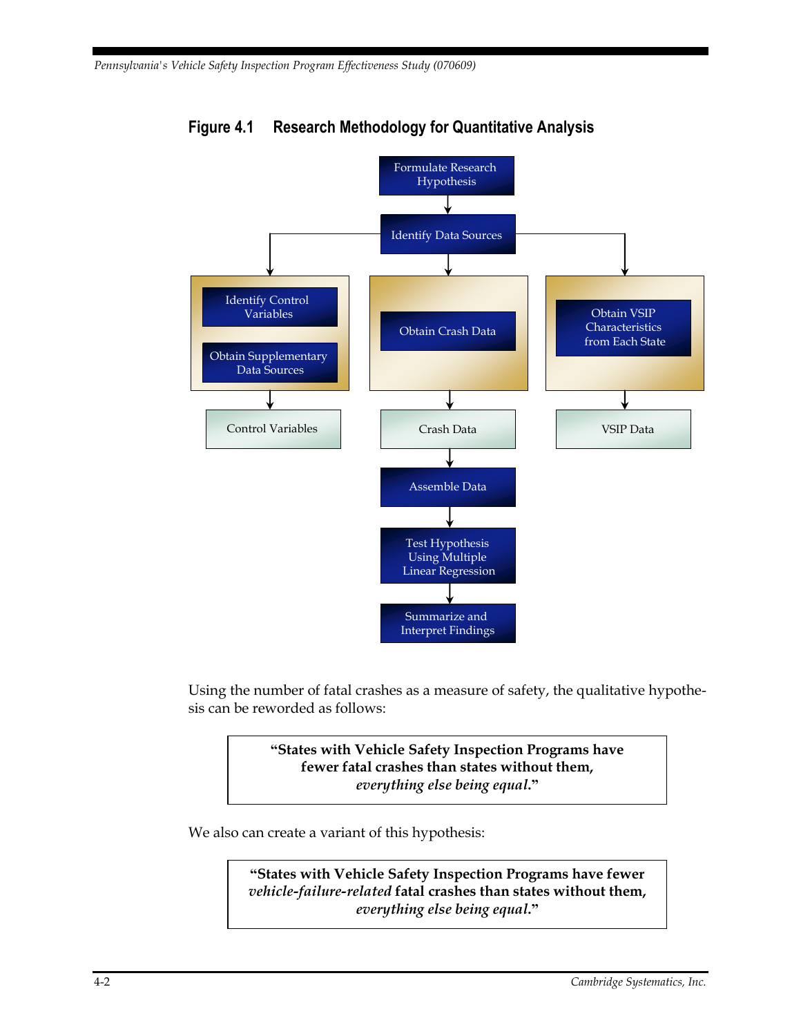**Figure 4.1 Research Methodology for Quantitative Analysis**

Formulate Research Hypothesis → Identify Data Sources

- Identify Control Variables; Obtain Supplementary Data Sources → Control Variables
- Obtain Crash Data → Crash Data
- Obtain VSIP Characteristics from Each State → VSIP Data

Crash Data → Assemble Data → Test Hypothesis Using Multiple Linear Regression → Summarize and Interpret Findings

Using the number of fatal crashes as a measure of safety, the qualitative hypothesis can be reworded as follows:

> **"States with Vehicle Safety Inspection Programs have fewer fatal crashes than states without them,** ***everything else being equal*****."**

We also can create a variant of this hypothesis:

> **"States with Vehicle Safety Inspection Programs have fewer** ***vehicle-failure-related*** **fatal crashes than states without them,** ***everything else being equal*****."**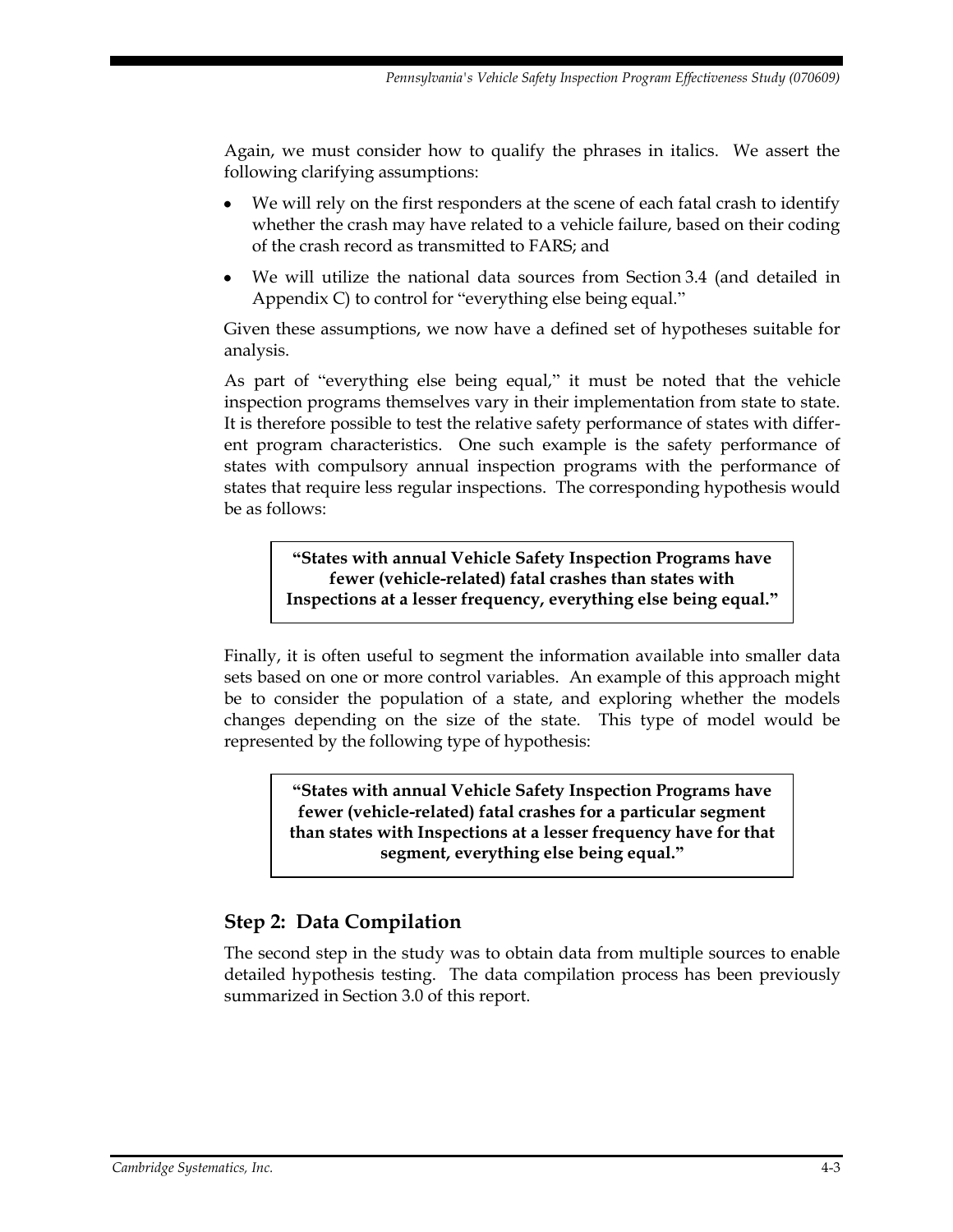Again, we must consider how to qualify the phrases in italics. We assert the following clarifying assumptions:

- We will rely on the first responders at the scene of each fatal crash to identify whether the crash may have related to a vehicle failure, based on their coding of the crash record as transmitted to FARS; and
- We will utilize the national data sources from Section 3.4 (and detailed in Appendix C) to control for "everything else being equal."

Given these assumptions, we now have a defined set of hypotheses suitable for analysis.

As part of "everything else being equal," it must be noted that the vehicle inspection programs themselves vary in their implementation from state to state. It is therefore possible to test the relative safety performance of states with different program characteristics. One such example is the safety performance of states with compulsory annual inspection programs with the performance of states that require less regular inspections. The corresponding hypothesis would be as follows:

> **"States with annual Vehicle Safety Inspection Programs have fewer (vehicle-related) fatal crashes than states with Inspections at a lesser frequency, everything else being equal."**

Finally, it is often useful to segment the information available into smaller data sets based on one or more control variables. An example of this approach might be to consider the population of a state, and exploring whether the models changes depending on the size of the state. This type of model would be represented by the following type of hypothesis:

> **"States with annual Vehicle Safety Inspection Programs have fewer (vehicle-related) fatal crashes for a particular segment than states with Inspections at a lesser frequency have for that segment, everything else being equal."**

## Step 2: Data Compilation

The second step in the study was to obtain data from multiple sources to enable detailed hypothesis testing. The data compilation process has been previously summarized in Section 3.0 of this report.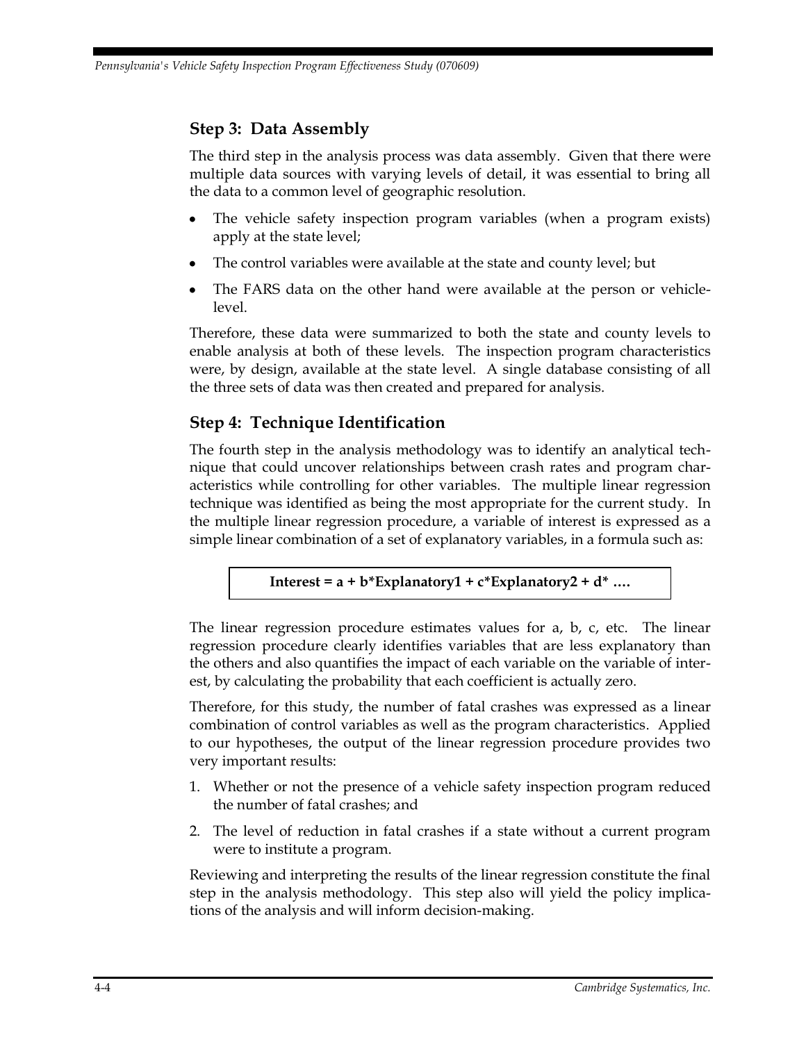## Step 3: Data Assembly

The third step in the analysis process was data assembly. Given that there were multiple data sources with varying levels of detail, it was essential to bring all the data to a common level of geographic resolution.

- The vehicle safety inspection program variables (when a program exists) apply at the state level;
- The control variables were available at the state and county level; but
- The FARS data on the other hand were available at the person or vehicle-level.

Therefore, these data were summarized to both the state and county levels to enable analysis at both of these levels. The inspection program characteristics were, by design, available at the state level. A single database consisting of all the three sets of data was then created and prepared for analysis.

## Step 4: Technique Identification

The fourth step in the analysis methodology was to identify an analytical technique that could uncover relationships between crash rates and program characteristics while controlling for other variables. The multiple linear regression technique was identified as being the most appropriate for the current study. In the multiple linear regression procedure, a variable of interest is expressed as a simple linear combination of a set of explanatory variables, in a formula such as:

**Interest = a + b*Explanatory1 + c*Explanatory2 + d* ….**

The linear regression procedure estimates values for a, b, c, etc. The linear regression procedure clearly identifies variables that are less explanatory than the others and also quantifies the impact of each variable on the variable of interest, by calculating the probability that each coefficient is actually zero.

Therefore, for this study, the number of fatal crashes was expressed as a linear combination of control variables as well as the program characteristics. Applied to our hypotheses, the output of the linear regression procedure provides two very important results:

1. Whether or not the presence of a vehicle safety inspection program reduced the number of fatal crashes; and
2. The level of reduction in fatal crashes if a state without a current program were to institute a program.

Reviewing and interpreting the results of the linear regression constitute the final step in the analysis methodology. This step also will yield the policy implications of the analysis and will inform decision-making.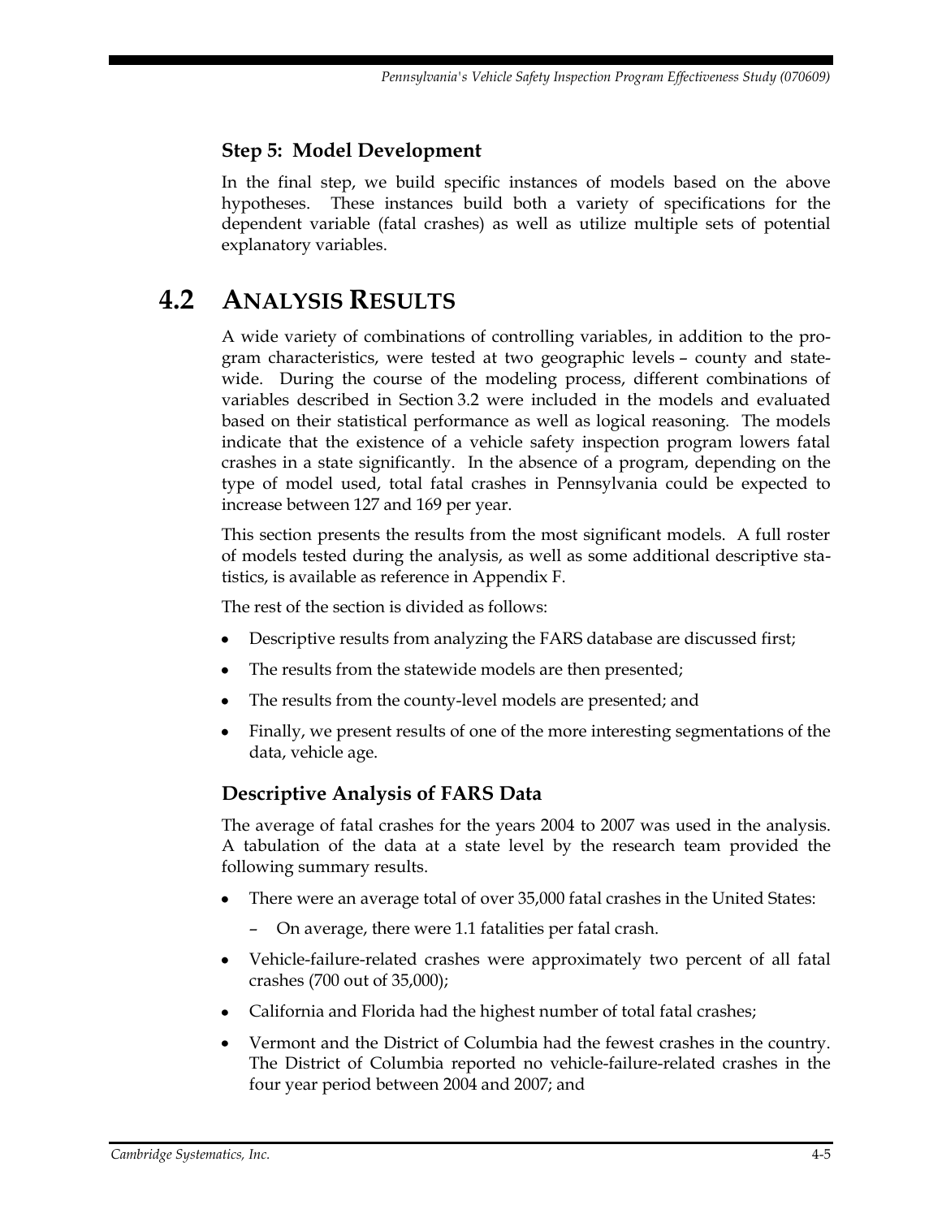### Step 5: Model Development

In the final step, we build specific instances of models based on the above hypotheses. These instances build both a variety of specifications for the dependent variable (fatal crashes) as well as utilize multiple sets of potential explanatory variables.

## 4.2 Analysis Results

A wide variety of combinations of controlling variables, in addition to the program characteristics, were tested at two geographic levels – county and statewide. During the course of the modeling process, different combinations of variables described in Section 3.2 were included in the models and evaluated based on their statistical performance as well as logical reasoning. The models indicate that the existence of a vehicle safety inspection program lowers fatal crashes in a state significantly. In the absence of a program, depending on the type of model used, total fatal crashes in Pennsylvania could be expected to increase between 127 and 169 per year.

This section presents the results from the most significant models. A full roster of models tested during the analysis, as well as some additional descriptive statistics, is available as reference in Appendix F.

The rest of the section is divided as follows:

- Descriptive results from analyzing the FARS database are discussed first;
- The results from the statewide models are then presented;
- The results from the county-level models are presented; and
- Finally, we present results of one of the more interesting segmentations of the data, vehicle age.

### Descriptive Analysis of FARS Data

The average of fatal crashes for the years 2004 to 2007 was used in the analysis. A tabulation of the data at a state level by the research team provided the following summary results.

- There were an average total of over 35,000 fatal crashes in the United States:
  - On average, there were 1.1 fatalities per fatal crash.
- Vehicle-failure-related crashes were approximately two percent of all fatal crashes (700 out of 35,000);
- California and Florida had the highest number of total fatal crashes;
- Vermont and the District of Columbia had the fewest crashes in the country. The District of Columbia reported no vehicle-failure-related crashes in the four year period between 2004 and 2007; and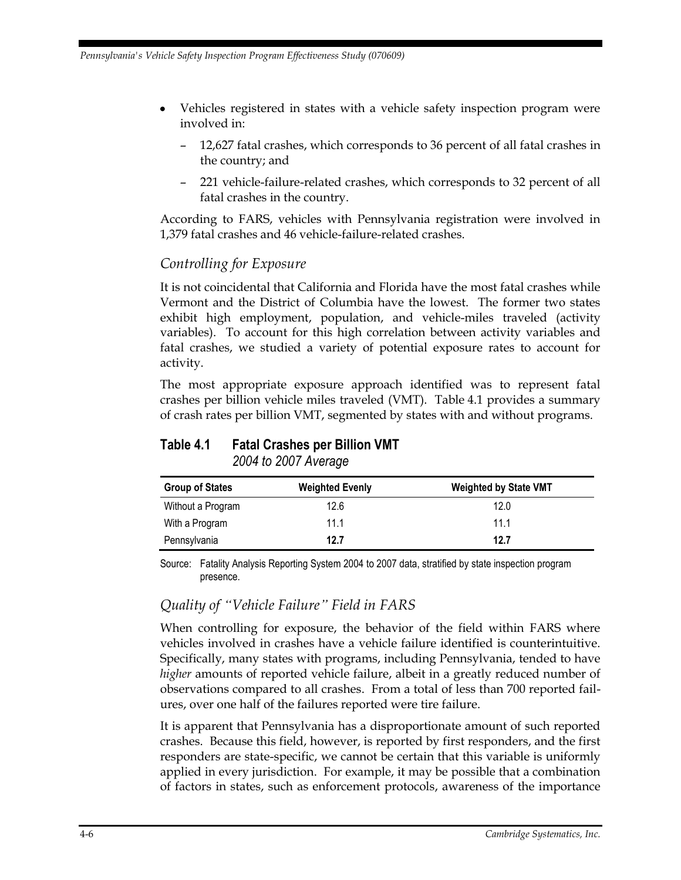- Vehicles registered in states with a vehicle safety inspection program were involved in:
  - 12,627 fatal crashes, which corresponds to 36 percent of all fatal crashes in the country; and
  - 221 vehicle-failure-related crashes, which corresponds to 32 percent of all fatal crashes in the country.

According to FARS, vehicles with Pennsylvania registration were involved in 1,379 fatal crashes and 46 vehicle-failure-related crashes.

### *Controlling for Exposure*

It is not coincidental that California and Florida have the most fatal crashes while Vermont and the District of Columbia have the lowest. The former two states exhibit high employment, population, and vehicle-miles traveled (activity variables). To account for this high correlation between activity variables and fatal crashes, we studied a variety of potential exposure rates to account for activity.

The most appropriate exposure approach identified was to represent fatal crashes per billion vehicle miles traveled (VMT). Table 4.1 provides a summary of crash rates per billion VMT, segmented by states with and without programs.

**Table 4.1 Fatal Crashes per Billion VMT**
*2004 to 2007 Average*

| Group of States | Weighted Evenly | Weighted by State VMT |
|---|---|---|
| Without a Program | 12.6 | 12.0 |
| With a Program | 11.1 | 11.1 |
| Pennsylvania | **12.7** | **12.7** |

Source: Fatality Analysis Reporting System 2004 to 2007 data, stratified by state inspection program presence.

### *Quality of "Vehicle Failure" Field in FARS*

When controlling for exposure, the behavior of the field within FARS where vehicles involved in crashes have a vehicle failure identified is counterintuitive. Specifically, many states with programs, including Pennsylvania, tended to have *higher* amounts of reported vehicle failure, albeit in a greatly reduced number of observations compared to all crashes. From a total of less than 700 reported failures, over one half of the failures reported were tire failure.

It is apparent that Pennsylvania has a disproportionate amount of such reported crashes. Because this field, however, is reported by first responders, and the first responders are state-specific, we cannot be certain that this variable is uniformly applied in every jurisdiction. For example, it may be possible that a combination of factors in states, such as enforcement protocols, awareness of the importance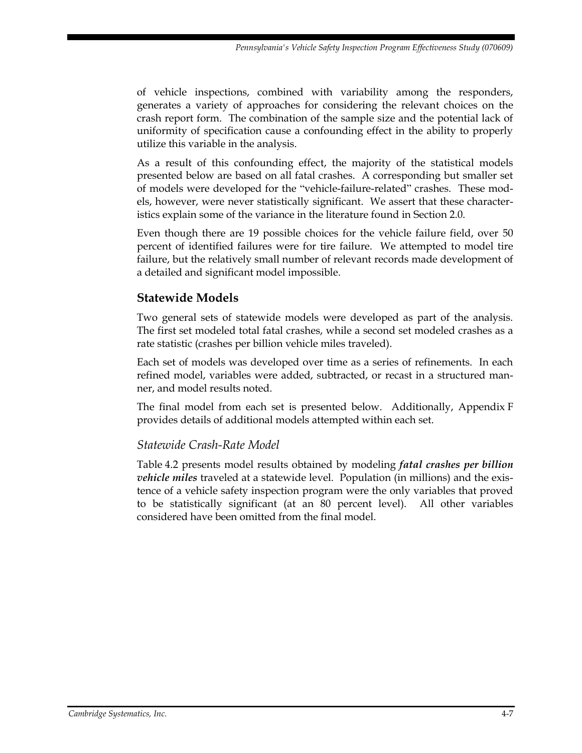of vehicle inspections, combined with variability among the responders, generates a variety of approaches for considering the relevant choices on the crash report form. The combination of the sample size and the potential lack of uniformity of specification cause a confounding effect in the ability to properly utilize this variable in the analysis.

As a result of this confounding effect, the majority of the statistical models presented below are based on all fatal crashes. A corresponding but smaller set of models were developed for the "vehicle-failure-related" crashes. These models, however, were never statistically significant. We assert that these characteristics explain some of the variance in the literature found in Section 2.0.

Even though there are 19 possible choices for the vehicle failure field, over 50 percent of identified failures were for tire failure. We attempted to model tire failure, but the relatively small number of relevant records made development of a detailed and significant model impossible.

## Statewide Models

Two general sets of statewide models were developed as part of the analysis. The first set modeled total fatal crashes, while a second set modeled crashes as a rate statistic (crashes per billion vehicle miles traveled).

Each set of models was developed over time as a series of refinements. In each refined model, variables were added, subtracted, or recast in a structured manner, and model results noted.

The final model from each set is presented below. Additionally, Appendix F provides details of additional models attempted within each set.

### *Statewide Crash-Rate Model*

Table 4.2 presents model results obtained by modeling ***fatal crashes per billion vehicle miles*** traveled at a statewide level. Population (in millions) and the existence of a vehicle safety inspection program were the only variables that proved to be statistically significant (at an 80 percent level). All other variables considered have been omitted from the final model.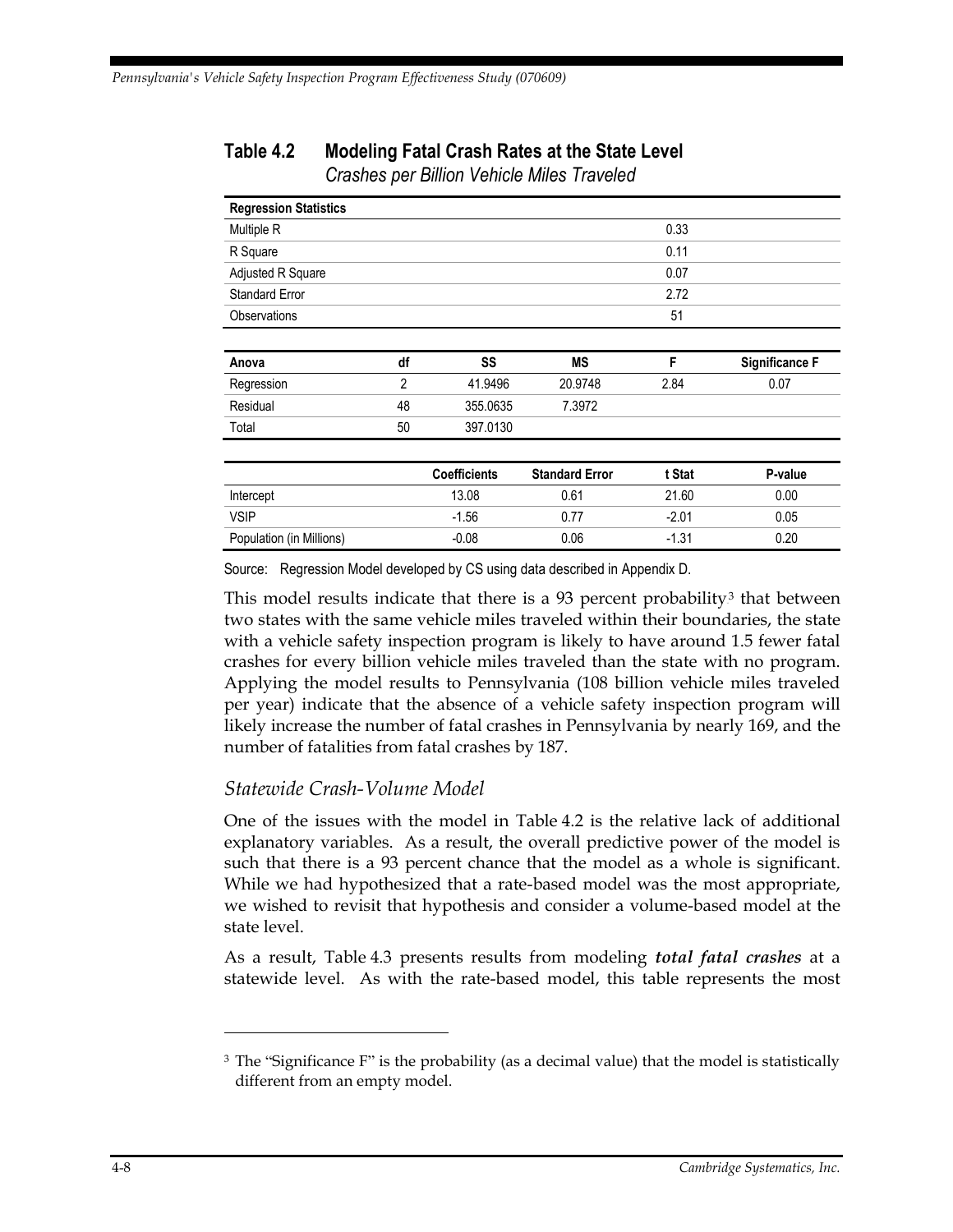## Table 4.2 Modeling Fatal Crash Rates at the State Level

*Crashes per Billion Vehicle Miles Traveled*

| Regression Statistics | |
|---|---|
| Multiple R | 0.33 |
| R Square | 0.11 |
| Adjusted R Square | 0.07 |
| Standard Error | 2.72 |
| Observations | 51 |

| Anova | df | SS | MS | F | Significance F |
|---|---|---|---|---|---|
| Regression | 2 | 41.9496 | 20.9748 | 2.84 | 0.07 |
| Residual | 48 | 355.0635 | 7.3972 | | |
| Total | 50 | 397.0130 | | | |

| | Coefficients | Standard Error | t Stat | P-value |
|---|---|---|---|---|
| Intercept | 13.08 | 0.61 | 21.60 | 0.00 |
| VSIP | -1.56 | 0.77 | -2.01 | 0.05 |
| Population (in Millions) | -0.08 | 0.06 | -1.31 | 0.20 |

Source: Regression Model developed by CS using data described in Appendix D.

This model results indicate that there is a 93 percent probability[3] that between two states with the same vehicle miles traveled within their boundaries, the state with a vehicle safety inspection program is likely to have around 1.5 fewer fatal crashes for every billion vehicle miles traveled than the state with no program. Applying the model results to Pennsylvania (108 billion vehicle miles traveled per year) indicate that the absence of a vehicle safety inspection program will likely increase the number of fatal crashes in Pennsylvania by nearly 169, and the number of fatalities from fatal crashes by 187.

### *Statewide Crash-Volume Model*

One of the issues with the model in Table 4.2 is the relative lack of additional explanatory variables. As a result, the overall predictive power of the model is such that there is a 93 percent chance that the model as a whole is significant. While we had hypothesized that a rate-based model was the most appropriate, we wished to revisit that hypothesis and consider a volume-based model at the state level.

As a result, Table 4.3 presents results from modeling ***total fatal crashes*** at a statewide level. As with the rate-based model, this table represents the most

---

[3] The "Significance F" is the probability (as a decimal value) that the model is statistically different from an empty model.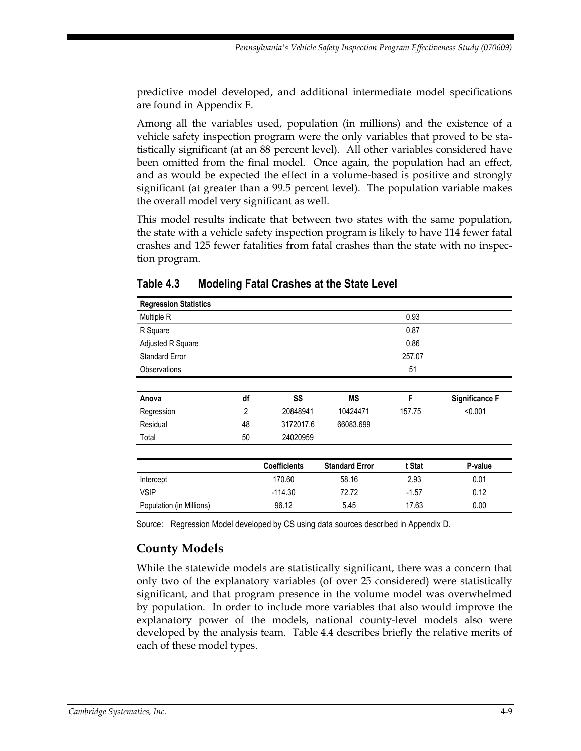predictive model developed, and additional intermediate model specifications are found in Appendix F.

Among all the variables used, population (in millions) and the existence of a vehicle safety inspection program were the only variables that proved to be statistically significant (at an 88 percent level). All other variables considered have been omitted from the final model. Once again, the population had an effect, and as would be expected the effect in a volume-based is positive and strongly significant (at greater than a 99.5 percent level). The population variable makes the overall model very significant as well.

This model results indicate that between two states with the same population, the state with a vehicle safety inspection program is likely to have 114 fewer fatal crashes and 125 fewer fatalities from fatal crashes than the state with no inspection program.

## Table 4.3 Modeling Fatal Crashes at the State Level

| Regression Statistics | |
|---|---|
| Multiple R | 0.93 |
| R Square | 0.87 |
| Adjusted R Square | 0.86 |
| Standard Error | 257.07 |
| Observations | 51 |

| Anova | df | SS | MS | F | Significance F |
|---|---|---|---|---|---|
| Regression | 2 | 20848941 | 10424471 | 157.75 | <0.001 |
| Residual | 48 | 3172017.6 | 66083.699 | | |
| Total | 50 | 24020959 | | | |

| | Coefficients | Standard Error | t Stat | P-value |
|---|---|---|---|---|
| Intercept | 170.60 | 58.16 | 2.93 | 0.01 |
| VSIP | -114.30 | 72.72 | -1.57 | 0.12 |
| Population (in Millions) | 96.12 | 5.45 | 17.63 | 0.00 |

Source: Regression Model developed by CS using data sources described in Appendix D.

## County Models

While the statewide models are statistically significant, there was a concern that only two of the explanatory variables (of over 25 considered) were statistically significant, and that program presence in the volume model was overwhelmed by population. In order to include more variables that also would improve the explanatory power of the models, national county-level models also were developed by the analysis team. Table 4.4 describes briefly the relative merits of each of these model types.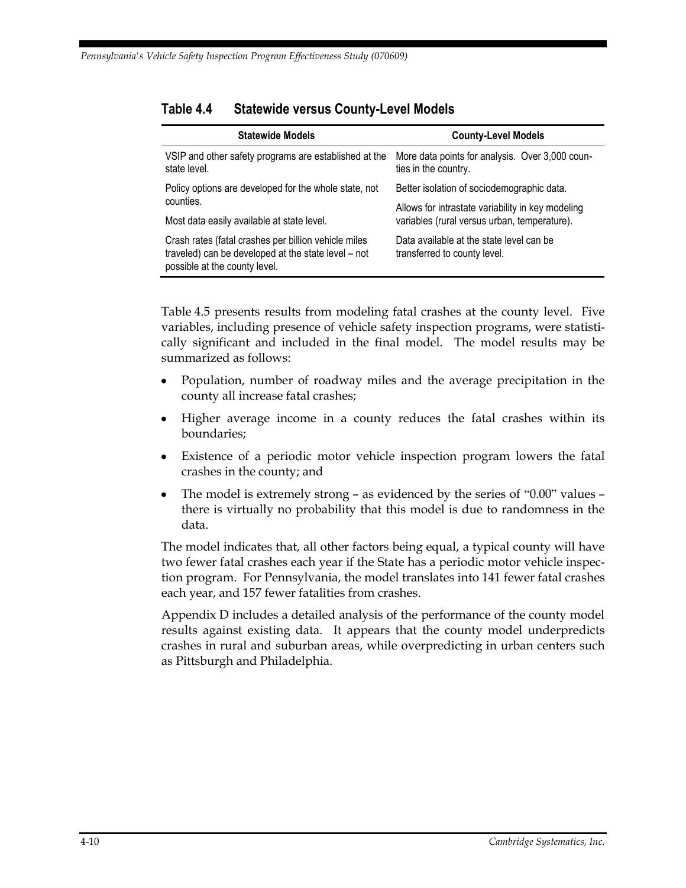## Table 4.4 Statewide versus County-Level Models

| Statewide Models | County-Level Models |
|---|---|
| VSIP and other safety programs are established at the state level. | More data points for analysis. Over 3,000 counties in the country. |
| Policy options are developed for the whole state, not counties. | Better isolation of sociodemographic data. |
| Most data easily available at state level. | Allows for intrastate variability in key modeling variables (rural versus urban, temperature). |
| Crash rates (fatal crashes per billion vehicle miles traveled) can be developed at the state level – not possible at the county level. | Data available at the state level can be transferred to county level. |

Table 4.5 presents results from modeling fatal crashes at the county level. Five variables, including presence of vehicle safety inspection programs, were statistically significant and included in the final model. The model results may be summarized as follows:

- Population, number of roadway miles and the average precipitation in the county all increase fatal crashes;
- Higher average income in a county reduces the fatal crashes within its boundaries;
- Existence of a periodic motor vehicle inspection program lowers the fatal crashes in the county; and
- The model is extremely strong – as evidenced by the series of "0.00" values – there is virtually no probability that this model is due to randomness in the data.

The model indicates that, all other factors being equal, a typical county will have two fewer fatal crashes each year if the State has a periodic motor vehicle inspection program. For Pennsylvania, the model translates into 141 fewer fatal crashes each year, and 157 fewer fatalities from crashes.

Appendix D includes a detailed analysis of the performance of the county model results against existing data. It appears that the county model underpredicts crashes in rural and suburban areas, while overpredicting in urban centers such as Pittsburgh and Philadelphia.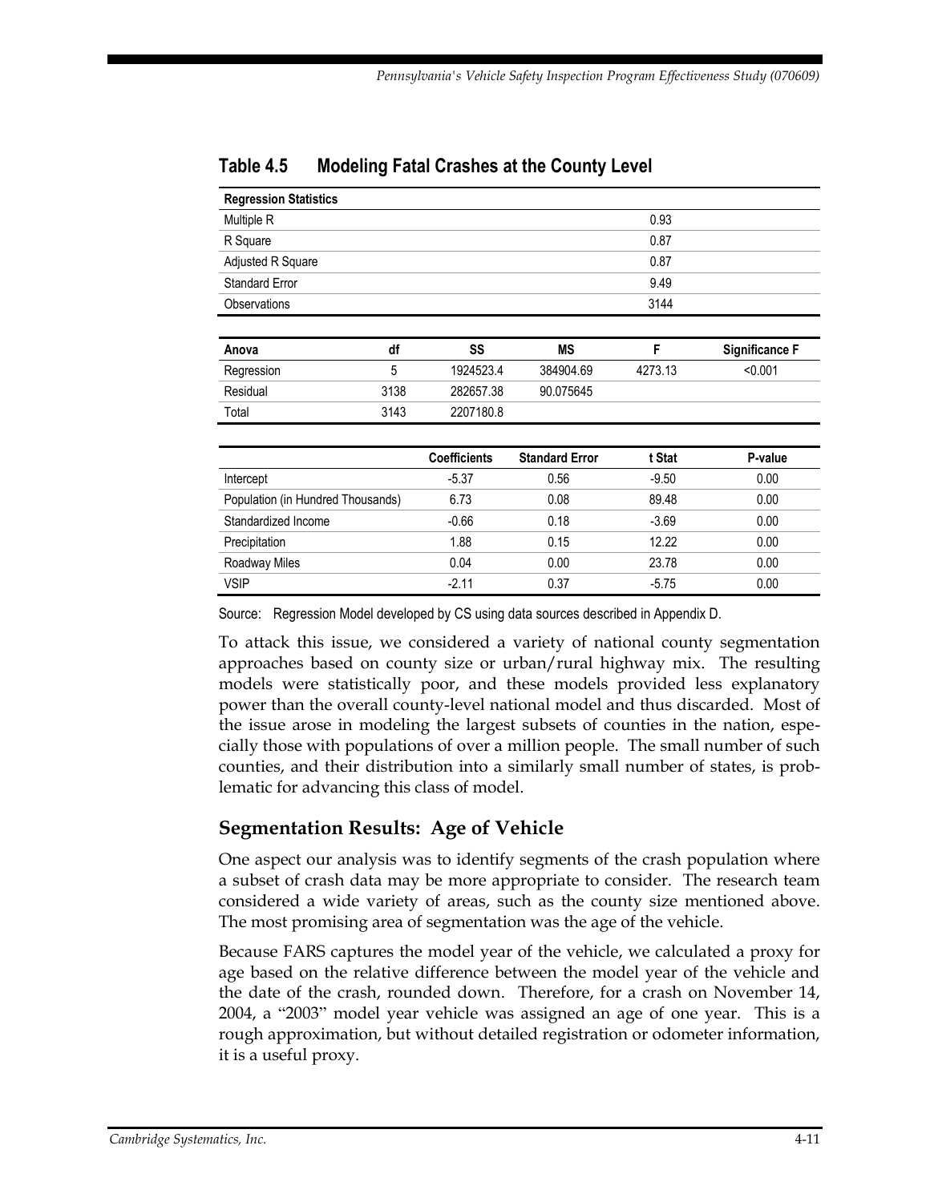## Table 4.5 Modeling Fatal Crashes at the County Level

| Regression Statistics | |
|---|---|
| Multiple R | 0.93 |
| R Square | 0.87 |
| Adjusted R Square | 0.87 |
| Standard Error | 9.49 |
| Observations | 3144 |

| Anova | df | SS | MS | F | Significance F |
|---|---|---|---|---|---|
| Regression | 5 | 1924523.4 | 384904.69 | 4273.13 | <0.001 |
| Residual | 3138 | 282657.38 | 90.075645 | | |
| Total | 3143 | 2207180.8 | | | |

| | Coefficients | Standard Error | t Stat | P-value |
|---|---|---|---|---|
| Intercept | -5.37 | 0.56 | -9.50 | 0.00 |
| Population (in Hundred Thousands) | 6.73 | 0.08 | 89.48 | 0.00 |
| Standardized Income | -0.66 | 0.18 | -3.69 | 0.00 |
| Precipitation | 1.88 | 0.15 | 12.22 | 0.00 |
| Roadway Miles | 0.04 | 0.00 | 23.78 | 0.00 |
| VSIP | -2.11 | 0.37 | -5.75 | 0.00 |

Source: Regression Model developed by CS using data sources described in Appendix D.

To attack this issue, we considered a variety of national county segmentation approaches based on county size or urban/rural highway mix. The resulting models were statistically poor, and these models provided less explanatory power than the overall county-level national model and thus discarded. Most of the issue arose in modeling the largest subsets of counties in the nation, especially those with populations of over a million people. The small number of such counties, and their distribution into a similarly small number of states, is problematic for advancing this class of model.

### Segmentation Results: Age of Vehicle

One aspect our analysis was to identify segments of the crash population where a subset of crash data may be more appropriate to consider. The research team considered a wide variety of areas, such as the county size mentioned above. The most promising area of segmentation was the age of the vehicle.

Because FARS captures the model year of the vehicle, we calculated a proxy for age based on the relative difference between the model year of the vehicle and the date of the crash, rounded down. Therefore, for a crash on November 14, 2004, a "2003" model year vehicle was assigned an age of one year. This is a rough approximation, but without detailed registration or odometer information, it is a useful proxy.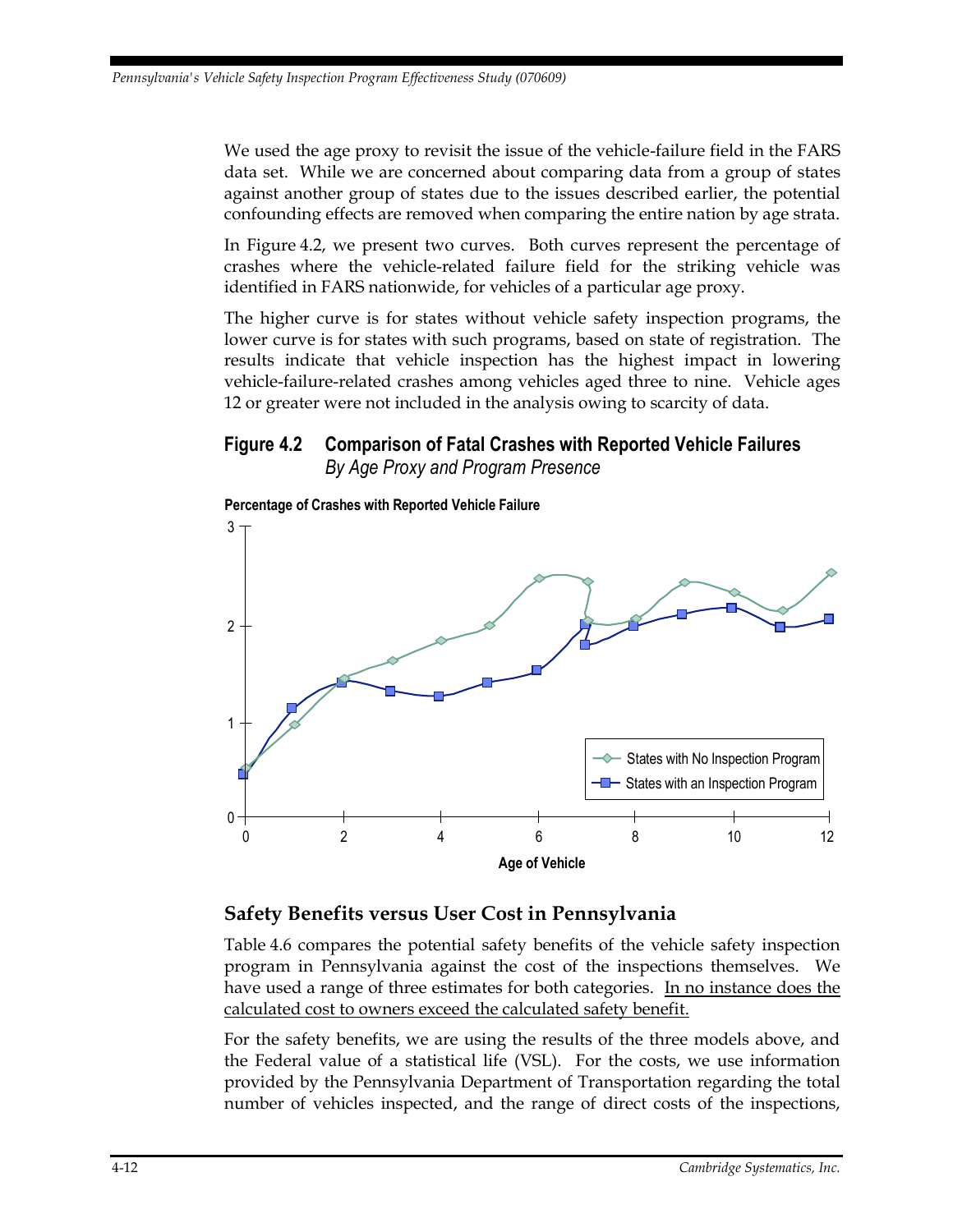We used the age proxy to revisit the issue of the vehicle-failure field in the FARS data set. While we are concerned about comparing data from a group of states against another group of states due to the issues described earlier, the potential confounding effects are removed when comparing the entire nation by age strata.

In Figure 4.2, we present two curves. Both curves represent the percentage of crashes where the vehicle-related failure field for the striking vehicle was identified in FARS nationwide, for vehicles of a particular age proxy.

The higher curve is for states without vehicle safety inspection programs, the lower curve is for states with such programs, based on state of registration. The results indicate that vehicle inspection has the highest impact in lowering vehicle-failure-related crashes among vehicles aged three to nine. Vehicle ages 12 or greater were not included in the analysis owing to scarcity of data.

**Figure 4.2 Comparison of Fatal Crashes with Reported Vehicle Failures**
*By Age Proxy and Program Presence*

**Percentage of Crashes with Reported Vehicle Failure**

**Age of Vehicle**

States with No Inspection Program
States with an Inspection Program

## Safety Benefits versus User Cost in Pennsylvania

Table 4.6 compares the potential safety benefits of the vehicle safety inspection program in Pennsylvania against the cost of the inspections themselves. We have used a range of three estimates for both categories. In no instance does the calculated cost to owners exceed the calculated safety benefit.

For the safety benefits, we are using the results of the three models above, and the Federal value of a statistical life (VSL). For the costs, we use information provided by the Pennsylvania Department of Transportation regarding the total number of vehicles inspected, and the range of direct costs of the inspections,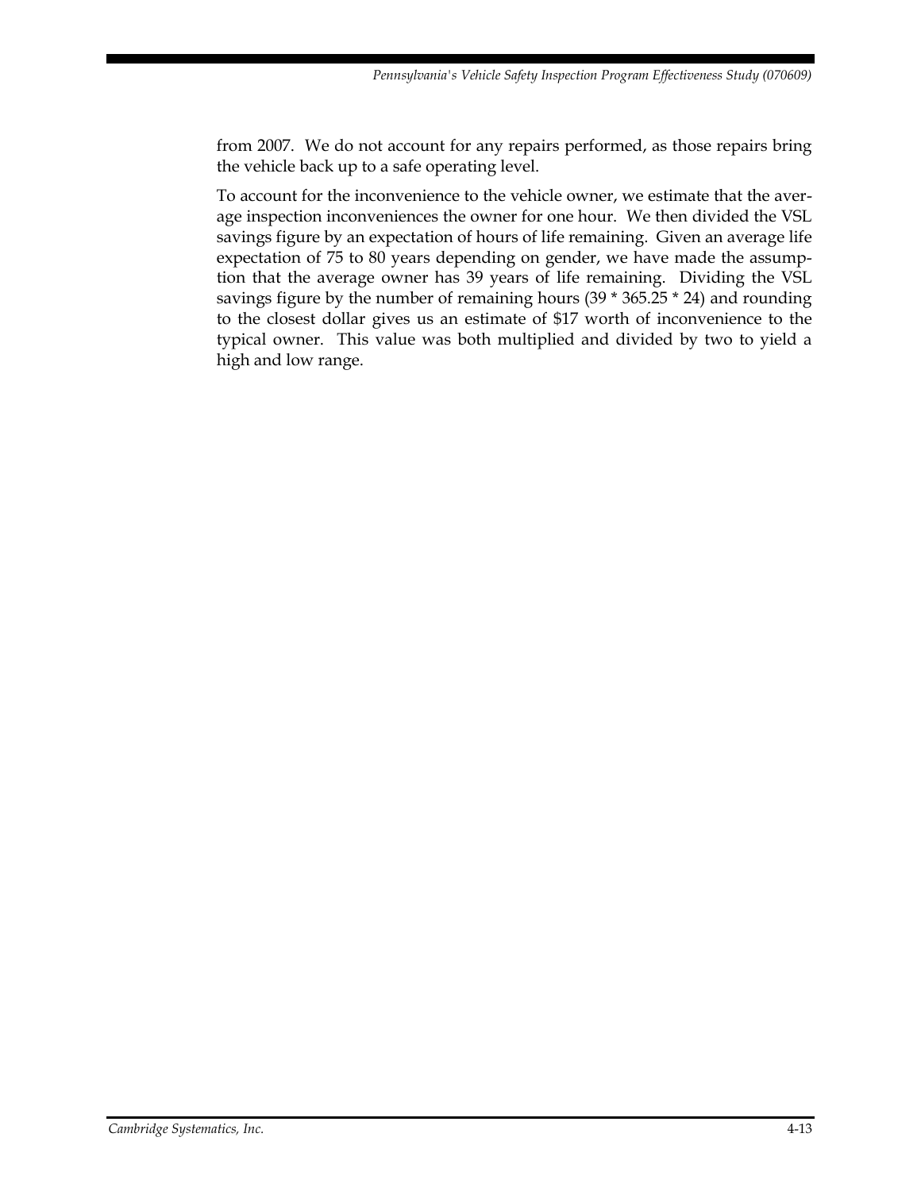from 2007. We do not account for any repairs performed, as those repairs bring the vehicle back up to a safe operating level.

To account for the inconvenience to the vehicle owner, we estimate that the average inspection inconveniences the owner for one hour. We then divided the VSL savings figure by an expectation of hours of life remaining. Given an average life expectation of 75 to 80 years depending on gender, we have made the assumption that the average owner has 39 years of life remaining. Dividing the VSL savings figure by the number of remaining hours (39 * 365.25 * 24) and rounding to the closest dollar gives us an estimate of $17 worth of inconvenience to the typical owner. This value was both multiplied and divided by two to yield a high and low range.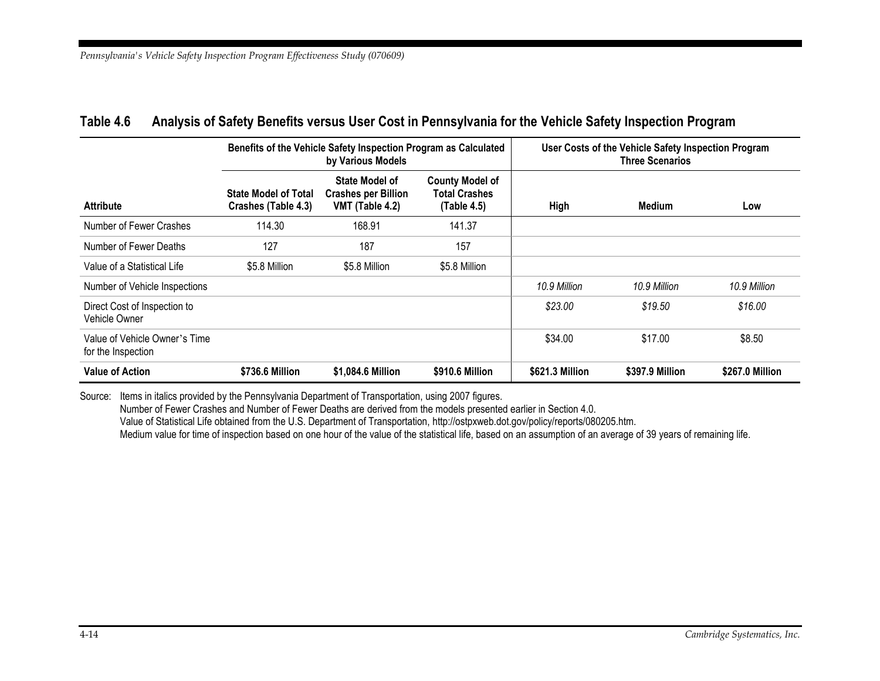## Table 4.6 Analysis of Safety Benefits versus User Cost in Pennsylvania for the Vehicle Safety Inspection Program

| | Benefits of the Vehicle Safety Inspection Program as Calculated by Various Models | | | User Costs of the Vehicle Safety Inspection Program Three Scenarios | | |
|---|---|---|---|---|---|---|
| **Attribute** | **State Model of Total Crashes (Table 4.3)** | **State Model of Crashes per Billion VMT (Table 4.2)** | **County Model of Total Crashes (Table 4.5)** | **High** | **Medium** | **Low** |
| Number of Fewer Crashes | 114.30 | 168.91 | 141.37 | | | |
| Number of Fewer Deaths | 127 | 187 | 157 | | | |
| Value of a Statistical Life | $5.8 Million | $5.8 Million | $5.8 Million | | | |
| Number of Vehicle Inspections | | | | *10.9 Million* | *10.9 Million* | *10.9 Million* |
| Direct Cost of Inspection to Vehicle Owner | | | | *$23.00* | *$19.50* | *$16.00* |
| Value of Vehicle Owner's Time for the Inspection | | | | $34.00 | $17.00 | $8.50 |
| **Value of Action** | **$736.6 Million** | **$1,084.6 Million** | **$910.6 Million** | **$621.3 Million** | **$397.9 Million** | **$267.0 Million** |

Source: Items in italics provided by the Pennsylvania Department of Transportation, using 2007 figures.
Number of Fewer Crashes and Number of Fewer Deaths are derived from the models presented earlier in Section 4.0.
Value of Statistical Life obtained from the U.S. Department of Transportation, http://ostpxweb.dot.gov/policy/reports/080205.htm.
Medium value for time of inspection based on one hour of the value of the statistical life, based on an assumption of an average of 39 years of remaining life.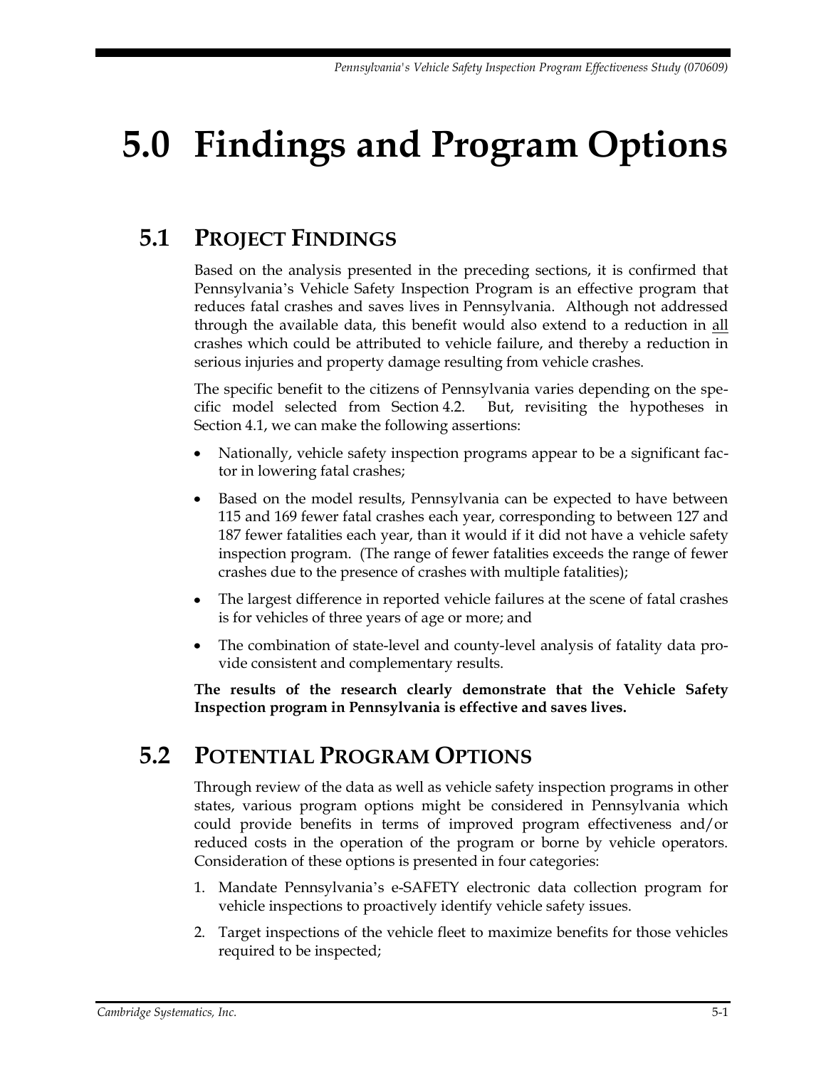# 5.0 Findings and Program Options

## 5.1 Project Findings

Based on the analysis presented in the preceding sections, it is confirmed that Pennsylvania's Vehicle Safety Inspection Program is an effective program that reduces fatal crashes and saves lives in Pennsylvania. Although not addressed through the available data, this benefit would also extend to a reduction in all crashes which could be attributed to vehicle failure, and thereby a reduction in serious injuries and property damage resulting from vehicle crashes.

The specific benefit to the citizens of Pennsylvania varies depending on the specific model selected from Section 4.2. But, revisiting the hypotheses in Section 4.1, we can make the following assertions:

- Nationally, vehicle safety inspection programs appear to be a significant factor in lowering fatal crashes;
- Based on the model results, Pennsylvania can be expected to have between 115 and 169 fewer fatal crashes each year, corresponding to between 127 and 187 fewer fatalities each year, than it would if it did not have a vehicle safety inspection program. (The range of fewer fatalities exceeds the range of fewer crashes due to the presence of crashes with multiple fatalities);
- The largest difference in reported vehicle failures at the scene of fatal crashes is for vehicles of three years of age or more; and
- The combination of state-level and county-level analysis of fatality data provide consistent and complementary results.

**The results of the research clearly demonstrate that the Vehicle Safety Inspection program in Pennsylvania is effective and saves lives.**

## 5.2 Potential Program Options

Through review of the data as well as vehicle safety inspection programs in other states, various program options might be considered in Pennsylvania which could provide benefits in terms of improved program effectiveness and/or reduced costs in the operation of the program or borne by vehicle operators. Consideration of these options is presented in four categories:

1. Mandate Pennsylvania's e-SAFETY electronic data collection program for vehicle inspections to proactively identify vehicle safety issues.
2. Target inspections of the vehicle fleet to maximize benefits for those vehicles required to be inspected;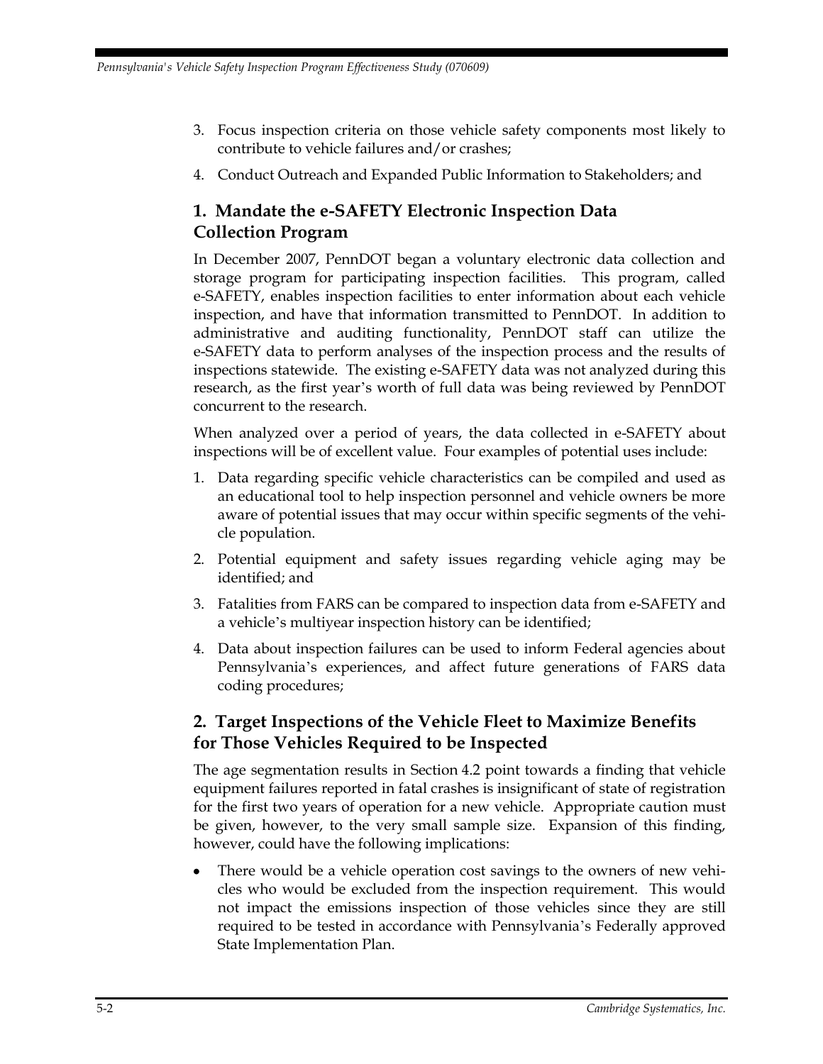3. Focus inspection criteria on those vehicle safety components most likely to contribute to vehicle failures and/or crashes;
4. Conduct Outreach and Expanded Public Information to Stakeholders; and

## 1. Mandate the e-SAFETY Electronic Inspection Data Collection Program

In December 2007, PennDOT began a voluntary electronic data collection and storage program for participating inspection facilities. This program, called e-SAFETY, enables inspection facilities to enter information about each vehicle inspection, and have that information transmitted to PennDOT. In addition to administrative and auditing functionality, PennDOT staff can utilize the e-SAFETY data to perform analyses of the inspection process and the results of inspections statewide. The existing e-SAFETY data was not analyzed during this research, as the first year's worth of full data was being reviewed by PennDOT concurrent to the research.

When analyzed over a period of years, the data collected in e-SAFETY about inspections will be of excellent value. Four examples of potential uses include:

1. Data regarding specific vehicle characteristics can be compiled and used as an educational tool to help inspection personnel and vehicle owners be more aware of potential issues that may occur within specific segments of the vehicle population.
2. Potential equipment and safety issues regarding vehicle aging may be identified; and
3. Fatalities from FARS can be compared to inspection data from e-SAFETY and a vehicle's multiyear inspection history can be identified;
4. Data about inspection failures can be used to inform Federal agencies about Pennsylvania's experiences, and affect future generations of FARS data coding procedures;

## 2. Target Inspections of the Vehicle Fleet to Maximize Benefits for Those Vehicles Required to be Inspected

The age segmentation results in Section 4.2 point towards a finding that vehicle equipment failures reported in fatal crashes is insignificant of state of registration for the first two years of operation for a new vehicle. Appropriate caution must be given, however, to the very small sample size. Expansion of this finding, however, could have the following implications:

- There would be a vehicle operation cost savings to the owners of new vehicles who would be excluded from the inspection requirement. This would not impact the emissions inspection of those vehicles since they are still required to be tested in accordance with Pennsylvania's Federally approved State Implementation Plan.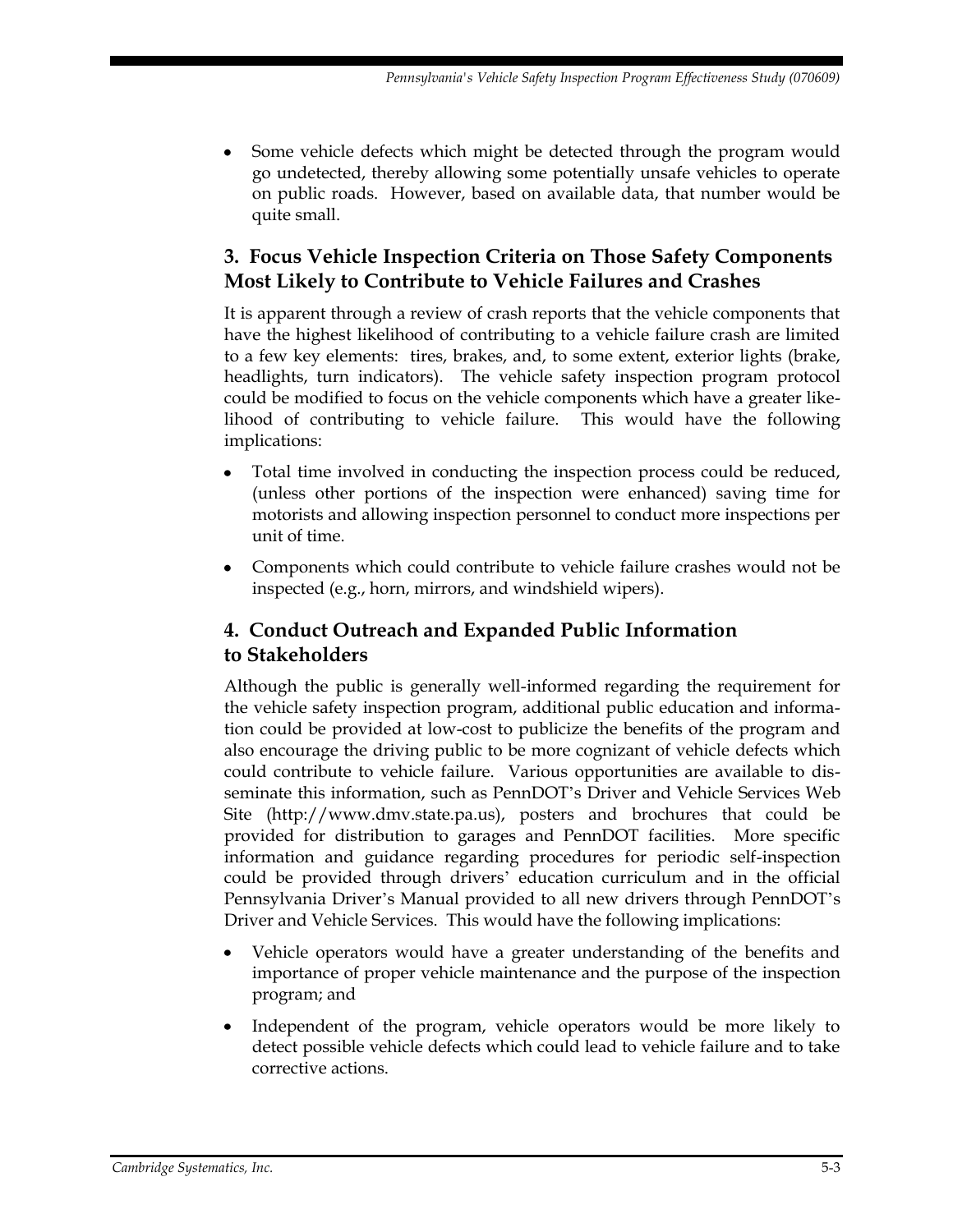- Some vehicle defects which might be detected through the program would go undetected, thereby allowing some potentially unsafe vehicles to operate on public roads. However, based on available data, that number would be quite small.

## 3. Focus Vehicle Inspection Criteria on Those Safety Components Most Likely to Contribute to Vehicle Failures and Crashes

It is apparent through a review of crash reports that the vehicle components that have the highest likelihood of contributing to a vehicle failure crash are limited to a few key elements: tires, brakes, and, to some extent, exterior lights (brake, headlights, turn indicators). The vehicle safety inspection program protocol could be modified to focus on the vehicle components which have a greater likelihood of contributing to vehicle failure. This would have the following implications:

- Total time involved in conducting the inspection process could be reduced, (unless other portions of the inspection were enhanced) saving time for motorists and allowing inspection personnel to conduct more inspections per unit of time.
- Components which could contribute to vehicle failure crashes would not be inspected (e.g., horn, mirrors, and windshield wipers).

## 4. Conduct Outreach and Expanded Public Information to Stakeholders

Although the public is generally well-informed regarding the requirement for the vehicle safety inspection program, additional public education and information could be provided at low-cost to publicize the benefits of the program and also encourage the driving public to be more cognizant of vehicle defects which could contribute to vehicle failure. Various opportunities are available to disseminate this information, such as PennDOT's Driver and Vehicle Services Web Site (http://www.dmv.state.pa.us), posters and brochures that could be provided for distribution to garages and PennDOT facilities. More specific information and guidance regarding procedures for periodic self-inspection could be provided through drivers' education curriculum and in the official Pennsylvania Driver's Manual provided to all new drivers through PennDOT's Driver and Vehicle Services. This would have the following implications:

- Vehicle operators would have a greater understanding of the benefits and importance of proper vehicle maintenance and the purpose of the inspection program; and
- Independent of the program, vehicle operators would be more likely to detect possible vehicle defects which could lead to vehicle failure and to take corrective actions.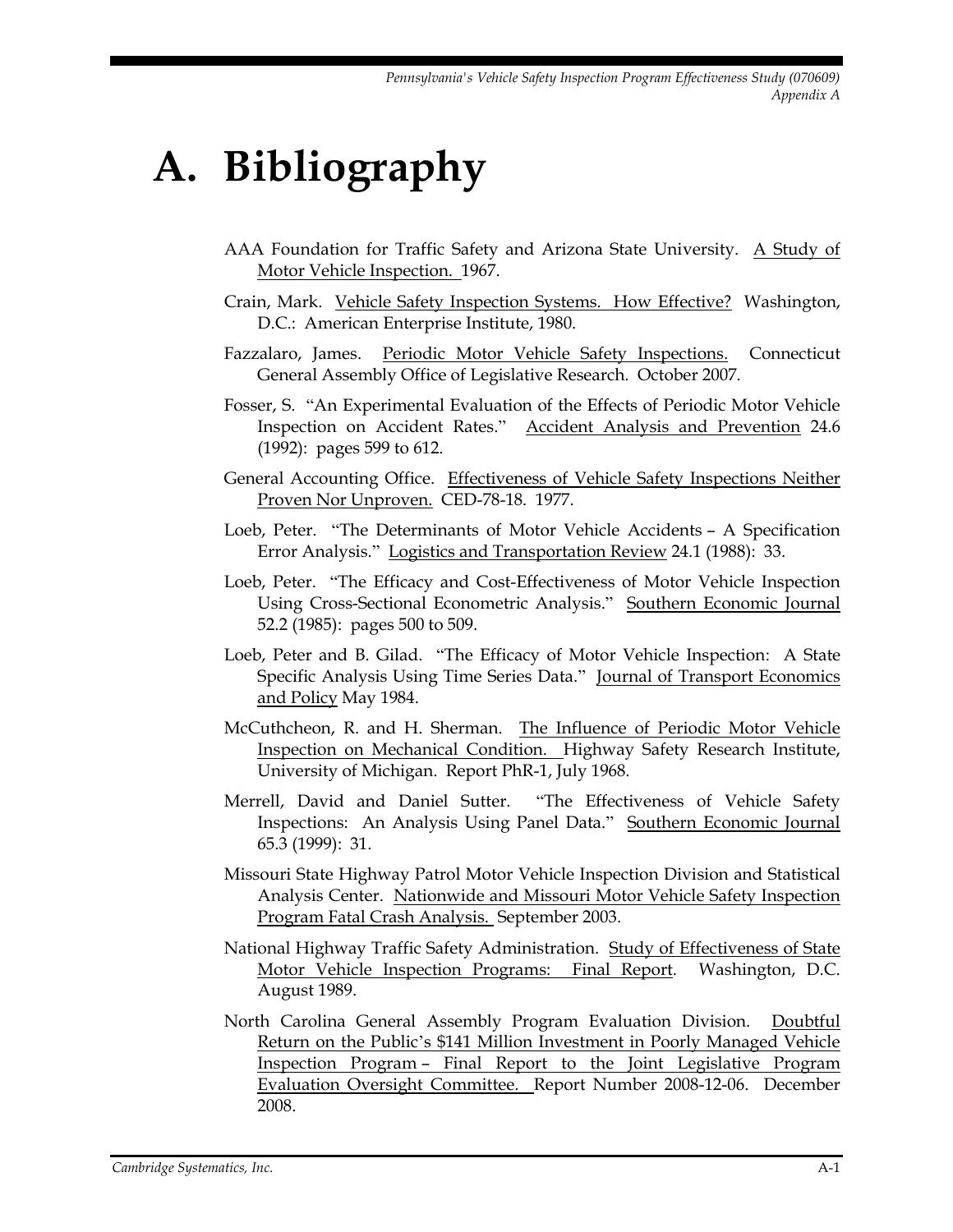# A. Bibliography

AAA Foundation for Traffic Safety and Arizona State University. A Study of Motor Vehicle Inspection. 1967.

Crain, Mark. Vehicle Safety Inspection Systems. How Effective? Washington, D.C.: American Enterprise Institute, 1980.

Fazzalaro, James. Periodic Motor Vehicle Safety Inspections. Connecticut General Assembly Office of Legislative Research. October 2007.

Fosser, S. "An Experimental Evaluation of the Effects of Periodic Motor Vehicle Inspection on Accident Rates." Accident Analysis and Prevention 24.6 (1992): pages 599 to 612.

General Accounting Office. Effectiveness of Vehicle Safety Inspections Neither Proven Nor Unproven. CED-78-18. 1977.

Loeb, Peter. "The Determinants of Motor Vehicle Accidents – A Specification Error Analysis." Logistics and Transportation Review 24.1 (1988): 33.

Loeb, Peter. "The Efficacy and Cost-Effectiveness of Motor Vehicle Inspection Using Cross-Sectional Econometric Analysis." Southern Economic Journal 52.2 (1985): pages 500 to 509.

Loeb, Peter and B. Gilad. "The Efficacy of Motor Vehicle Inspection: A State Specific Analysis Using Time Series Data." Journal of Transport Economics and Policy May 1984.

McCuthcheon, R. and H. Sherman. The Influence of Periodic Motor Vehicle Inspection on Mechanical Condition. Highway Safety Research Institute, University of Michigan. Report PhR-1, July 1968.

Merrell, David and Daniel Sutter. "The Effectiveness of Vehicle Safety Inspections: An Analysis Using Panel Data." Southern Economic Journal 65.3 (1999): 31.

Missouri State Highway Patrol Motor Vehicle Inspection Division and Statistical Analysis Center. Nationwide and Missouri Motor Vehicle Safety Inspection Program Fatal Crash Analysis. September 2003.

National Highway Traffic Safety Administration. Study of Effectiveness of State Motor Vehicle Inspection Programs: Final Report. Washington, D.C. August 1989.

North Carolina General Assembly Program Evaluation Division. Doubtful Return on the Public's $141 Million Investment in Poorly Managed Vehicle Inspection Program – Final Report to the Joint Legislative Program Evaluation Oversight Committee. Report Number 2008-12-06. December 2008.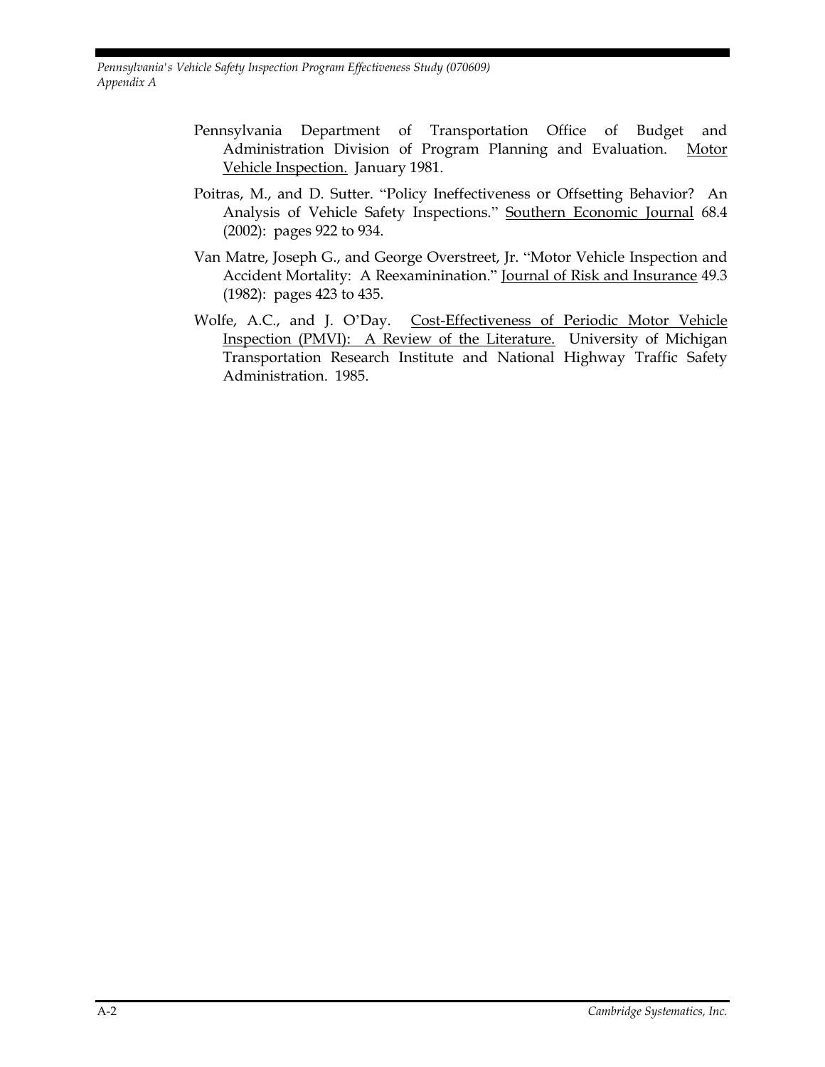Pennsylvania Department of Transportation Office of Budget and Administration Division of Program Planning and Evaluation. Motor Vehicle Inspection. January 1981.

Poitras, M., and D. Sutter. "Policy Ineffectiveness or Offsetting Behavior? An Analysis of Vehicle Safety Inspections." Southern Economic Journal 68.4 (2002): pages 922 to 934.

Van Matre, Joseph G., and George Overstreet, Jr. "Motor Vehicle Inspection and Accident Mortality: A Reexaminination." Journal of Risk and Insurance 49.3 (1982): pages 423 to 435.

Wolfe, A.C., and J. O'Day. Cost-Effectiveness of Periodic Motor Vehicle Inspection (PMVI): A Review of the Literature. University of Michigan Transportation Research Institute and National Highway Traffic Safety Administration. 1985.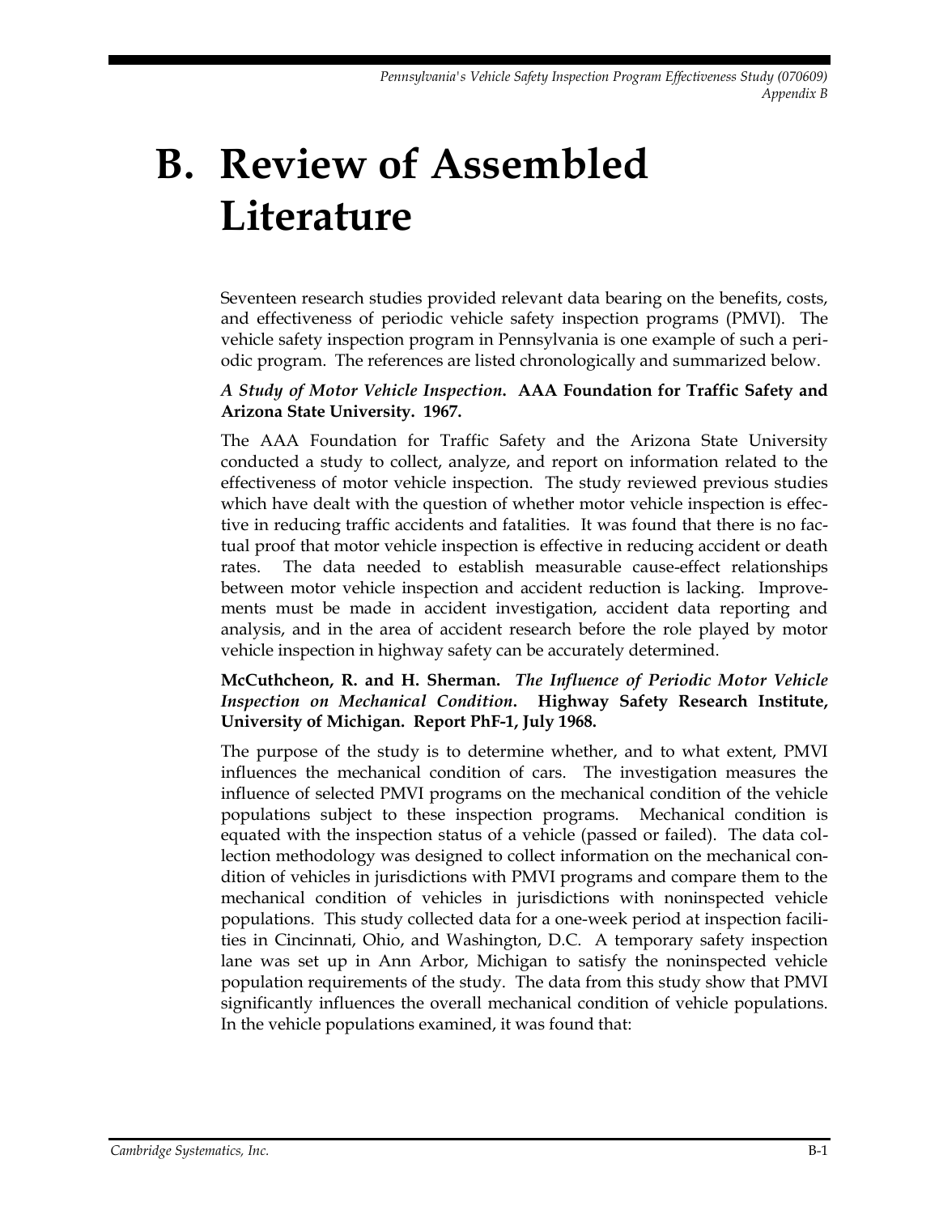# B. Review of Assembled Literature

Seventeen research studies provided relevant data bearing on the benefits, costs, and effectiveness of periodic vehicle safety inspection programs (PMVI). The vehicle safety inspection program in Pennsylvania is one example of such a periodic program. The references are listed chronologically and summarized below.

***A Study of Motor Vehicle Inspection*. AAA Foundation for Traffic Safety and Arizona State University. 1967.**

The AAA Foundation for Traffic Safety and the Arizona State University conducted a study to collect, analyze, and report on information related to the effectiveness of motor vehicle inspection. The study reviewed previous studies which have dealt with the question of whether motor vehicle inspection is effective in reducing traffic accidents and fatalities. It was found that there is no factual proof that motor vehicle inspection is effective in reducing accident or death rates. The data needed to establish measurable cause-effect relationships between motor vehicle inspection and accident reduction is lacking. Improvements must be made in accident investigation, accident data reporting and analysis, and in the area of accident research before the role played by motor vehicle inspection in highway safety can be accurately determined.

**McCuthcheon, R. and H. Sherman. *The Influence of Periodic Motor Vehicle Inspection on Mechanical Condition*. Highway Safety Research Institute, University of Michigan. Report PhF-1, July 1968.**

The purpose of the study is to determine whether, and to what extent, PMVI influences the mechanical condition of cars. The investigation measures the influence of selected PMVI programs on the mechanical condition of the vehicle populations subject to these inspection programs. Mechanical condition is equated with the inspection status of a vehicle (passed or failed). The data collection methodology was designed to collect information on the mechanical condition of vehicles in jurisdictions with PMVI programs and compare them to the mechanical condition of vehicles in jurisdictions with noninspected vehicle populations. This study collected data for a one-week period at inspection facilities in Cincinnati, Ohio, and Washington, D.C. A temporary safety inspection lane was set up in Ann Arbor, Michigan to satisfy the noninspected vehicle population requirements of the study. The data from this study show that PMVI significantly influences the overall mechanical condition of vehicle populations. In the vehicle populations examined, it was found that: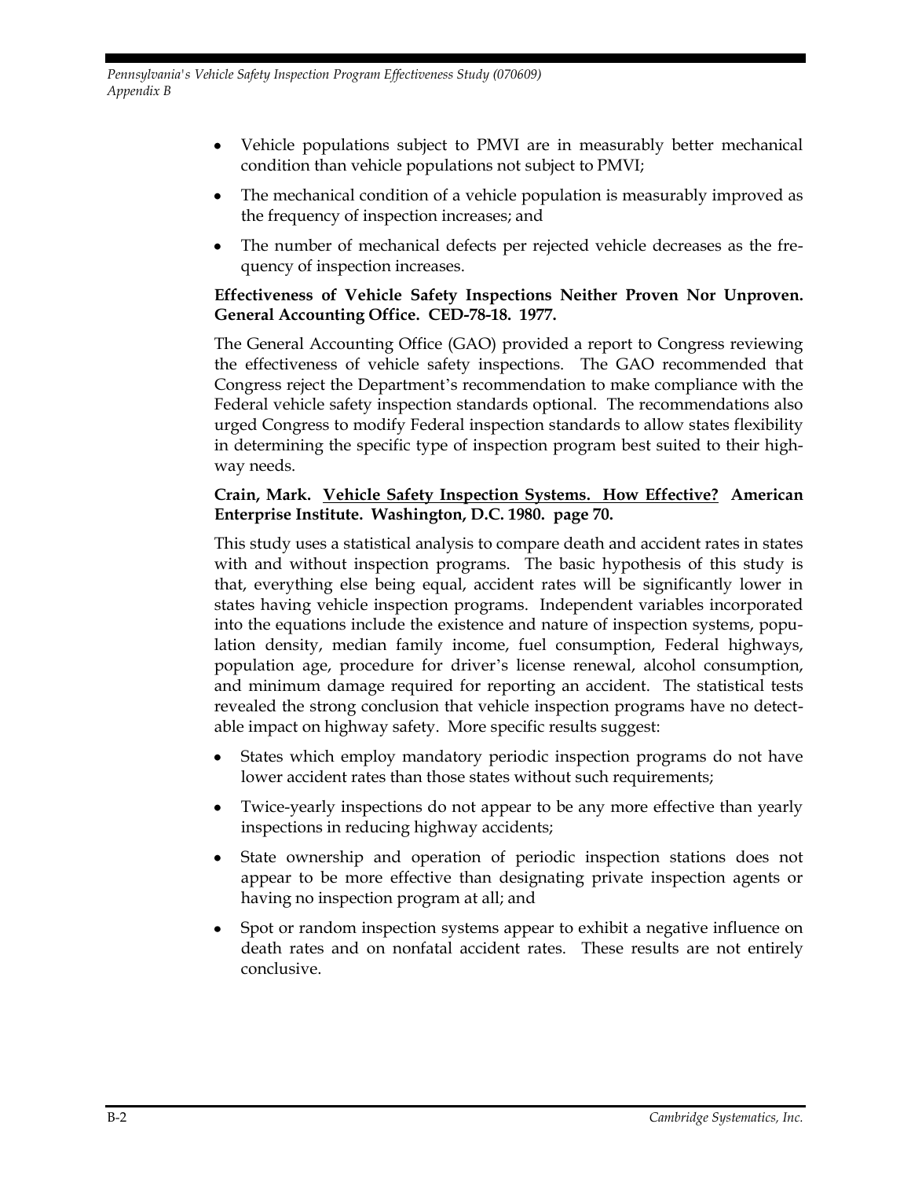- Vehicle populations subject to PMVI are in measurably better mechanical condition than vehicle populations not subject to PMVI;
- The mechanical condition of a vehicle population is measurably improved as the frequency of inspection increases; and
- The number of mechanical defects per rejected vehicle decreases as the frequency of inspection increases.

**Effectiveness of Vehicle Safety Inspections Neither Proven Nor Unproven. General Accounting Office. CED-78-18. 1977.**

The General Accounting Office (GAO) provided a report to Congress reviewing the effectiveness of vehicle safety inspections. The GAO recommended that Congress reject the Department's recommendation to make compliance with the Federal vehicle safety inspection standards optional. The recommendations also urged Congress to modify Federal inspection standards to allow states flexibility in determining the specific type of inspection program best suited to their highway needs.

**Crain, Mark. <u>Vehicle Safety Inspection Systems. How Effective?</u> American Enterprise Institute. Washington, D.C. 1980. page 70.**

This study uses a statistical analysis to compare death and accident rates in states with and without inspection programs. The basic hypothesis of this study is that, everything else being equal, accident rates will be significantly lower in states having vehicle inspection programs. Independent variables incorporated into the equations include the existence and nature of inspection systems, population density, median family income, fuel consumption, Federal highways, population age, procedure for driver's license renewal, alcohol consumption, and minimum damage required for reporting an accident. The statistical tests revealed the strong conclusion that vehicle inspection programs have no detectable impact on highway safety. More specific results suggest:

- States which employ mandatory periodic inspection programs do not have lower accident rates than those states without such requirements;
- Twice-yearly inspections do not appear to be any more effective than yearly inspections in reducing highway accidents;
- State ownership and operation of periodic inspection stations does not appear to be more effective than designating private inspection agents or having no inspection program at all; and
- Spot or random inspection systems appear to exhibit a negative influence on death rates and on nonfatal accident rates. These results are not entirely conclusive.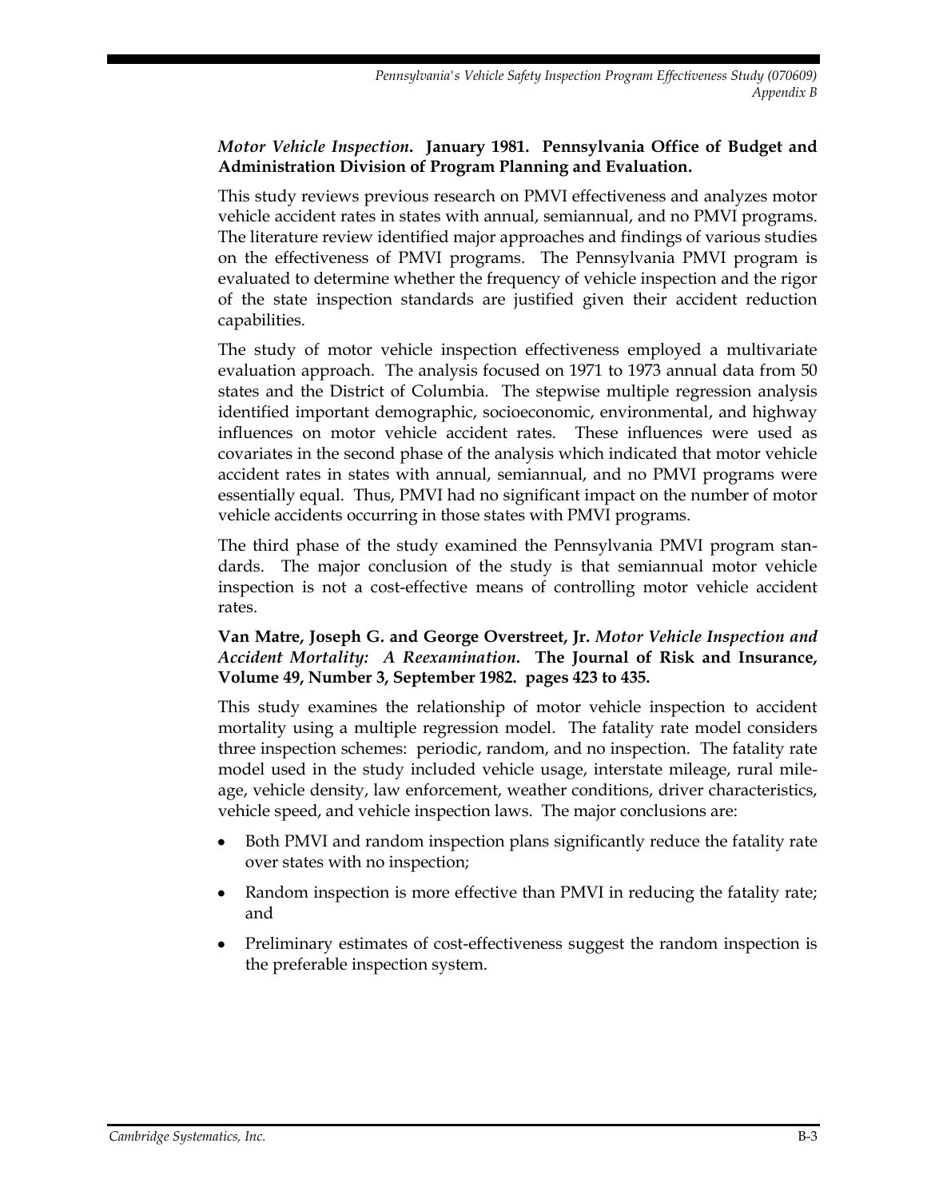***Motor Vehicle Inspection*. January 1981. Pennsylvania Office of Budget and Administration Division of Program Planning and Evaluation.**

This study reviews previous research on PMVI effectiveness and analyzes motor vehicle accident rates in states with annual, semiannual, and no PMVI programs. The literature review identified major approaches and findings of various studies on the effectiveness of PMVI programs. The Pennsylvania PMVI program is evaluated to determine whether the frequency of vehicle inspection and the rigor of the state inspection standards are justified given their accident reduction capabilities.

The study of motor vehicle inspection effectiveness employed a multivariate evaluation approach. The analysis focused on 1971 to 1973 annual data from 50 states and the District of Columbia. The stepwise multiple regression analysis identified important demographic, socioeconomic, environmental, and highway influences on motor vehicle accident rates. These influences were used as covariates in the second phase of the analysis which indicated that motor vehicle accident rates in states with annual, semiannual, and no PMVI programs were essentially equal. Thus, PMVI had no significant impact on the number of motor vehicle accidents occurring in those states with PMVI programs.

The third phase of the study examined the Pennsylvania PMVI program standards. The major conclusion of the study is that semiannual motor vehicle inspection is not a cost-effective means of controlling motor vehicle accident rates.

**Van Matre, Joseph G. and George Overstreet, Jr. *Motor Vehicle Inspection and Accident Mortality: A Reexamination*. The Journal of Risk and Insurance, Volume 49, Number 3, September 1982. pages 423 to 435.**

This study examines the relationship of motor vehicle inspection to accident mortality using a multiple regression model. The fatality rate model considers three inspection schemes: periodic, random, and no inspection. The fatality rate model used in the study included vehicle usage, interstate mileage, rural mileage, vehicle density, law enforcement, weather conditions, driver characteristics, vehicle speed, and vehicle inspection laws. The major conclusions are:

- Both PMVI and random inspection plans significantly reduce the fatality rate over states with no inspection;
- Random inspection is more effective than PMVI in reducing the fatality rate; and
- Preliminary estimates of cost-effectiveness suggest the random inspection is the preferable inspection system.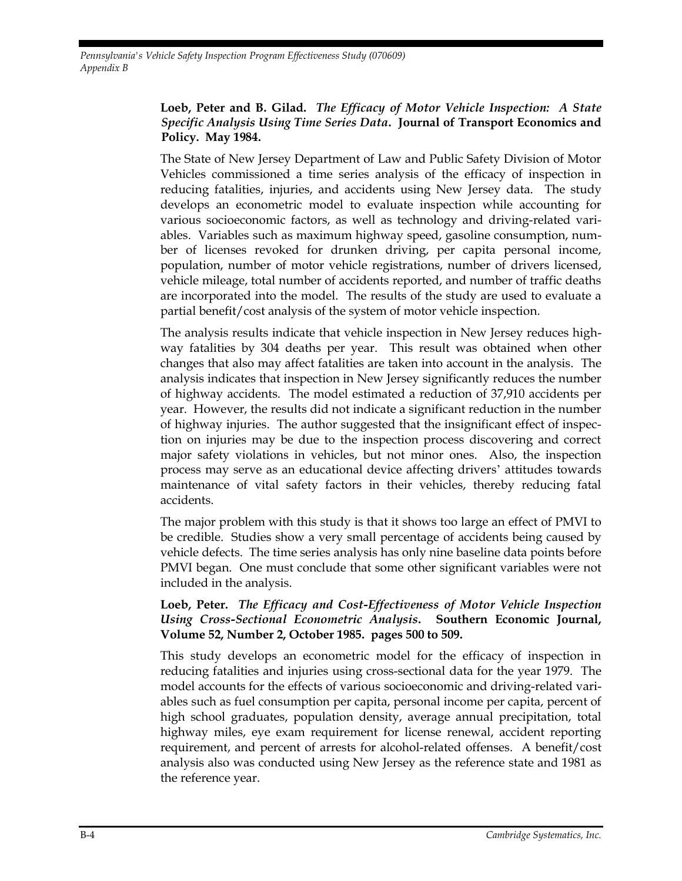**Loeb, Peter and B. Gilad.** ***The Efficacy of Motor Vehicle Inspection: A State Specific Analysis Using Time Series Data*****. Journal of Transport Economics and Policy. May 1984.**

The State of New Jersey Department of Law and Public Safety Division of Motor Vehicles commissioned a time series analysis of the efficacy of inspection in reducing fatalities, injuries, and accidents using New Jersey data. The study develops an econometric model to evaluate inspection while accounting for various socioeconomic factors, as well as technology and driving-related variables. Variables such as maximum highway speed, gasoline consumption, number of licenses revoked for drunken driving, per capita personal income, population, number of motor vehicle registrations, number of drivers licensed, vehicle mileage, total number of accidents reported, and number of traffic deaths are incorporated into the model. The results of the study are used to evaluate a partial benefit/cost analysis of the system of motor vehicle inspection.

The analysis results indicate that vehicle inspection in New Jersey reduces highway fatalities by 304 deaths per year. This result was obtained when other changes that also may affect fatalities are taken into account in the analysis. The analysis indicates that inspection in New Jersey significantly reduces the number of highway accidents. The model estimated a reduction of 37,910 accidents per year. However, the results did not indicate a significant reduction in the number of highway injuries. The author suggested that the insignificant effect of inspection on injuries may be due to the inspection process discovering and correct major safety violations in vehicles, but not minor ones. Also, the inspection process may serve as an educational device affecting drivers' attitudes towards maintenance of vital safety factors in their vehicles, thereby reducing fatal accidents.

The major problem with this study is that it shows too large an effect of PMVI to be credible. Studies show a very small percentage of accidents being caused by vehicle defects. The time series analysis has only nine baseline data points before PMVI began. One must conclude that some other significant variables were not included in the analysis.

**Loeb, Peter.** ***The Efficacy and Cost-Effectiveness of Motor Vehicle Inspection Using Cross-Sectional Econometric Analysis*****. Southern Economic Journal, Volume 52, Number 2, October 1985. pages 500 to 509.**

This study develops an econometric model for the efficacy of inspection in reducing fatalities and injuries using cross-sectional data for the year 1979. The model accounts for the effects of various socioeconomic and driving-related variables such as fuel consumption per capita, personal income per capita, percent of high school graduates, population density, average annual precipitation, total highway miles, eye exam requirement for license renewal, accident reporting requirement, and percent of arrests for alcohol-related offenses. A benefit/cost analysis also was conducted using New Jersey as the reference state and 1981 as the reference year.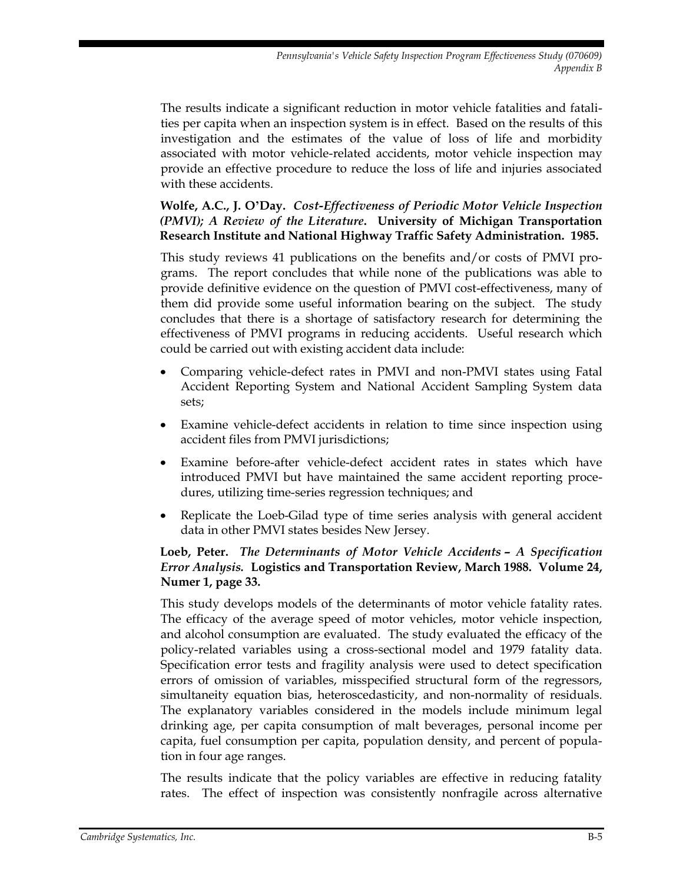The results indicate a significant reduction in motor vehicle fatalities and fatalities per capita when an inspection system is in effect. Based on the results of this investigation and the estimates of the value of loss of life and morbidity associated with motor vehicle-related accidents, motor vehicle inspection may provide an effective procedure to reduce the loss of life and injuries associated with these accidents.

**Wolfe, A.C., J. O'Day.** ***Cost-Effectiveness of Periodic Motor Vehicle Inspection (PMVI); A Review of the Literature*****. University of Michigan Transportation Research Institute and National Highway Traffic Safety Administration. 1985.**

This study reviews 41 publications on the benefits and/or costs of PMVI programs. The report concludes that while none of the publications was able to provide definitive evidence on the question of PMVI cost-effectiveness, many of them did provide some useful information bearing on the subject. The study concludes that there is a shortage of satisfactory research for determining the effectiveness of PMVI programs in reducing accidents. Useful research which could be carried out with existing accident data include:

- Comparing vehicle-defect rates in PMVI and non-PMVI states using Fatal Accident Reporting System and National Accident Sampling System data sets;
- Examine vehicle-defect accidents in relation to time since inspection using accident files from PMVI jurisdictions;
- Examine before-after vehicle-defect accident rates in states which have introduced PMVI but have maintained the same accident reporting procedures, utilizing time-series regression techniques; and
- Replicate the Loeb-Gilad type of time series analysis with general accident data in other PMVI states besides New Jersey.

**Loeb, Peter.** ***The Determinants of Motor Vehicle Accidents – A Specification Error Analysis.*** **Logistics and Transportation Review, March 1988. Volume 24, Numer 1, page 33.**

This study develops models of the determinants of motor vehicle fatality rates. The efficacy of the average speed of motor vehicles, motor vehicle inspection, and alcohol consumption are evaluated. The study evaluated the efficacy of the policy-related variables using a cross-sectional model and 1979 fatality data. Specification error tests and fragility analysis were used to detect specification errors of omission of variables, misspecified structural form of the regressors, simultaneity equation bias, heteroscedasticity, and non-normality of residuals. The explanatory variables considered in the models include minimum legal drinking age, per capita consumption of malt beverages, personal income per capita, fuel consumption per capita, population density, and percent of population in four age ranges.

The results indicate that the policy variables are effective in reducing fatality rates. The effect of inspection was consistently nonfragile across alternative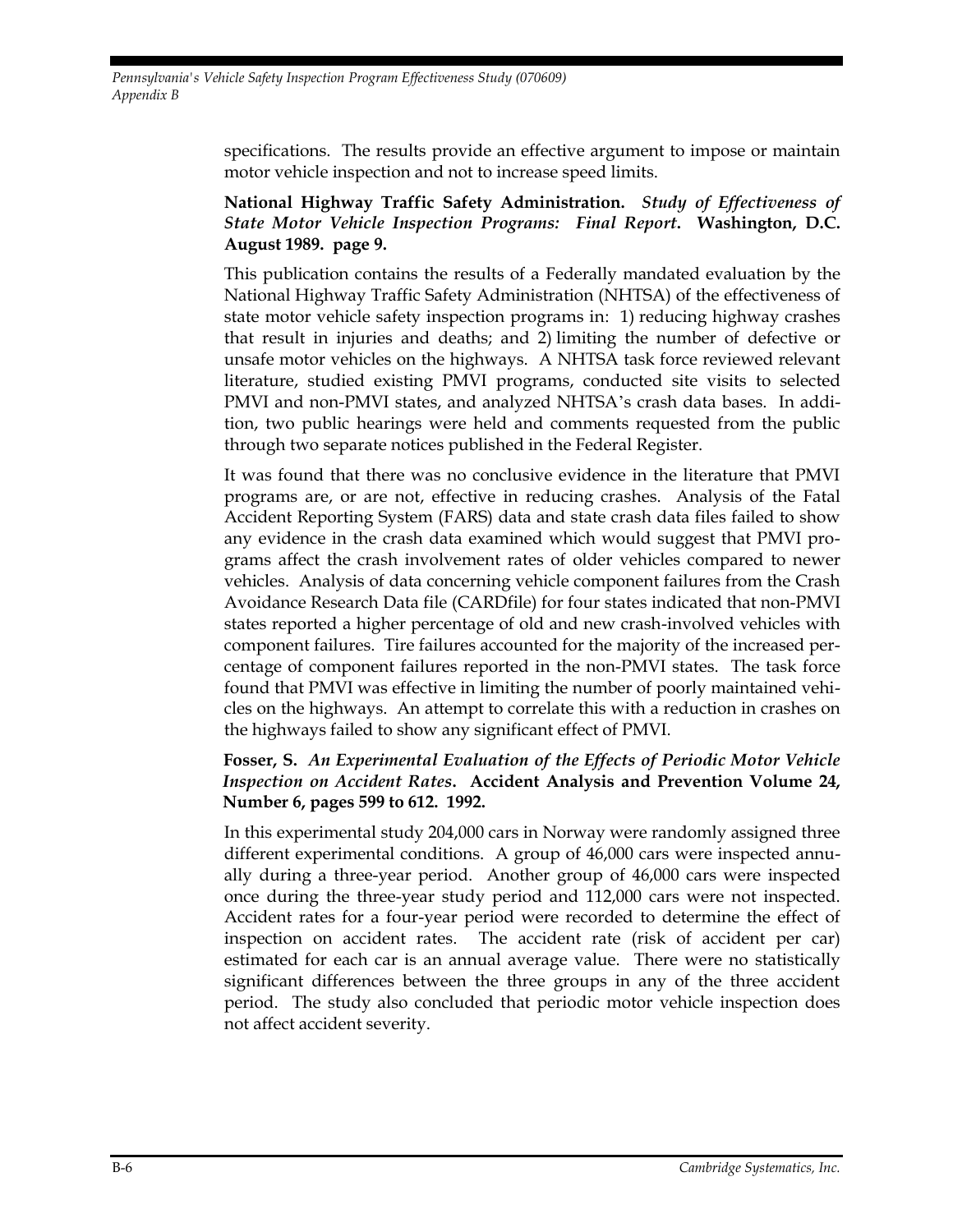specifications. The results provide an effective argument to impose or maintain motor vehicle inspection and not to increase speed limits.

**National Highway Traffic Safety Administration.** ***Study of Effectiveness of State Motor Vehicle Inspection Programs: Final Report*****. Washington, D.C. August 1989. page 9.**

This publication contains the results of a Federally mandated evaluation by the National Highway Traffic Safety Administration (NHTSA) of the effectiveness of state motor vehicle safety inspection programs in: 1) reducing highway crashes that result in injuries and deaths; and 2) limiting the number of defective or unsafe motor vehicles on the highways. A NHTSA task force reviewed relevant literature, studied existing PMVI programs, conducted site visits to selected PMVI and non-PMVI states, and analyzed NHTSA's crash data bases. In addition, two public hearings were held and comments requested from the public through two separate notices published in the Federal Register.

It was found that there was no conclusive evidence in the literature that PMVI programs are, or are not, effective in reducing crashes. Analysis of the Fatal Accident Reporting System (FARS) data and state crash data files failed to show any evidence in the crash data examined which would suggest that PMVI programs affect the crash involvement rates of older vehicles compared to newer vehicles. Analysis of data concerning vehicle component failures from the Crash Avoidance Research Data file (CARDfile) for four states indicated that non-PMVI states reported a higher percentage of old and new crash-involved vehicles with component failures. Tire failures accounted for the majority of the increased percentage of component failures reported in the non-PMVI states. The task force found that PMVI was effective in limiting the number of poorly maintained vehicles on the highways. An attempt to correlate this with a reduction in crashes on the highways failed to show any significant effect of PMVI.

**Fosser, S.** ***An Experimental Evaluation of the Effects of Periodic Motor Vehicle Inspection on Accident Rates*****. Accident Analysis and Prevention Volume 24, Number 6, pages 599 to 612. 1992.**

In this experimental study 204,000 cars in Norway were randomly assigned three different experimental conditions. A group of 46,000 cars were inspected annually during a three-year period. Another group of 46,000 cars were inspected once during the three-year study period and 112,000 cars were not inspected. Accident rates for a four-year period were recorded to determine the effect of inspection on accident rates. The accident rate (risk of accident per car) estimated for each car is an annual average value. There were no statistically significant differences between the three groups in any of the three accident period. The study also concluded that periodic motor vehicle inspection does not affect accident severity.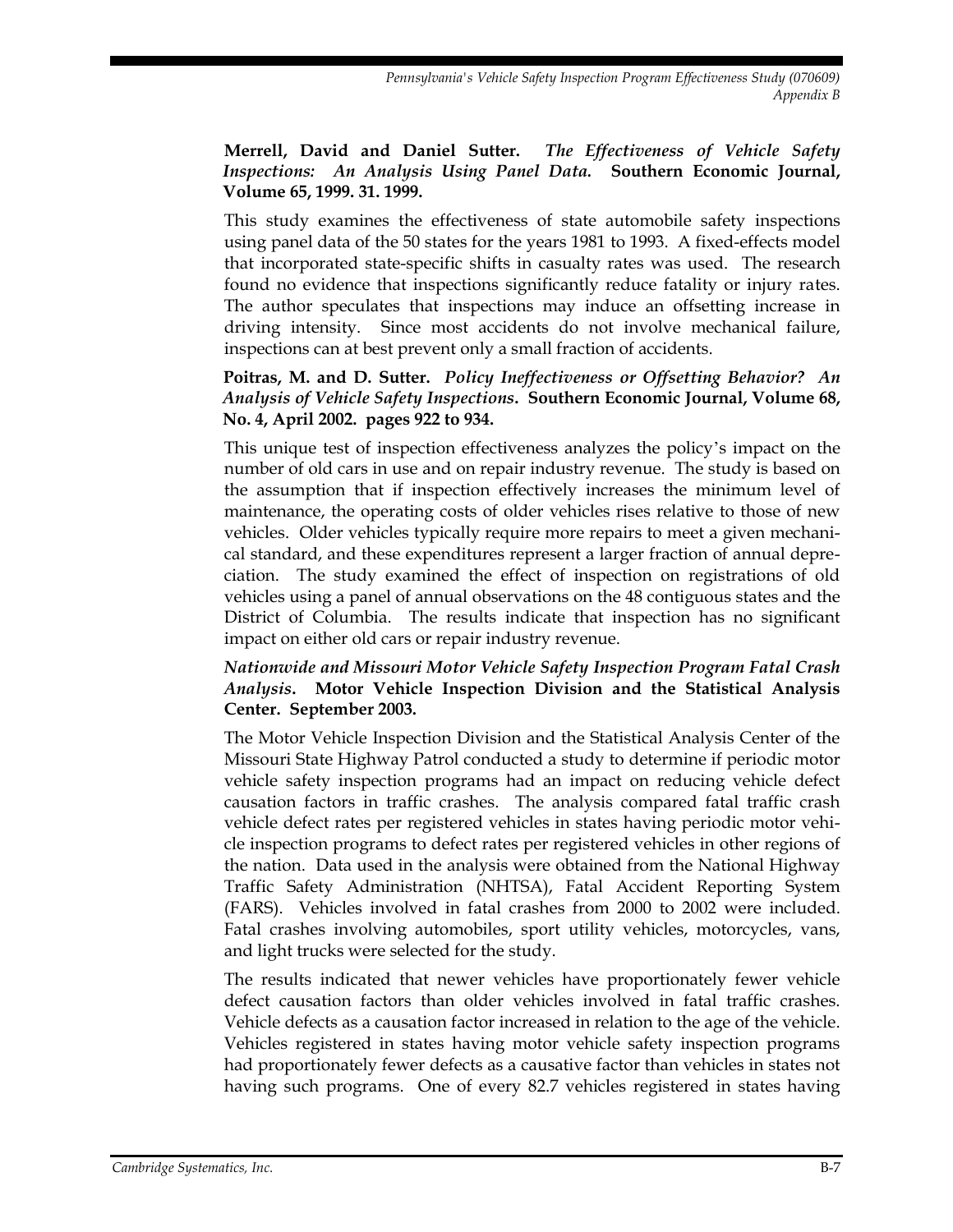**Merrell, David and Daniel Sutter.** ***The Effectiveness of Vehicle Safety Inspections: An Analysis Using Panel Data.*** **Southern Economic Journal, Volume 65, 1999. 31. 1999.**

This study examines the effectiveness of state automobile safety inspections using panel data of the 50 states for the years 1981 to 1993. A fixed-effects model that incorporated state-specific shifts in casualty rates was used. The research found no evidence that inspections significantly reduce fatality or injury rates. The author speculates that inspections may induce an offsetting increase in driving intensity. Since most accidents do not involve mechanical failure, inspections can at best prevent only a small fraction of accidents.

**Poitras, M. and D. Sutter.** ***Policy Ineffectiveness or Offsetting Behavior? An Analysis of Vehicle Safety Inspections*****. Southern Economic Journal, Volume 68, No. 4, April 2002. pages 922 to 934.**

This unique test of inspection effectiveness analyzes the policy's impact on the number of old cars in use and on repair industry revenue. The study is based on the assumption that if inspection effectively increases the minimum level of maintenance, the operating costs of older vehicles rises relative to those of new vehicles. Older vehicles typically require more repairs to meet a given mechanical standard, and these expenditures represent a larger fraction of annual depreciation. The study examined the effect of inspection on registrations of old vehicles using a panel of annual observations on the 48 contiguous states and the District of Columbia. The results indicate that inspection has no significant impact on either old cars or repair industry revenue.

***Nationwide and Missouri Motor Vehicle Safety Inspection Program Fatal Crash Analysis*****. Motor Vehicle Inspection Division and the Statistical Analysis Center. September 2003.**

The Motor Vehicle Inspection Division and the Statistical Analysis Center of the Missouri State Highway Patrol conducted a study to determine if periodic motor vehicle safety inspection programs had an impact on reducing vehicle defect causation factors in traffic crashes. The analysis compared fatal traffic crash vehicle defect rates per registered vehicles in states having periodic motor vehicle inspection programs to defect rates per registered vehicles in other regions of the nation. Data used in the analysis were obtained from the National Highway Traffic Safety Administration (NHTSA), Fatal Accident Reporting System (FARS). Vehicles involved in fatal crashes from 2000 to 2002 were included. Fatal crashes involving automobiles, sport utility vehicles, motorcycles, vans, and light trucks were selected for the study.

The results indicated that newer vehicles have proportionately fewer vehicle defect causation factors than older vehicles involved in fatal traffic crashes. Vehicle defects as a causation factor increased in relation to the age of the vehicle. Vehicles registered in states having motor vehicle safety inspection programs had proportionately fewer defects as a causative factor than vehicles in states not having such programs. One of every 82.7 vehicles registered in states having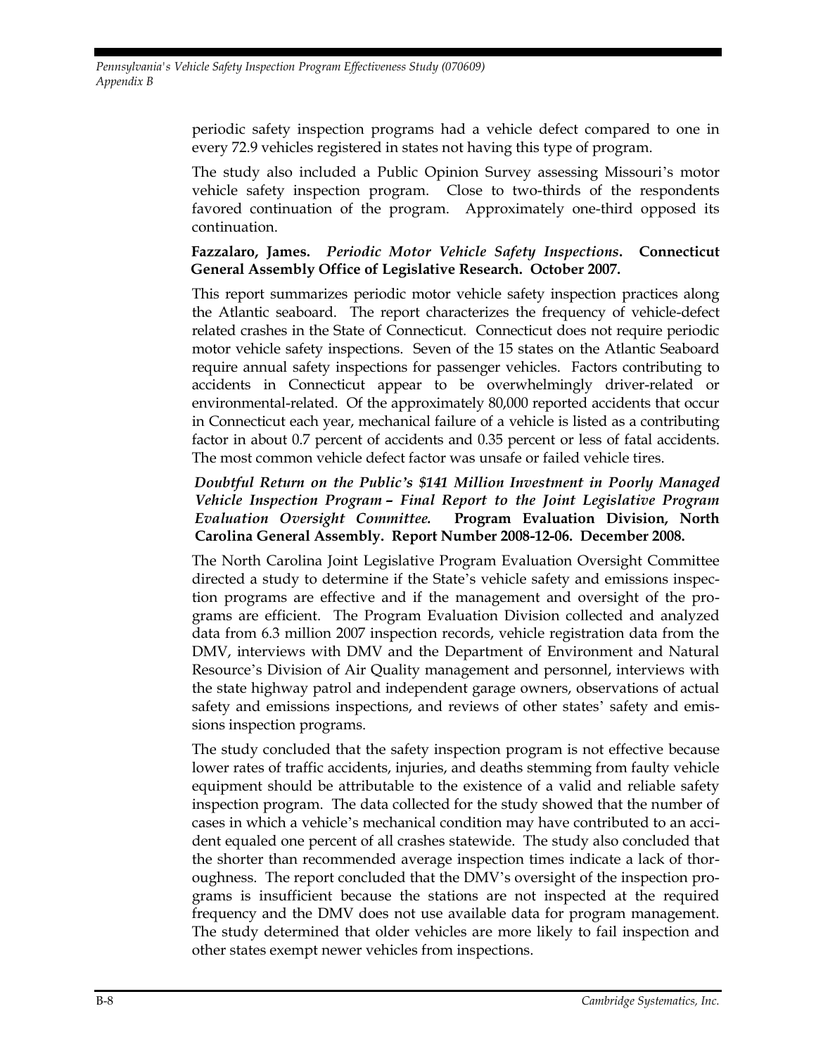periodic safety inspection programs had a vehicle defect compared to one in every 72.9 vehicles registered in states not having this type of program.

The study also included a Public Opinion Survey assessing Missouri's motor vehicle safety inspection program. Close to two-thirds of the respondents favored continuation of the program. Approximately one-third opposed its continuation.

**Fazzalaro, James.** ***Periodic Motor Vehicle Safety Inspections*****. Connecticut General Assembly Office of Legislative Research. October 2007.**

This report summarizes periodic motor vehicle safety inspection practices along the Atlantic seaboard. The report characterizes the frequency of vehicle-defect related crashes in the State of Connecticut. Connecticut does not require periodic motor vehicle safety inspections. Seven of the 15 states on the Atlantic Seaboard require annual safety inspections for passenger vehicles. Factors contributing to accidents in Connecticut appear to be overwhelmingly driver-related or environmental-related. Of the approximately 80,000 reported accidents that occur in Connecticut each year, mechanical failure of a vehicle is listed as a contributing factor in about 0.7 percent of accidents and 0.35 percent or less of fatal accidents. The most common vehicle defect factor was unsafe or failed vehicle tires.

***Doubtful Return on the Public's $141 Million Investment in Poorly Managed Vehicle Inspection Program – Final Report to the Joint Legislative Program Evaluation Oversight Committee.*** **Program Evaluation Division, North Carolina General Assembly. Report Number 2008-12-06. December 2008.**

The North Carolina Joint Legislative Program Evaluation Oversight Committee directed a study to determine if the State's vehicle safety and emissions inspection programs are effective and if the management and oversight of the programs are efficient. The Program Evaluation Division collected and analyzed data from 6.3 million 2007 inspection records, vehicle registration data from the DMV, interviews with DMV and the Department of Environment and Natural Resource's Division of Air Quality management and personnel, interviews with the state highway patrol and independent garage owners, observations of actual safety and emissions inspections, and reviews of other states' safety and emissions inspection programs.

The study concluded that the safety inspection program is not effective because lower rates of traffic accidents, injuries, and deaths stemming from faulty vehicle equipment should be attributable to the existence of a valid and reliable safety inspection program. The data collected for the study showed that the number of cases in which a vehicle's mechanical condition may have contributed to an accident equaled one percent of all crashes statewide. The study also concluded that the shorter than recommended average inspection times indicate a lack of thoroughness. The report concluded that the DMV's oversight of the inspection programs is insufficient because the stations are not inspected at the required frequency and the DMV does not use available data for program management. The study determined that older vehicles are more likely to fail inspection and other states exempt newer vehicles from inspections.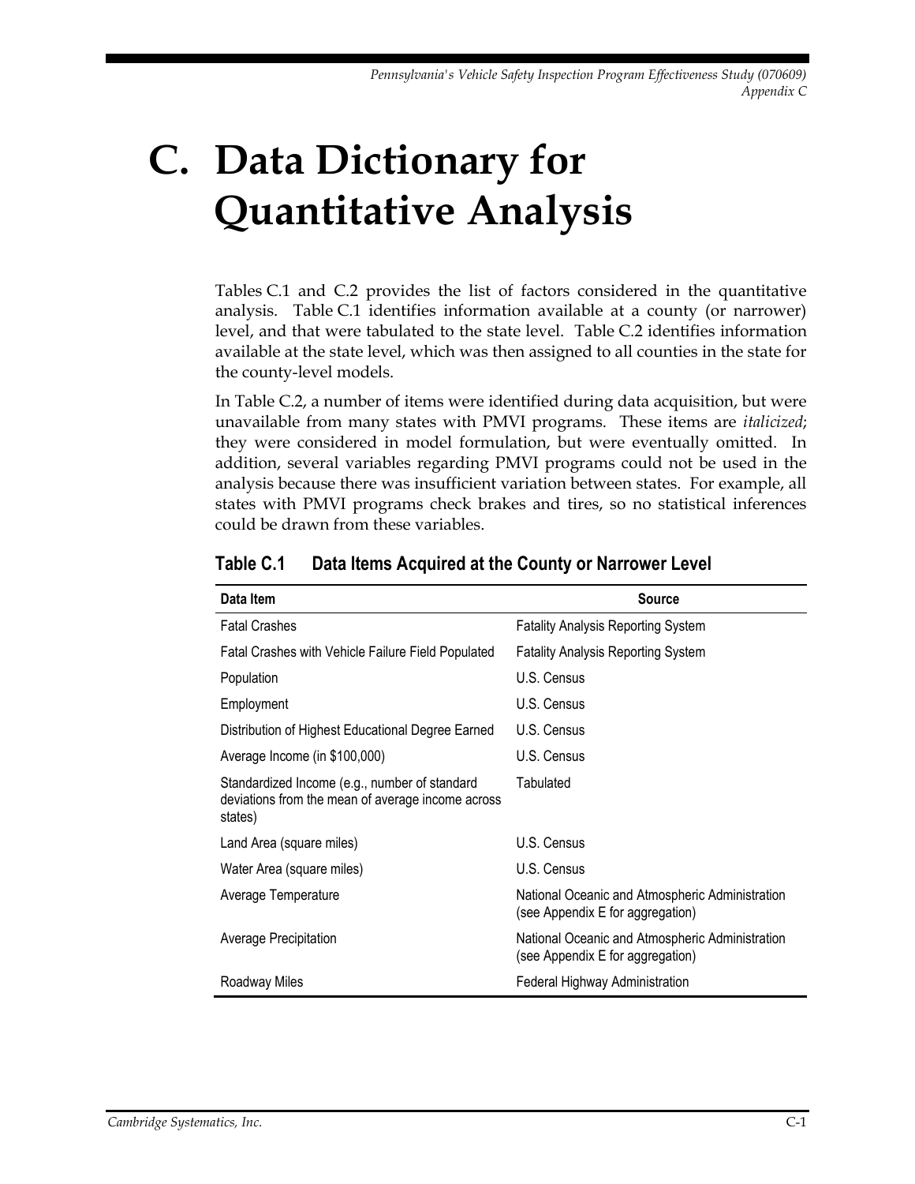# C. Data Dictionary for Quantitative Analysis

Tables C.1 and C.2 provides the list of factors considered in the quantitative analysis. Table C.1 identifies information available at a county (or narrower) level, and that were tabulated to the state level. Table C.2 identifies information available at the state level, which was then assigned to all counties in the state for the county-level models.

In Table C.2, a number of items were identified during data acquisition, but were unavailable from many states with PMVI programs. These items are *italicized*; they were considered in model formulation, but were eventually omitted. In addition, several variables regarding PMVI programs could not be used in the analysis because there was insufficient variation between states. For example, all states with PMVI programs check brakes and tires, so no statistical inferences could be drawn from these variables.

**Table C.1 Data Items Acquired at the County or Narrower Level**

| Data Item | Source |
|---|---|
| Fatal Crashes | Fatality Analysis Reporting System |
| Fatal Crashes with Vehicle Failure Field Populated | Fatality Analysis Reporting System |
| Population | U.S. Census |
| Employment | U.S. Census |
| Distribution of Highest Educational Degree Earned | U.S. Census |
| Average Income (in $100,000) | U.S. Census |
| Standardized Income (e.g., number of standard deviations from the mean of average income across states) | Tabulated |
| Land Area (square miles) | U.S. Census |
| Water Area (square miles) | U.S. Census |
| Average Temperature | National Oceanic and Atmospheric Administration (see Appendix E for aggregation) |
| Average Precipitation | National Oceanic and Atmospheric Administration (see Appendix E for aggregation) |
| Roadway Miles | Federal Highway Administration |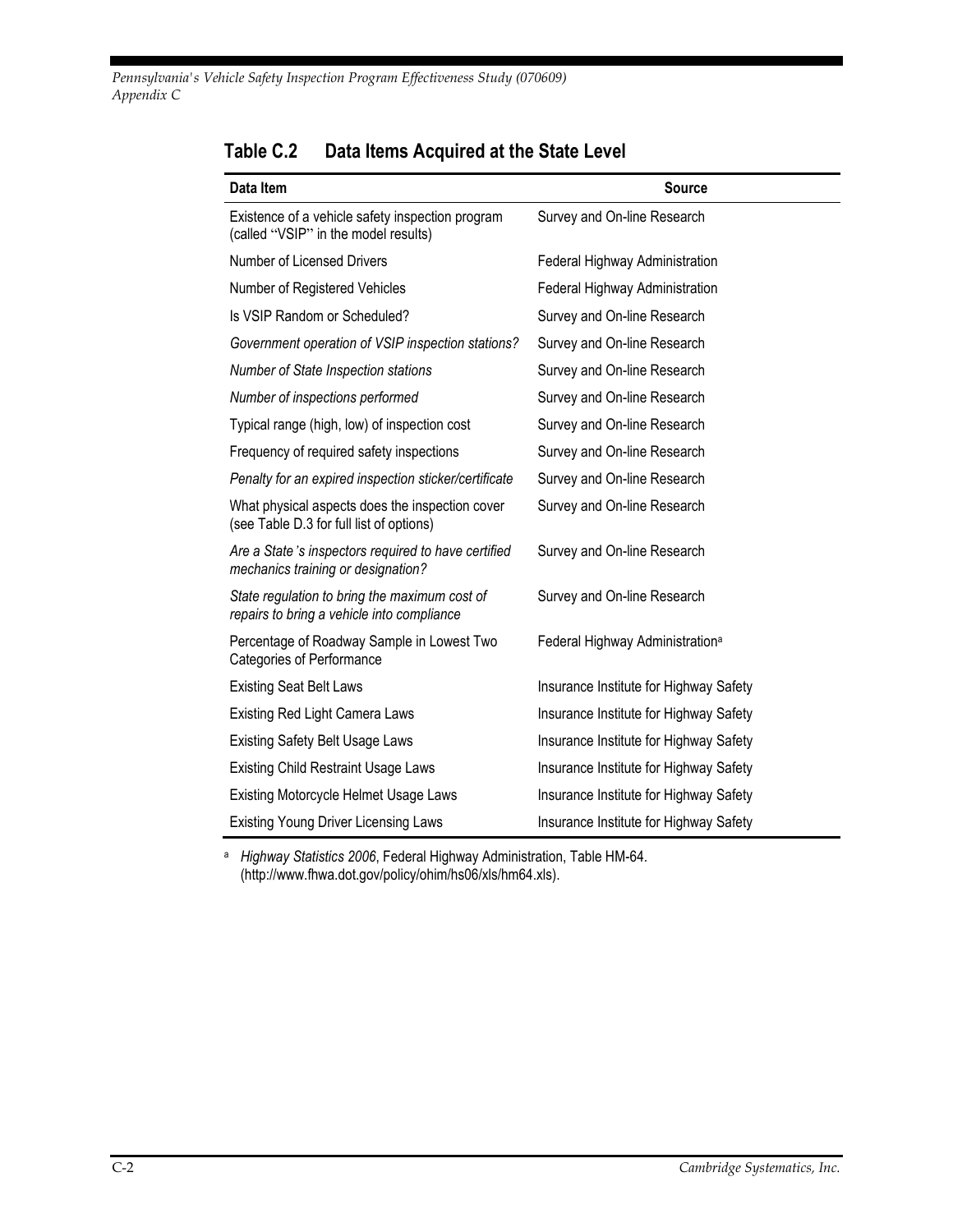## Table C.2 Data Items Acquired at the State Level

| Data Item | Source |
|---|---|
| Existence of a vehicle safety inspection program (called "VSIP" in the model results) | Survey and On-line Research |
| Number of Licensed Drivers | Federal Highway Administration |
| Number of Registered Vehicles | Federal Highway Administration |
| Is VSIP Random or Scheduled? | Survey and On-line Research |
| *Government operation of VSIP inspection stations?* | Survey and On-line Research |
| *Number of State Inspection stations* | Survey and On-line Research |
| *Number of inspections performed* | Survey and On-line Research |
| Typical range (high, low) of inspection cost | Survey and On-line Research |
| Frequency of required safety inspections | Survey and On-line Research |
| *Penalty for an expired inspection sticker/certificate* | Survey and On-line Research |
| What physical aspects does the inspection cover (see Table D.3 for full list of options) | Survey and On-line Research |
| *Are a State's inspectors required to have certified mechanics training or designation?* | Survey and On-line Research |
| *State regulation to bring the maximum cost of repairs to bring a vehicle into compliance* | Survey and On-line Research |
| Percentage of Roadway Sample in Lowest Two Categories of Performance | Federal Highway Administration[a] |
| Existing Seat Belt Laws | Insurance Institute for Highway Safety |
| Existing Red Light Camera Laws | Insurance Institute for Highway Safety |
| Existing Safety Belt Usage Laws | Insurance Institute for Highway Safety |
| Existing Child Restraint Usage Laws | Insurance Institute for Highway Safety |
| Existing Motorcycle Helmet Usage Laws | Insurance Institute for Highway Safety |
| Existing Young Driver Licensing Laws | Insurance Institute for Highway Safety |

[a] *Highway Statistics 2006*, Federal Highway Administration, Table HM-64. (http://www.fhwa.dot.gov/policy/ohim/hs06/xls/hm64.xls).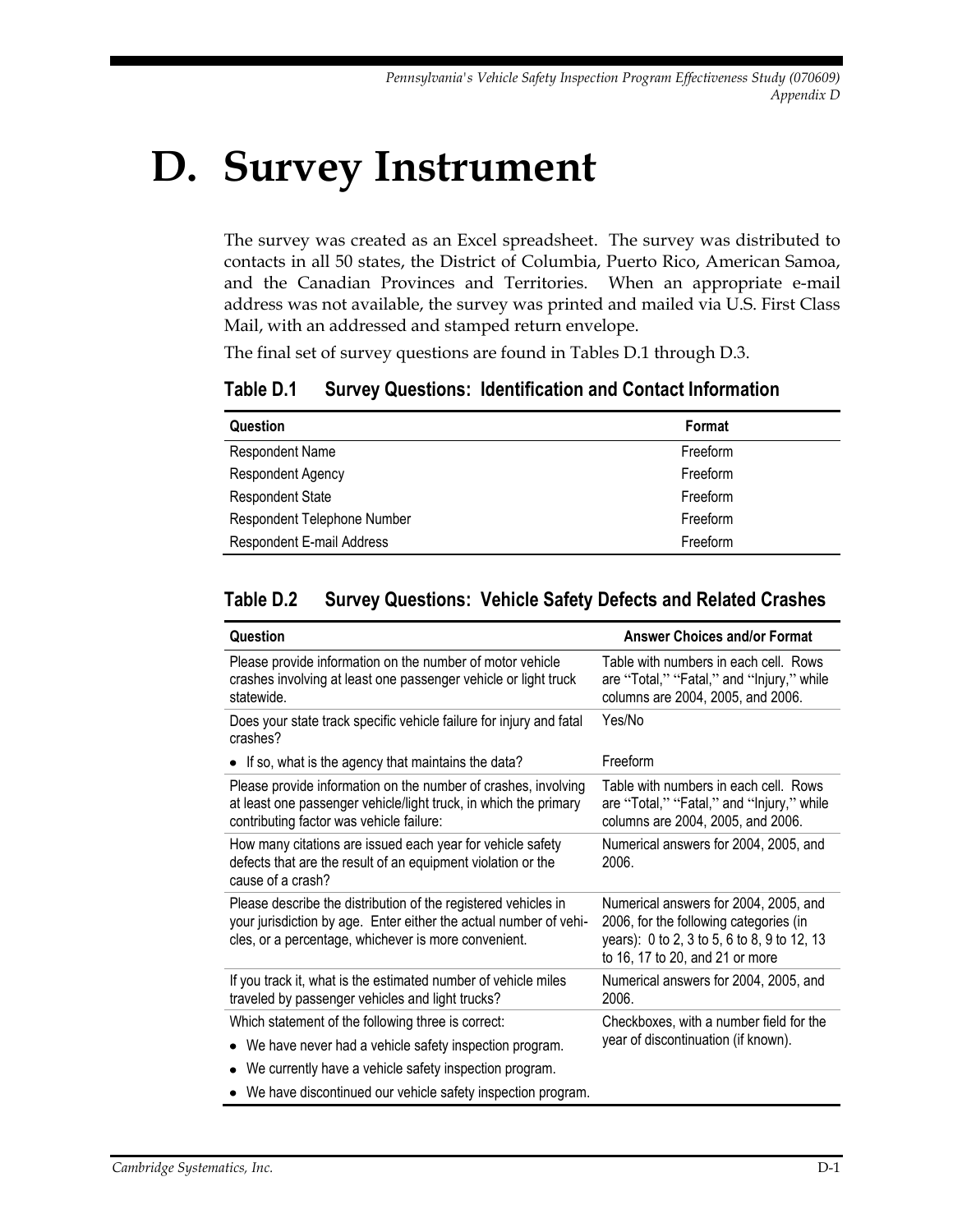# D. Survey Instrument

The survey was created as an Excel spreadsheet. The survey was distributed to contacts in all 50 states, the District of Columbia, Puerto Rico, American Samoa, and the Canadian Provinces and Territories. When an appropriate e-mail address was not available, the survey was printed and mailed via U.S. First Class Mail, with an addressed and stamped return envelope.

The final set of survey questions are found in Tables D.1 through D.3.

**Table D.1 Survey Questions: Identification and Contact Information**

| Question | Format |
|---|---|
| Respondent Name | Freeform |
| Respondent Agency | Freeform |
| Respondent State | Freeform |
| Respondent Telephone Number | Freeform |
| Respondent E-mail Address | Freeform |

**Table D.2 Survey Questions: Vehicle Safety Defects and Related Crashes**

| Question | Answer Choices and/or Format |
|---|---|
| Please provide information on the number of motor vehicle crashes involving at least one passenger vehicle or light truck statewide. | Table with numbers in each cell. Rows are "Total," "Fatal," and "Injury," while columns are 2004, 2005, and 2006. |
| Does your state track specific vehicle failure for injury and fatal crashes? | Yes/No |
| • If so, what is the agency that maintains the data? | Freeform |
| Please provide information on the number of crashes, involving at least one passenger vehicle/light truck, in which the primary contributing factor was vehicle failure: | Table with numbers in each cell. Rows are "Total," "Fatal," and "Injury," while columns are 2004, 2005, and 2006. |
| How many citations are issued each year for vehicle safety defects that are the result of an equipment violation or the cause of a crash? | Numerical answers for 2004, 2005, and 2006. |
| Please describe the distribution of the registered vehicles in your jurisdiction by age. Enter either the actual number of vehicles, or a percentage, whichever is more convenient. | Numerical answers for 2004, 2005, and 2006, for the following categories (in years): 0 to 2, 3 to 5, 6 to 8, 9 to 12, 13 to 16, 17 to 20, and 21 or more |
| If you track it, what is the estimated number of vehicle miles traveled by passenger vehicles and light trucks? | Numerical answers for 2004, 2005, and 2006. |
| Which statement of the following three is correct:<br>• We have never had a vehicle safety inspection program.<br>• We currently have a vehicle safety inspection program.<br>• We have discontinued our vehicle safety inspection program. | Checkboxes, with a number field for the year of discontinuation (if known). |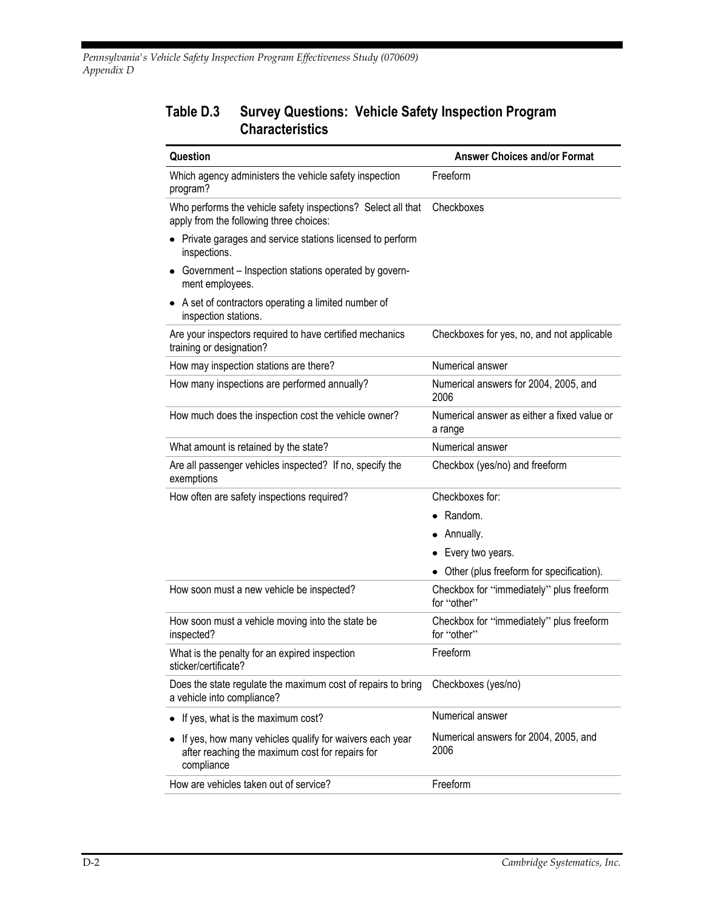## Table D.3 Survey Questions: Vehicle Safety Inspection Program Characteristics

| Question | Answer Choices and/or Format |
|---|---|
| Which agency administers the vehicle safety inspection program? | Freeform |
| Who performs the vehicle safety inspections? Select all that apply from the following three choices:<br>• Private garages and service stations licensed to perform inspections.<br>• Government – Inspection stations operated by government employees.<br>• A set of contractors operating a limited number of inspection stations. | Checkboxes |
| Are your inspectors required to have certified mechanics training or designation? | Checkboxes for yes, no, and not applicable |
| How may inspection stations are there? | Numerical answer |
| How many inspections are performed annually? | Numerical answers for 2004, 2005, and 2006 |
| How much does the inspection cost the vehicle owner? | Numerical answer as either a fixed value or a range |
| What amount is retained by the state? | Numerical answer |
| Are all passenger vehicles inspected? If no, specify the exemptions | Checkbox (yes/no) and freeform |
| How often are safety inspections required? | Checkboxes for:<br>• Random.<br>• Annually.<br>• Every two years.<br>• Other (plus freeform for specification). |
| How soon must a new vehicle be inspected? | Checkbox for "immediately" plus freeform for "other" |
| How soon must a vehicle moving into the state be inspected? | Checkbox for "immediately" plus freeform for "other" |
| What is the penalty for an expired inspection sticker/certificate? | Freeform |
| Does the state regulate the maximum cost of repairs to bring a vehicle into compliance? | Checkboxes (yes/no) |
| • If yes, what is the maximum cost? | Numerical answer |
| • If yes, how many vehicles qualify for waivers each year after reaching the maximum cost for repairs for compliance | Numerical answers for 2004, 2005, and 2006 |
| How are vehicles taken out of service? | Freeform |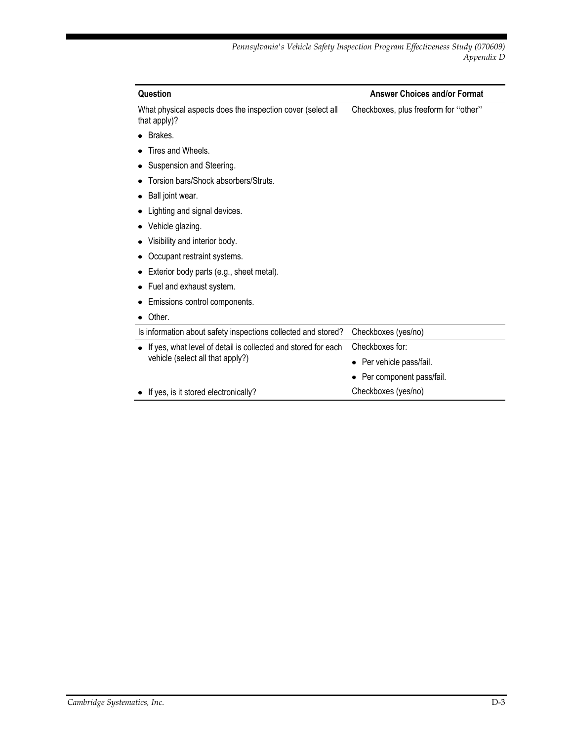| Question | Answer Choices and/or Format |
| --- | --- |
| What physical aspects does the inspection cover (select all that apply)?<br>• Brakes.<br>• Tires and Wheels.<br>• Suspension and Steering.<br>• Torsion bars/Shock absorbers/Struts.<br>• Ball joint wear.<br>• Lighting and signal devices.<br>• Vehicle glazing.<br>• Visibility and interior body.<br>• Occupant restraint systems.<br>• Exterior body parts (e.g., sheet metal).<br>• Fuel and exhaust system.<br>• Emissions control components.<br>• Other. | Checkboxes, plus freeform for "other" |
| Is information about safety inspections collected and stored? | Checkboxes (yes/no) |
| • If yes, what level of detail is collected and stored for each vehicle (select all that apply?) | Checkboxes for:<br>• Per vehicle pass/fail.<br>• Per component pass/fail. |
| • If yes, is it stored electronically? | Checkboxes (yes/no) |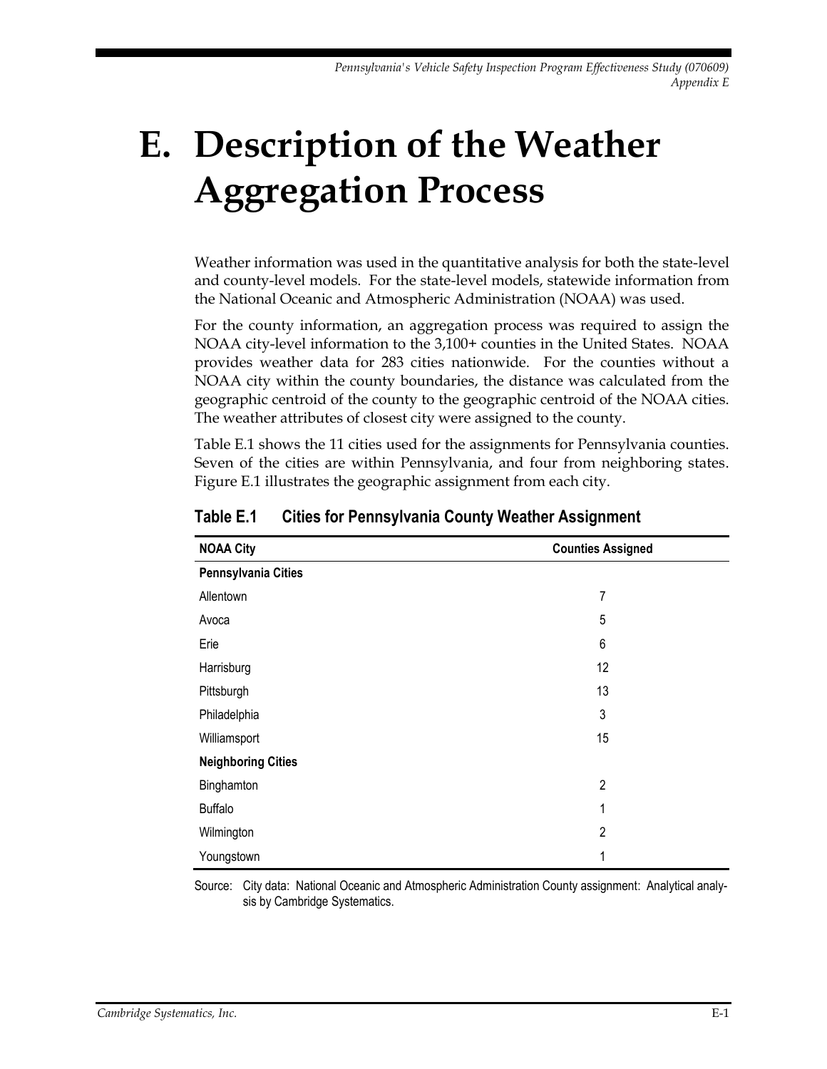# E. Description of the Weather Aggregation Process

Weather information was used in the quantitative analysis for both the state-level and county-level models. For the state-level models, statewide information from the National Oceanic and Atmospheric Administration (NOAA) was used.

For the county information, an aggregation process was required to assign the NOAA city-level information to the 3,100+ counties in the United States. NOAA provides weather data for 283 cities nationwide. For the counties without a NOAA city within the county boundaries, the distance was calculated from the geographic centroid of the county to the geographic centroid of the NOAA cities. The weather attributes of closest city were assigned to the county.

Table E.1 shows the 11 cities used for the assignments for Pennsylvania counties. Seven of the cities are within Pennsylvania, and four from neighboring states. Figure E.1 illustrates the geographic assignment from each city.

**Table E.1 Cities for Pennsylvania County Weather Assignment**

| NOAA City | Counties Assigned |
|---|---|
| **Pennsylvania Cities** | |
| Allentown | 7 |
| Avoca | 5 |
| Erie | 6 |
| Harrisburg | 12 |
| Pittsburgh | 13 |
| Philadelphia | 3 |
| Williamsport | 15 |
| **Neighboring Cities** | |
| Binghamton | 2 |
| Buffalo | 1 |
| Wilmington | 2 |
| Youngstown | 1 |

Source: City data: National Oceanic and Atmospheric Administration County assignment: Analytical analysis by Cambridge Systematics.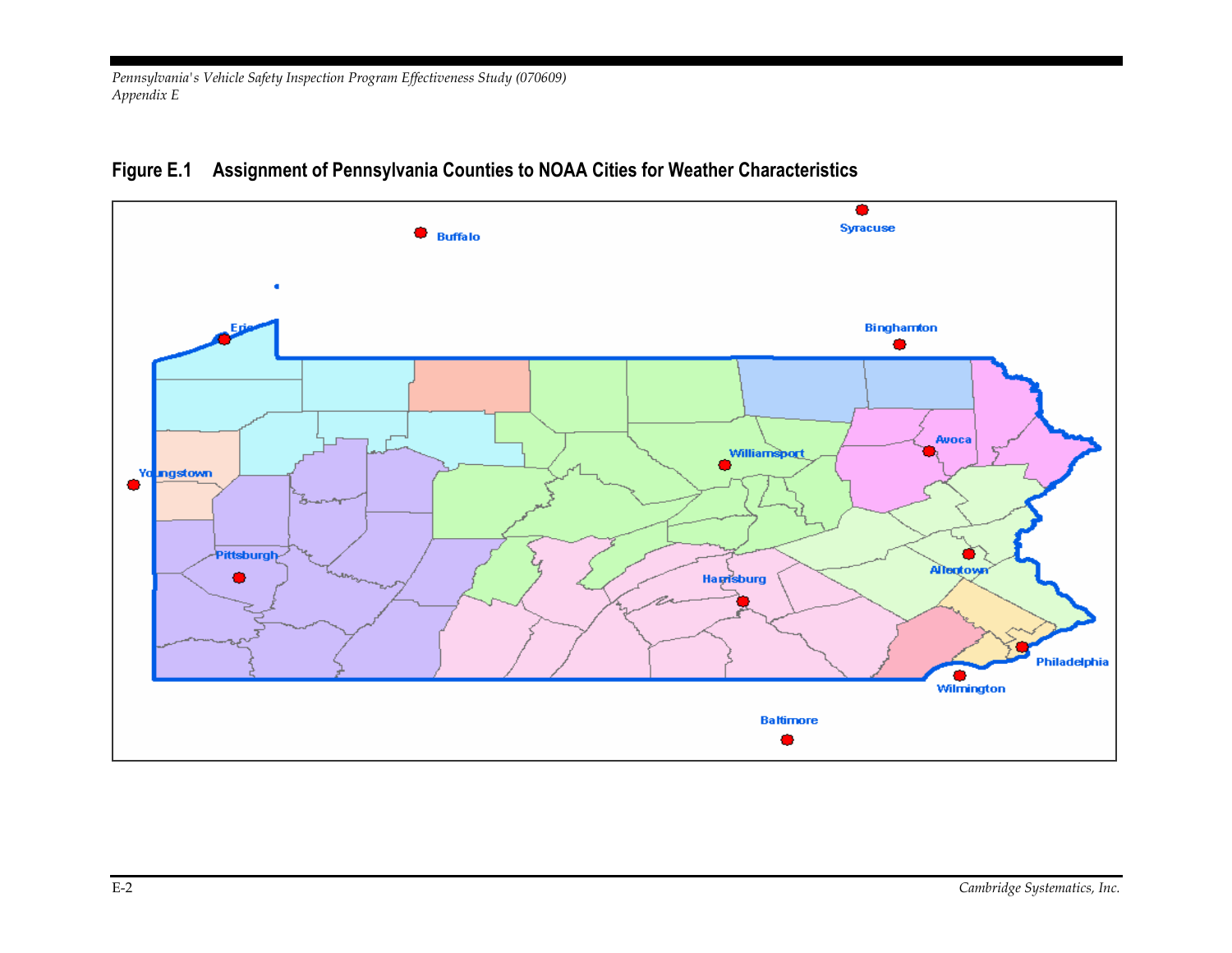**Figure E.1 Assignment of Pennsylvania Counties to NOAA Cities for Weather Characteristics**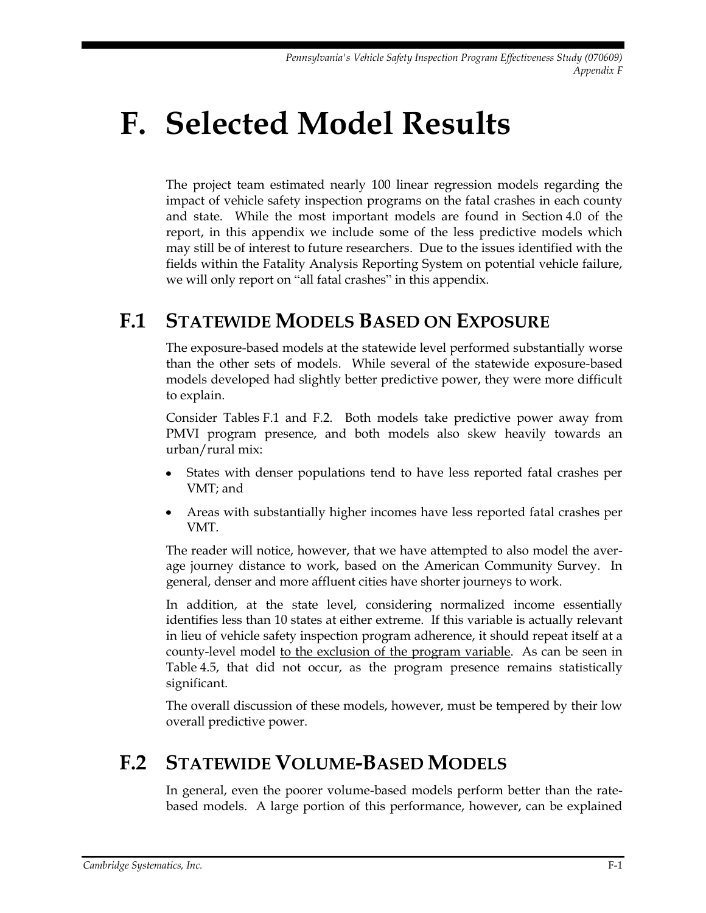# F. Selected Model Results

The project team estimated nearly 100 linear regression models regarding the impact of vehicle safety inspection programs on the fatal crashes in each county and state. While the most important models are found in Section 4.0 of the report, in this appendix we include some of the less predictive models which may still be of interest to future researchers. Due to the issues identified with the fields within the Fatality Analysis Reporting System on potential vehicle failure, we will only report on "all fatal crashes" in this appendix.

## F.1 Statewide Models Based on Exposure

The exposure-based models at the statewide level performed substantially worse than the other sets of models. While several of the statewide exposure-based models developed had slightly better predictive power, they were more difficult to explain.

Consider Tables F.1 and F.2. Both models take predictive power away from PMVI program presence, and both models also skew heavily towards an urban/rural mix:

- States with denser populations tend to have less reported fatal crashes per VMT; and
- Areas with substantially higher incomes have less reported fatal crashes per VMT.

The reader will notice, however, that we have attempted to also model the average journey distance to work, based on the American Community Survey. In general, denser and more affluent cities have shorter journeys to work.

In addition, at the state level, considering normalized income essentially identifies less than 10 states at either extreme. If this variable is actually relevant in lieu of vehicle safety inspection program adherence, it should repeat itself at a county-level model <u>to the exclusion of the program variable</u>. As can be seen in Table 4.5, that did not occur, as the program presence remains statistically significant.

The overall discussion of these models, however, must be tempered by their low overall predictive power.

## F.2 Statewide Volume-Based Models

In general, even the poorer volume-based models perform better than the rate-based models. A large portion of this performance, however, can be explained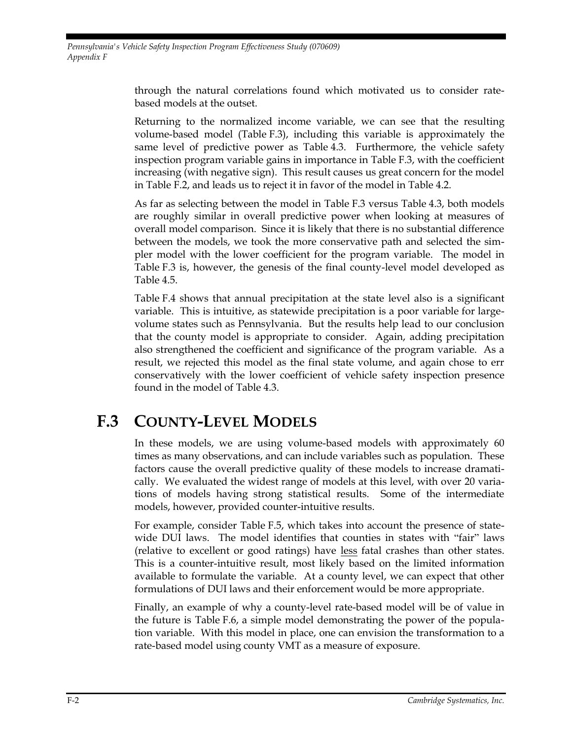through the natural correlations found which motivated us to consider rate-based models at the outset.

Returning to the normalized income variable, we can see that the resulting volume-based model (Table F.3), including this variable is approximately the same level of predictive power as Table 4.3. Furthermore, the vehicle safety inspection program variable gains in importance in Table F.3, with the coefficient increasing (with negative sign). This result causes us great concern for the model in Table F.2, and leads us to reject it in favor of the model in Table 4.2.

As far as selecting between the model in Table F.3 versus Table 4.3, both models are roughly similar in overall predictive power when looking at measures of overall model comparison. Since it is likely that there is no substantial difference between the models, we took the more conservative path and selected the simpler model with the lower coefficient for the program variable. The model in Table F.3 is, however, the genesis of the final county-level model developed as Table 4.5.

Table F.4 shows that annual precipitation at the state level also is a significant variable. This is intuitive, as statewide precipitation is a poor variable for large-volume states such as Pennsylvania. But the results help lead to our conclusion that the county model is appropriate to consider. Again, adding precipitation also strengthened the coefficient and significance of the program variable. As a result, we rejected this model as the final state volume, and again chose to err conservatively with the lower coefficient of vehicle safety inspection presence found in the model of Table 4.3.

## F.3 County-Level Models

In these models, we are using volume-based models with approximately 60 times as many observations, and can include variables such as population. These factors cause the overall predictive quality of these models to increase dramatically. We evaluated the widest range of models at this level, with over 20 variations of models having strong statistical results. Some of the intermediate models, however, provided counter-intuitive results.

For example, consider Table F.5, which takes into account the presence of statewide DUI laws. The model identifies that counties in states with "fair" laws (relative to excellent or good ratings) have less fatal crashes than other states. This is a counter-intuitive result, most likely based on the limited information available to formulate the variable. At a county level, we can expect that other formulations of DUI laws and their enforcement would be more appropriate.

Finally, an example of why a county-level rate-based model will be of value in the future is Table F.6, a simple model demonstrating the power of the population variable. With this model in place, one can envision the transformation to a rate-based model using county VMT as a measure of exposure.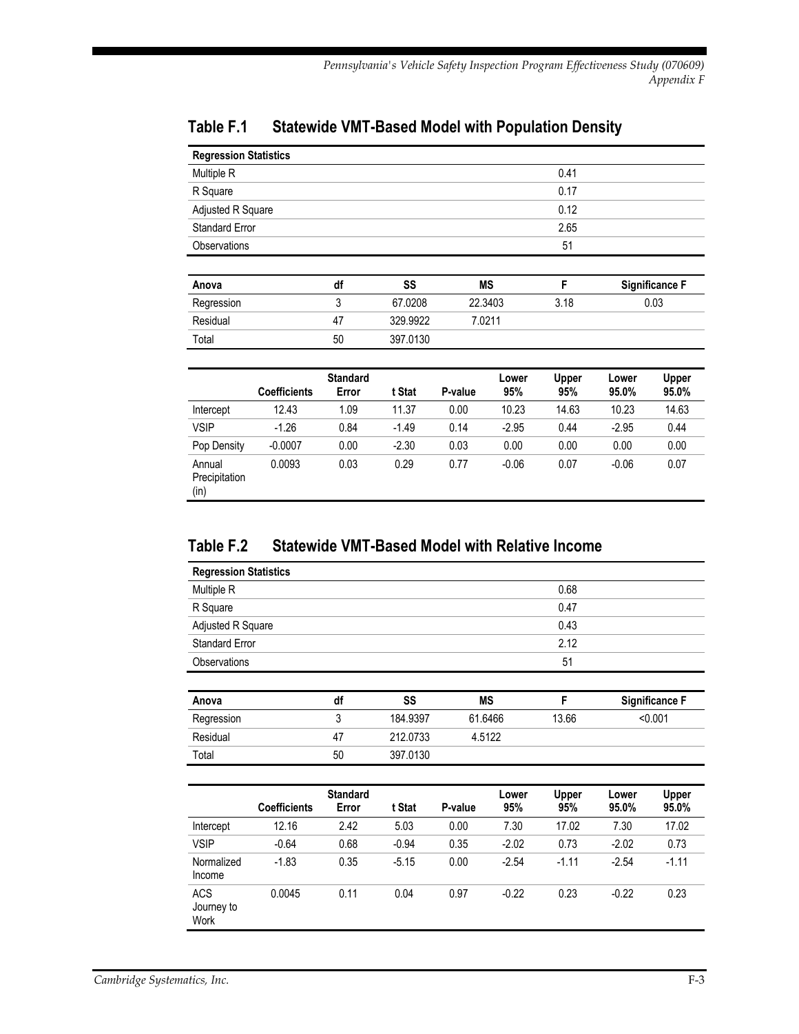## Table F.1 Statewide VMT-Based Model with Population Density

| Regression Statistics | |
|---|---|
| Multiple R | 0.41 |
| R Square | 0.17 |
| Adjusted R Square | 0.12 |
| Standard Error | 2.65 |
| Observations | 51 |

| Anova | df | SS | MS | F | Significance F |
|---|---|---|---|---|---|
| Regression | 3 | 67.0208 | 22.3403 | 3.18 | 0.03 |
| Residual | 47 | 329.9922 | 7.0211 | | |
| Total | 50 | 397.0130 | | | |

| | Coefficients | Standard Error | t Stat | P-value | Lower 95% | Upper 95% | Lower 95.0% | Upper 95.0% |
|---|---|---|---|---|---|---|---|---|
| Intercept | 12.43 | 1.09 | 11.37 | 0.00 | 10.23 | 14.63 | 10.23 | 14.63 |
| VSIP | -1.26 | 0.84 | -1.49 | 0.14 | -2.95 | 0.44 | -2.95 | 0.44 |
| Pop Density | -0.0007 | 0.00 | -2.30 | 0.03 | 0.00 | 0.00 | 0.00 | 0.00 |
| Annual Precipitation (in) | 0.0093 | 0.03 | 0.29 | 0.77 | -0.06 | 0.07 | -0.06 | 0.07 |

## Table F.2 Statewide VMT-Based Model with Relative Income

| Regression Statistics | |
|---|---|
| Multiple R | 0.68 |
| R Square | 0.47 |
| Adjusted R Square | 0.43 |
| Standard Error | 2.12 |
| Observations | 51 |

| Anova | df | SS | MS | F | Significance F |
|---|---|---|---|---|---|
| Regression | 3 | 184.9397 | 61.6466 | 13.66 | <0.001 |
| Residual | 47 | 212.0733 | 4.5122 | | |
| Total | 50 | 397.0130 | | | |

| | Coefficients | Standard Error | t Stat | P-value | Lower 95% | Upper 95% | Lower 95.0% | Upper 95.0% |
|---|---|---|---|---|---|---|---|---|
| Intercept | 12.16 | 2.42 | 5.03 | 0.00 | 7.30 | 17.02 | 7.30 | 17.02 |
| VSIP | -0.64 | 0.68 | -0.94 | 0.35 | -2.02 | 0.73 | -2.02 | 0.73 |
| Normalized Income | -1.83 | 0.35 | -5.15 | 0.00 | -2.54 | -1.11 | -2.54 | -1.11 |
| ACS Journey to Work | 0.0045 | 0.11 | 0.04 | 0.97 | -0.22 | 0.23 | -0.22 | 0.23 |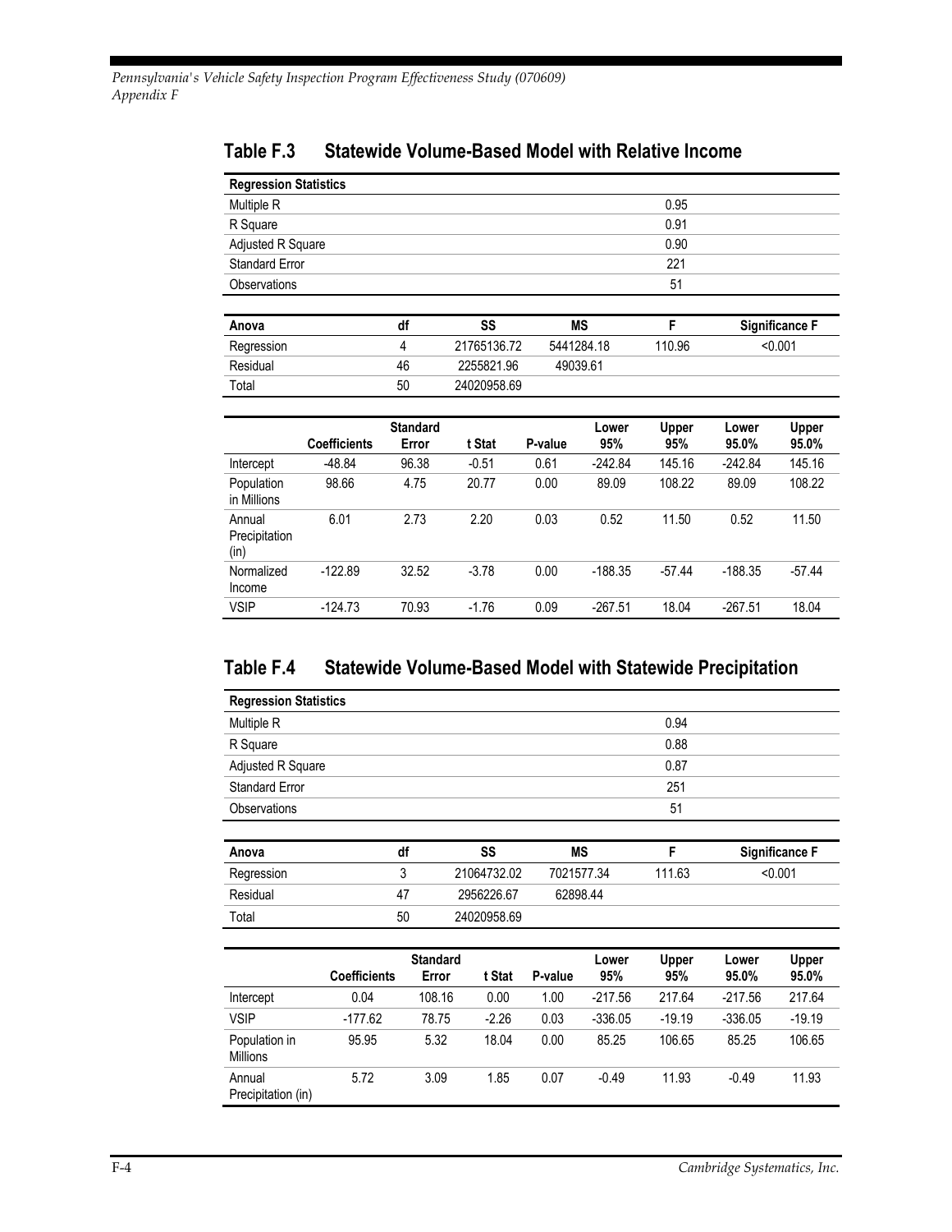## Table F.3 Statewide Volume-Based Model with Relative Income

| Regression Statistics | |
|---|---|
| Multiple R | 0.95 |
| R Square | 0.91 |
| Adjusted R Square | 0.90 |
| Standard Error | 221 |
| Observations | 51 |

| Anova | df | SS | MS | F | Significance F |
|---|---|---|---|---|---|
| Regression | 4 | 21765136.72 | 5441284.18 | 110.96 | <0.001 |
| Residual | 46 | 2255821.96 | 49039.61 | | |
| Total | 50 | 24020958.69 | | | |

| | Coefficients | Standard Error | t Stat | P-value | Lower 95% | Upper 95% | Lower 95.0% | Upper 95.0% |
|---|---|---|---|---|---|---|---|---|
| Intercept | -48.84 | 96.38 | -0.51 | 0.61 | -242.84 | 145.16 | -242.84 | 145.16 |
| Population in Millions | 98.66 | 4.75 | 20.77 | 0.00 | 89.09 | 108.22 | 89.09 | 108.22 |
| Annual Precipitation (in) | 6.01 | 2.73 | 2.20 | 0.03 | 0.52 | 11.50 | 0.52 | 11.50 |
| Normalized Income | -122.89 | 32.52 | -3.78 | 0.00 | -188.35 | -57.44 | -188.35 | -57.44 |
| VSIP | -124.73 | 70.93 | -1.76 | 0.09 | -267.51 | 18.04 | -267.51 | 18.04 |

## Table F.4 Statewide Volume-Based Model with Statewide Precipitation

| Regression Statistics | |
|---|---|
| Multiple R | 0.94 |
| R Square | 0.88 |
| Adjusted R Square | 0.87 |
| Standard Error | 251 |
| Observations | 51 |

| Anova | df | SS | MS | F | Significance F |
|---|---|---|---|---|---|
| Regression | 3 | 21064732.02 | 7021577.34 | 111.63 | <0.001 |
| Residual | 47 | 2956226.67 | 62898.44 | | |
| Total | 50 | 24020958.69 | | | |

| | Coefficients | Standard Error | t Stat | P-value | Lower 95% | Upper 95% | Lower 95.0% | Upper 95.0% |
|---|---|---|---|---|---|---|---|---|
| Intercept | 0.04 | 108.16 | 0.00 | 1.00 | -217.56 | 217.64 | -217.56 | 217.64 |
| VSIP | -177.62 | 78.75 | -2.26 | 0.03 | -336.05 | -19.19 | -336.05 | -19.19 |
| Population in Millions | 95.95 | 5.32 | 18.04 | 0.00 | 85.25 | 106.65 | 85.25 | 106.65 |
| Annual Precipitation (in) | 5.72 | 3.09 | 1.85 | 0.07 | -0.49 | 11.93 | -0.49 | 11.93 |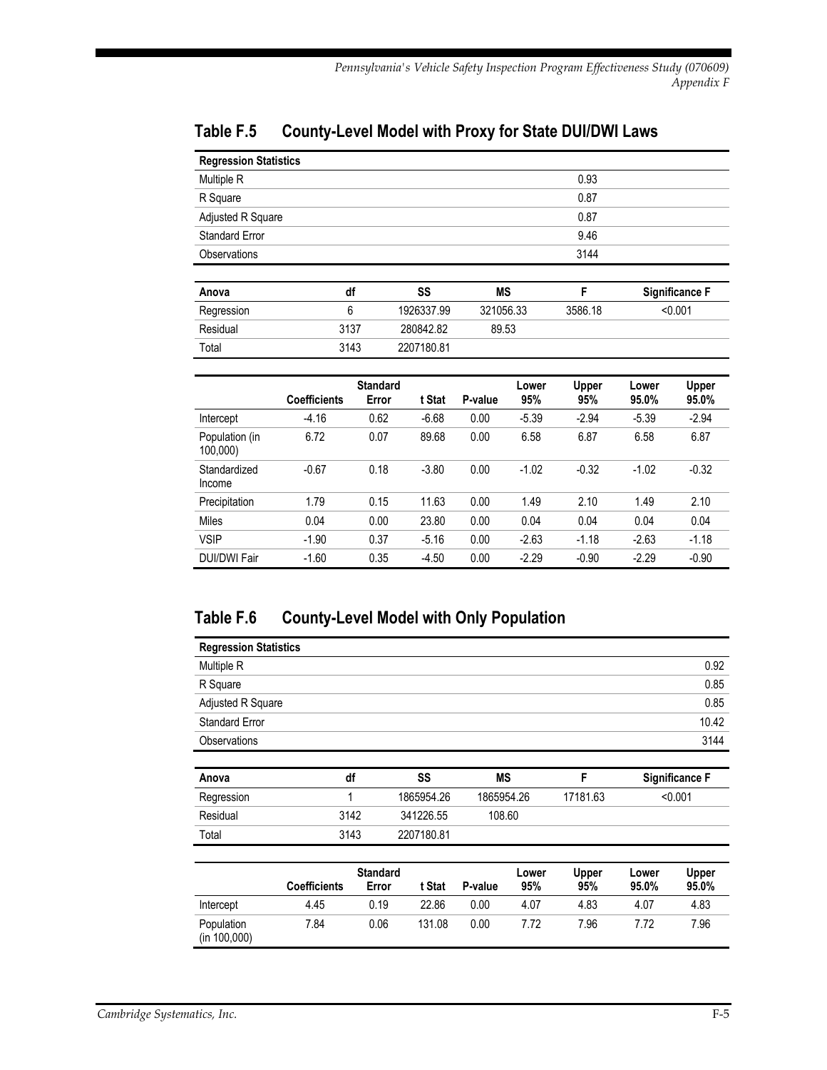## Table F.5 County-Level Model with Proxy for State DUI/DWI Laws

| Regression Statistics | |
|---|---|
| Multiple R | 0.93 |
| R Square | 0.87 |
| Adjusted R Square | 0.87 |
| Standard Error | 9.46 |
| Observations | 3144 |

| Anova | df | SS | MS | F | Significance F |
|---|---|---|---|---|---|
| Regression | 6 | 1926337.99 | 321056.33 | 3586.18 | <0.001 |
| Residual | 3137 | 280842.82 | 89.53 | | |
| Total | 3143 | 2207180.81 | | | |

| | Coefficients | Standard Error | t Stat | P-value | Lower 95% | Upper 95% | Lower 95.0% | Upper 95.0% |
|---|---|---|---|---|---|---|---|---|
| Intercept | -4.16 | 0.62 | -6.68 | 0.00 | -5.39 | -2.94 | -5.39 | -2.94 |
| Population (in 100,000) | 6.72 | 0.07 | 89.68 | 0.00 | 6.58 | 6.87 | 6.58 | 6.87 |
| Standardized Income | -0.67 | 0.18 | -3.80 | 0.00 | -1.02 | -0.32 | -1.02 | -0.32 |
| Precipitation | 1.79 | 0.15 | 11.63 | 0.00 | 1.49 | 2.10 | 1.49 | 2.10 |
| Miles | 0.04 | 0.00 | 23.80 | 0.00 | 0.04 | 0.04 | 0.04 | 0.04 |
| VSIP | -1.90 | 0.37 | -5.16 | 0.00 | -2.63 | -1.18 | -2.63 | -1.18 |
| DUI/DWI Fair | -1.60 | 0.35 | -4.50 | 0.00 | -2.29 | -0.90 | -2.29 | -0.90 |

## Table F.6 County-Level Model with Only Population

| Regression Statistics | |
|---|---|
| Multiple R | 0.92 |
| R Square | 0.85 |
| Adjusted R Square | 0.85 |
| Standard Error | 10.42 |
| Observations | 3144 |

| Anova | df | SS | MS | F | Significance F |
|---|---|---|---|---|---|
| Regression | 1 | 1865954.26 | 1865954.26 | 17181.63 | <0.001 |
| Residual | 3142 | 341226.55 | 108.60 | | |
| Total | 3143 | 2207180.81 | | | |

| | Coefficients | Standard Error | t Stat | P-value | Lower 95% | Upper 95% | Lower 95.0% | Upper 95.0% |
|---|---|---|---|---|---|---|---|---|
| Intercept | 4.45 | 0.19 | 22.86 | 0.00 | 4.07 | 4.83 | 4.07 | 4.83 |
| Population (in 100,000) | 7.84 | 0.06 | 131.08 | 0.00 | 7.72 | 7.96 | 7.72 | 7.96 |